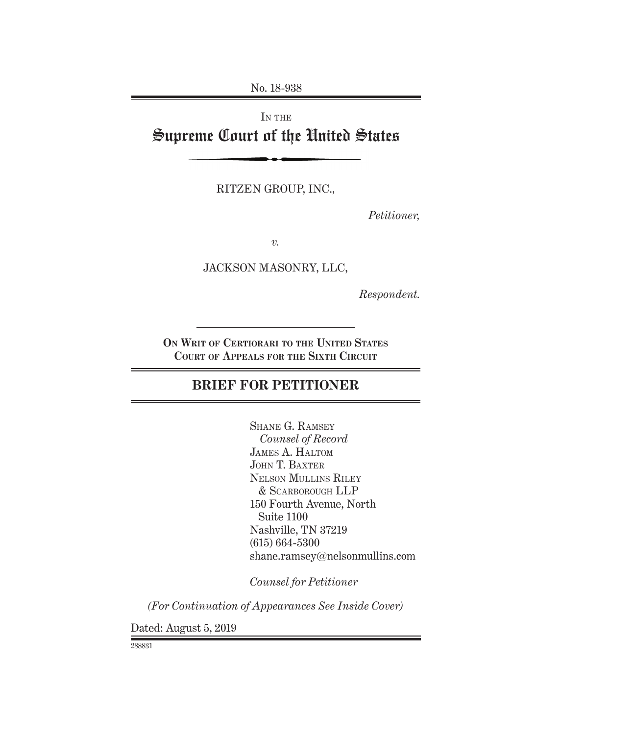No. 18-938

IN THE

# Supreme Court of the United States

RITZEN GROUP, INC.,

*Petitioner,*

*v.*

JACKSON MASONRY, LLC,

*Respondent.*

**ON WRIT OF CERTIORARI TO THE UNITED STATES COURT OF APPEALS FOR THE SIXTH CIRCUIT**

## BRIEF FOR PETITIONER

SHANE G. RAMSEY
*Counsel of Record*
JAMES A. HALTOM
JOHN T. BAXTER
NELSON MULLINS RILEY & SCARBOROUGH LLP
150 Fourth Avenue, North
Suite 1100
Nashville, TN 37219
(615) 664-5300
shane.ramsey@nelsonmullins.com

*Counsel for Petitioner*

*(For Continuation of Appearances See Inside Cover)*

Dated: August 5, 2019

288831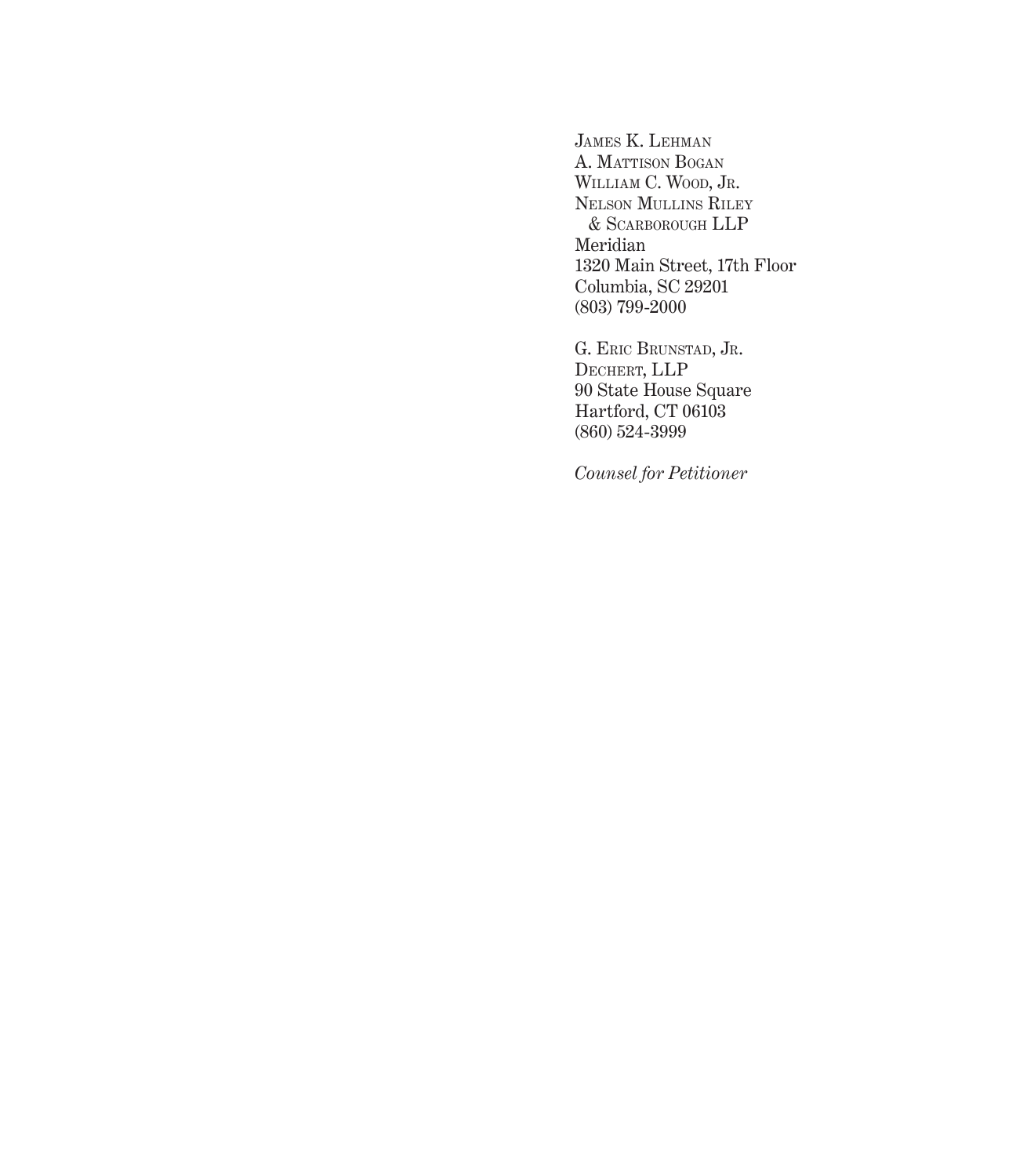James K. Lehman
A. Mattison Bogan
William C. Wood, Jr.
Nelson Mullins Riley
& Scarborough LLP
Meridian
1320 Main Street, 17th Floor
Columbia, SC 29201
(803) 799-2000

G. Eric Brunstad, Jr.
Dechert, LLP
90 State House Square
Hartford, CT 06103
(860) 524-3999

*Counsel for Petitioner*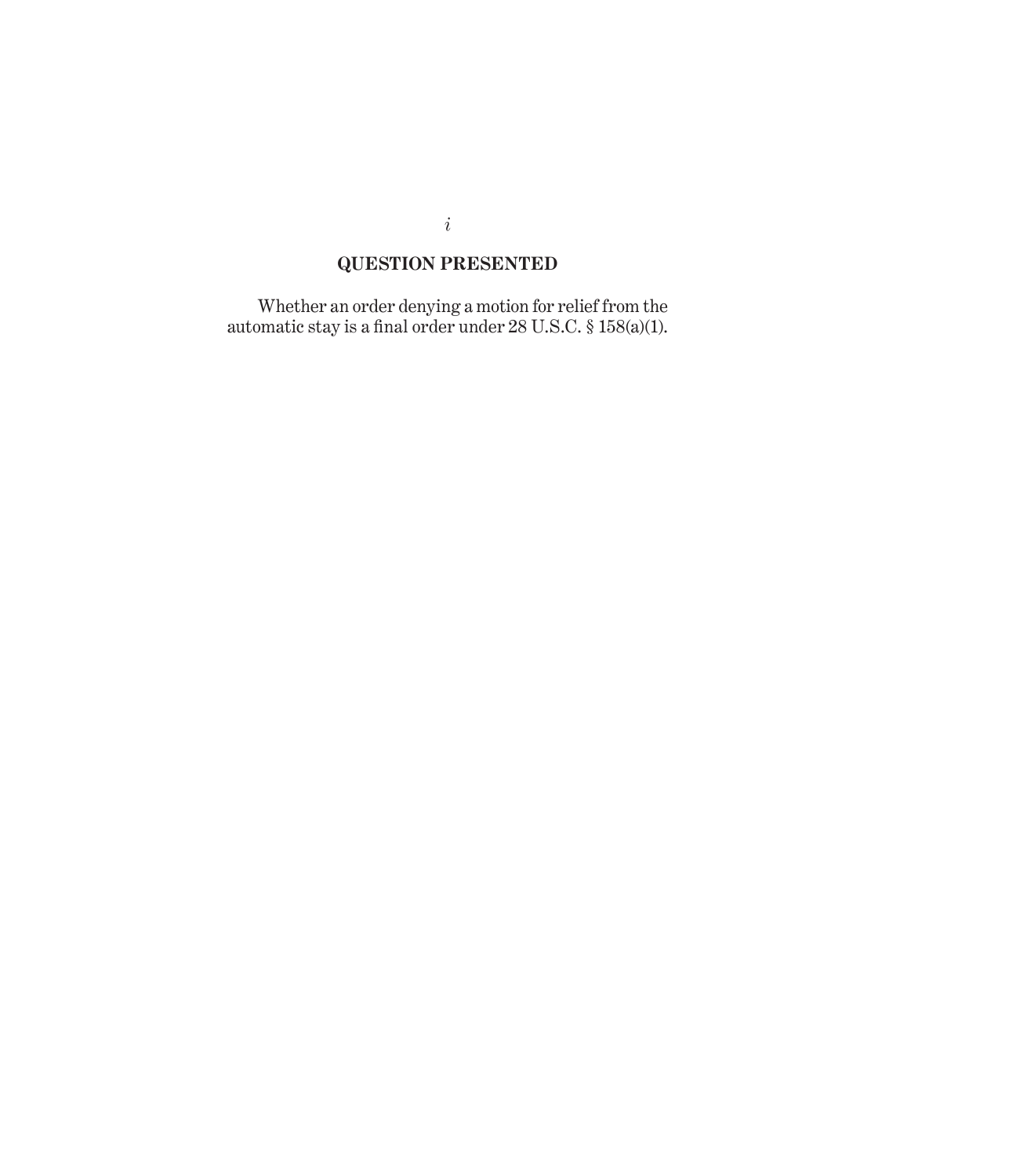## QUESTION PRESENTED

Whether an order denying a motion for relief from the automatic stay is a final order under 28 U.S.C. § 158(a)(1).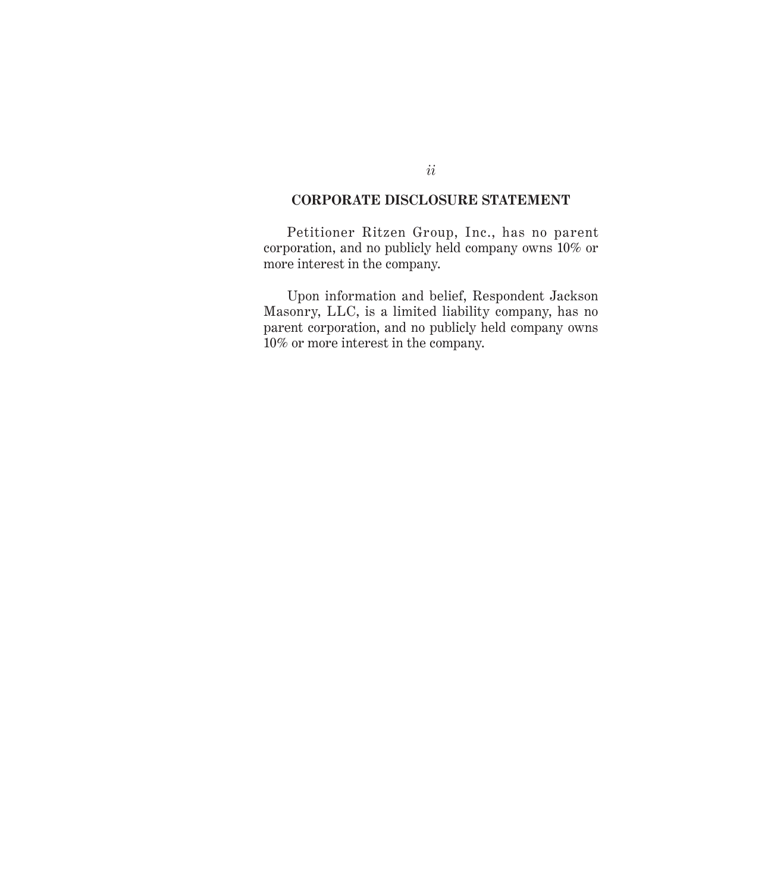## CORPORATE DISCLOSURE STATEMENT

Petitioner Ritzen Group, Inc., has no parent corporation, and no publicly held company owns 10% or more interest in the company.

Upon information and belief, Respondent Jackson Masonry, LLC, is a limited liability company, has no parent corporation, and no publicly held company owns 10% or more interest in the company.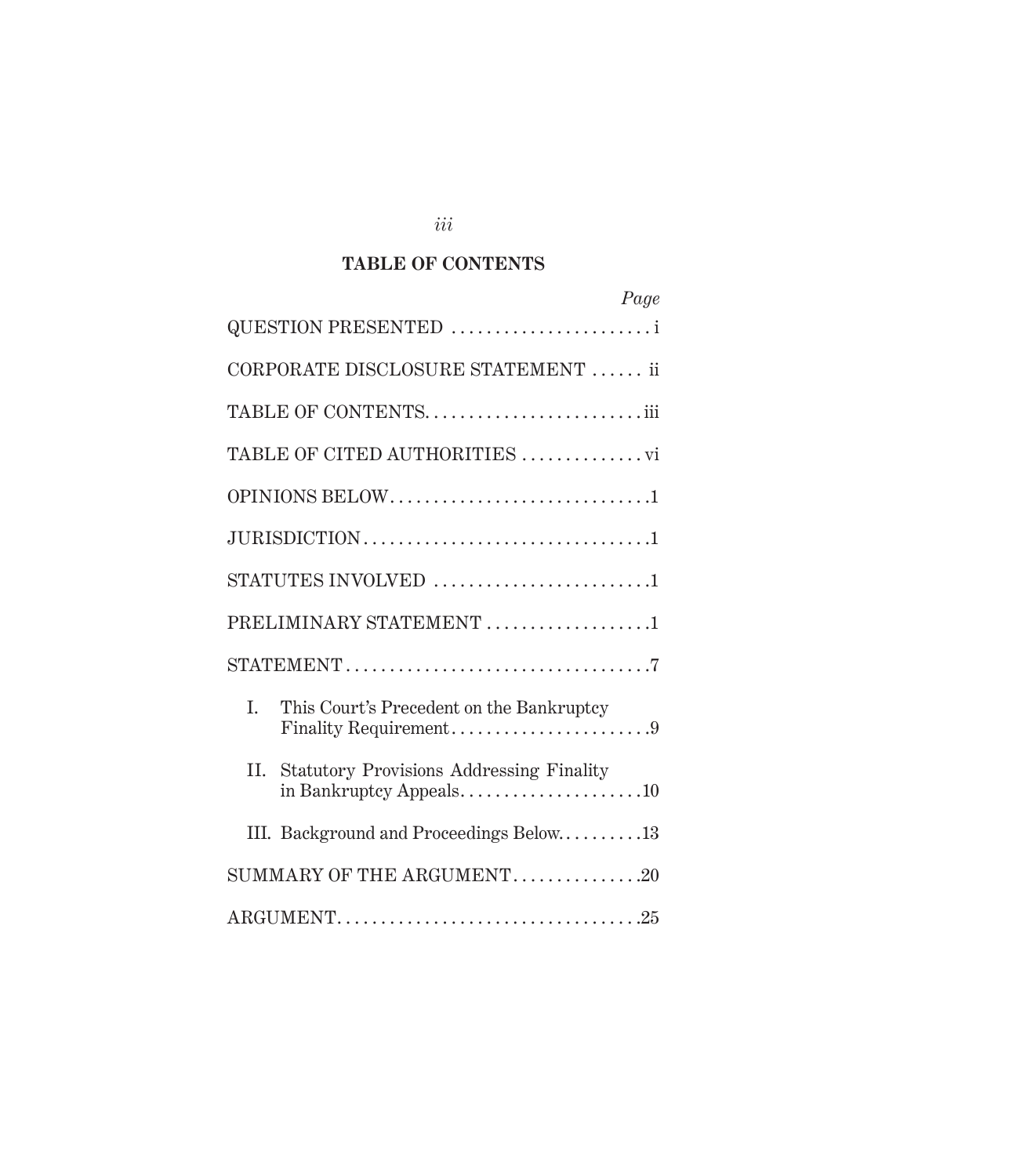## TABLE OF CONTENTS

| | Page |
|---|---|
| QUESTION PRESENTED | i |
| CORPORATE DISCLOSURE STATEMENT | ii |
| TABLE OF CONTENTS | iii |
| TABLE OF CITED AUTHORITIES | vi |
| OPINIONS BELOW | 1 |
| JURISDICTION | 1 |
| STATUTES INVOLVED | 1 |
| PRELIMINARY STATEMENT | 1 |
| STATEMENT | 7 |
| I. This Court's Precedent on the Bankruptcy Finality Requirement | 9 |
| II. Statutory Provisions Addressing Finality in Bankruptcy Appeals | 10 |
| III. Background and Proceedings Below | 13 |
| SUMMARY OF THE ARGUMENT | 20 |
| ARGUMENT | 25 |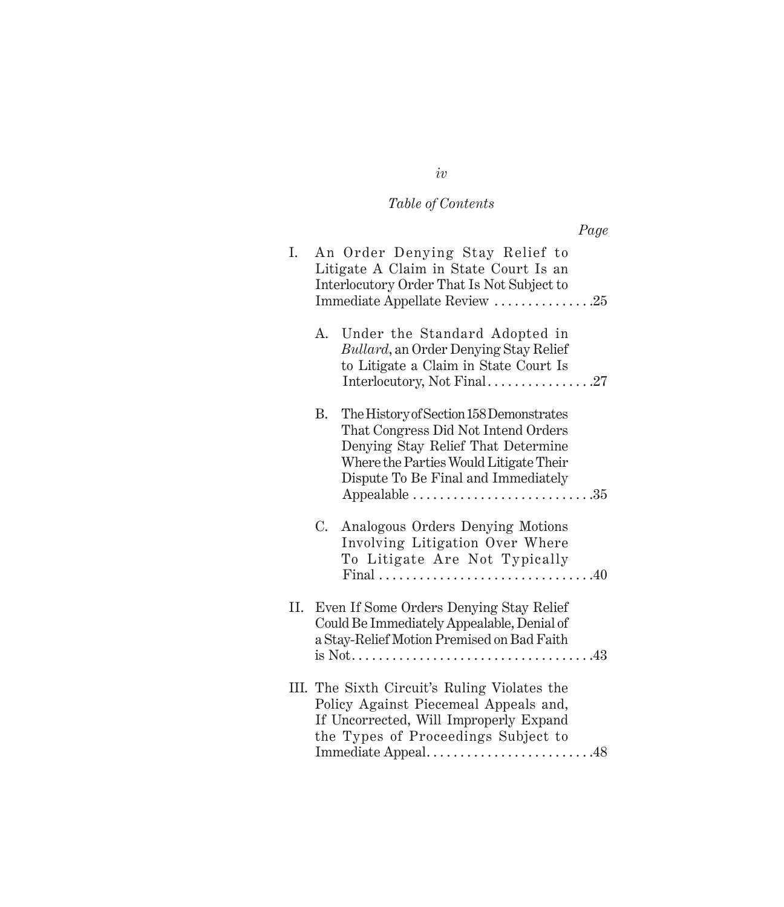*Table of Contents*

*Page*

I. An Order Denying Stay Relief to Litigate A Claim in State Court Is an Interlocutory Order That Is Not Subject to Immediate Appellate Review . . . . . . . . . . . . . . .25

   A. Under the Standard Adopted in *Bullard*, an Order Denying Stay Relief to Litigate a Claim in State Court Is Interlocutory, Not Final . . . . . . . . . . . . . . . .27

   B. The History of Section 158 Demonstrates That Congress Did Not Intend Orders Denying Stay Relief That Determine Where the Parties Would Litigate Their Dispute To Be Final and Immediately Appealable . . . . . . . . . . . . . . . . . . . . . . . . . . .35

   C. Analogous Orders Denying Motions Involving Litigation Over Where To Litigate Are Not Typically Final . . . . . . . . . . . . . . . . . . . . . . . . . . . . . . . .40

II. Even If Some Orders Denying Stay Relief Could Be Immediately Appealable, Denial of a Stay-Relief Motion Premised on Bad Faith is Not . . . . . . . . . . . . . . . . . . . . . . . . . . . . . . . . . . . .43

III. The Sixth Circuit's Ruling Violates the Policy Against Piecemeal Appeals and, If Uncorrected, Will Improperly Expand the Types of Proceedings Subject to Immediate Appeal . . . . . . . . . . . . . . . . . . . . . . . . .48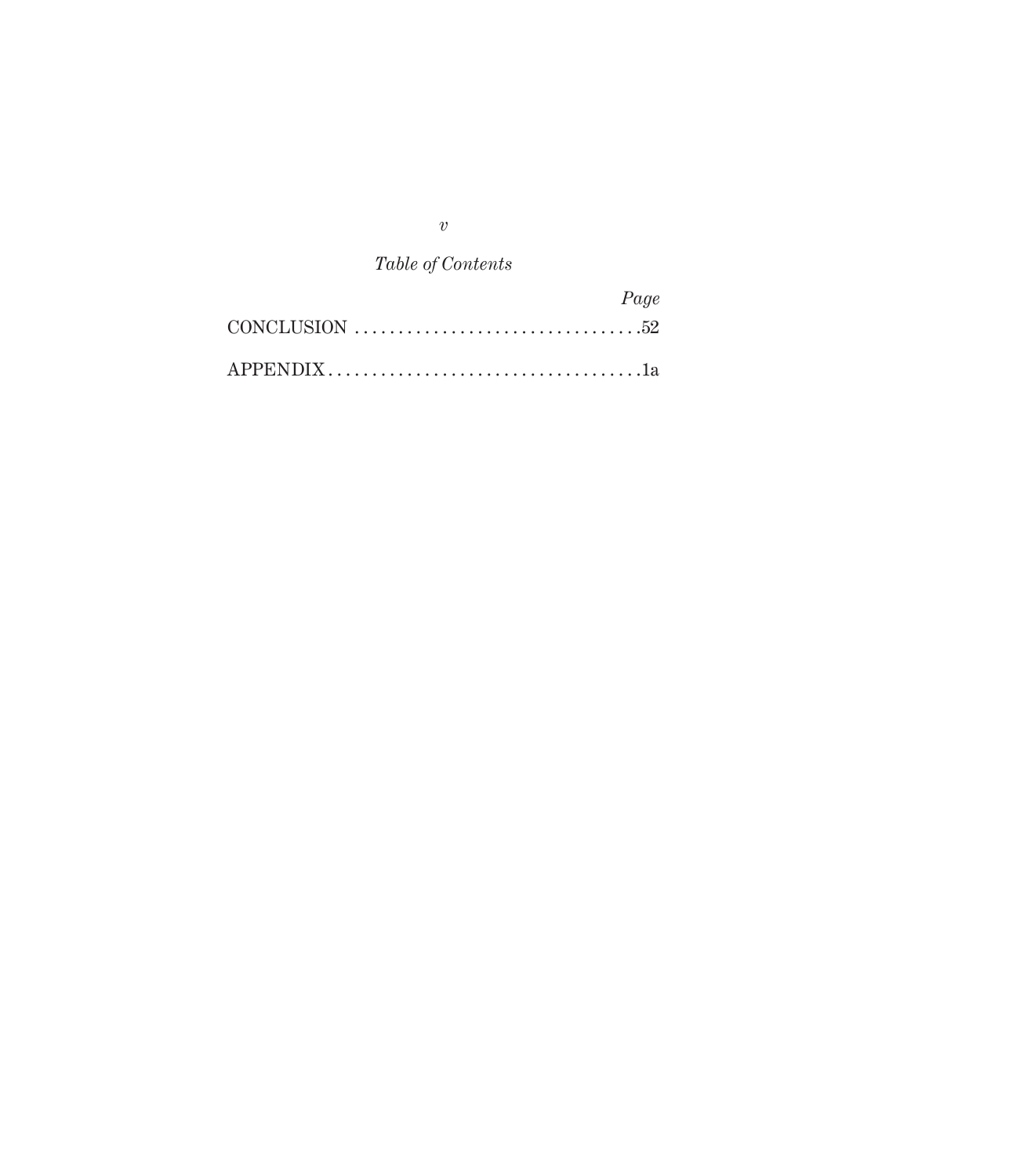*Table of Contents*

| | *Page* |
|---|---|
| CONCLUSION | 52 |
| APPENDIX | 1a |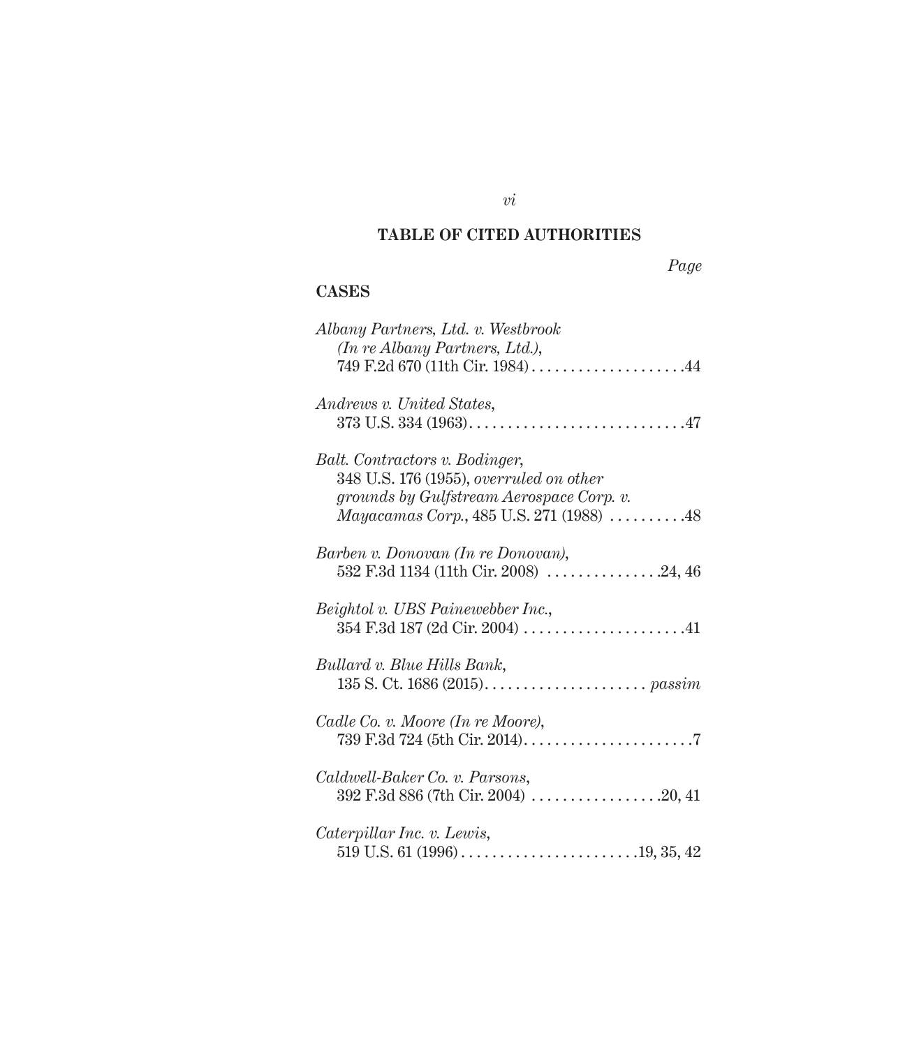## TABLE OF CITED AUTHORITIES

*Page*

### CASES

*Albany Partners, Ltd. v. Westbrook (In re Albany Partners, Ltd.)*, 749 F.2d 670 (11th Cir. 1984) . . . . . . . . . . . . . . . . . . . . 44

*Andrews v. United States*, 373 U.S. 334 (1963) . . . . . . . . . . . . . . . . . . . . . . . . . . . . 47

*Balt. Contractors v. Bodinger*, 348 U.S. 176 (1955), *overruled on other grounds by Gulfstream Aerospace Corp. v. Mayacamas Corp.*, 485 U.S. 271 (1988) . . . . . . . . . . 48

*Barben v. Donovan (In re Donovan)*, 532 F.3d 1134 (11th Cir. 2008) . . . . . . . . . . . . . . . 24, 46

*Beightol v. UBS Painewebber Inc.*, 354 F.3d 187 (2d Cir. 2004) . . . . . . . . . . . . . . . . . . . . . 41

*Bullard v. Blue Hills Bank*, 135 S. Ct. 1686 (2015) . . . . . . . . . . . . . . . . . . . . . *passim*

*Cadle Co. v. Moore (In re Moore)*, 739 F.3d 724 (5th Cir. 2014) . . . . . . . . . . . . . . . . . . . . . . 7

*Caldwell-Baker Co. v. Parsons*, 392 F.3d 886 (7th Cir. 2004) . . . . . . . . . . . . . . . . . 20, 41

*Caterpillar Inc. v. Lewis*, 519 U.S. 61 (1996) . . . . . . . . . . . . . . . . . . . . . . . 19, 35, 42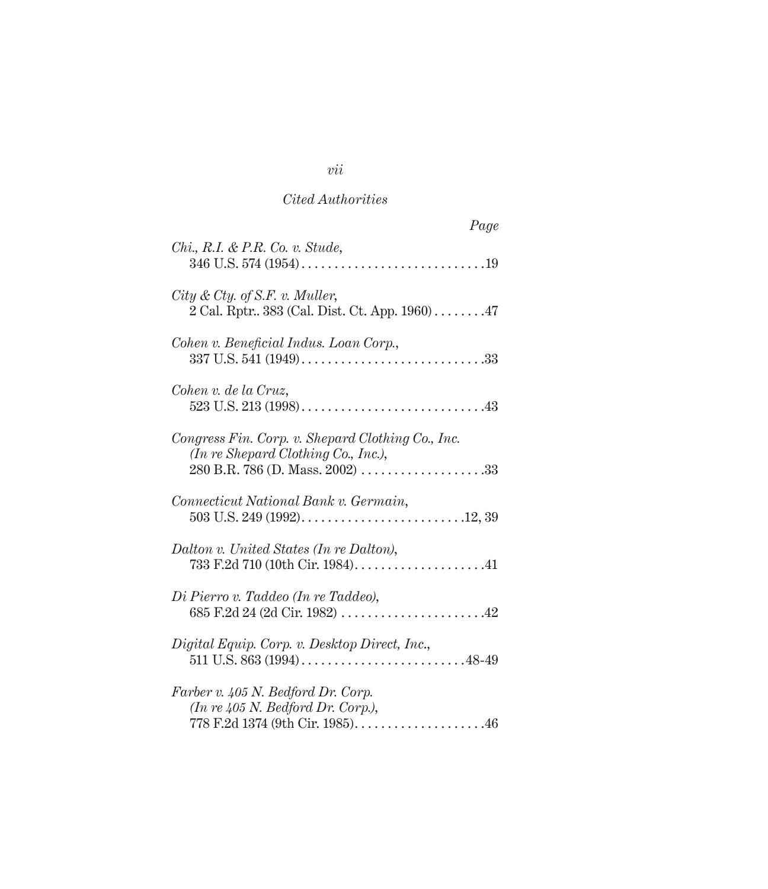*Cited Authorities*

*Page*

*Chi., R.I. & P.R. Co. v. Stude*,
346 U.S. 574 (1954) . . . . . . . . . . . . . . . . . . . . . . . . . . . . .19

*City & Cty. of S.F. v. Muller*,
2 Cal. Rptr.. 383 (Cal. Dist. Ct. App. 1960) . . . . . . . .47

*Cohen v. Beneficial Indus. Loan Corp.*,
337 U.S. 541 (1949) . . . . . . . . . . . . . . . . . . . . . . . . . . . . .33

*Cohen v. de la Cruz*,
523 U.S. 213 (1998) . . . . . . . . . . . . . . . . . . . . . . . . . . . . .43

*Congress Fin. Corp. v. Shepard Clothing Co., Inc. (In re Shepard Clothing Co., Inc.)*,
280 B.R. 786 (D. Mass. 2002) . . . . . . . . . . . . . . . . . . .33

*Connecticut National Bank v. Germain*,
503 U.S. 249 (1992) . . . . . . . . . . . . . . . . . . . . . . . . . .12, 39

*Dalton v. United States (In re Dalton)*,
733 F.2d 710 (10th Cir. 1984) . . . . . . . . . . . . . . . . . . . .41

*Di Pierro v. Taddeo (In re Taddeo)*,
685 F.2d 24 (2d Cir. 1982) . . . . . . . . . . . . . . . . . . . . . . .42

*Digital Equip. Corp. v. Desktop Direct, Inc.*,
511 U.S. 863 (1994) . . . . . . . . . . . . . . . . . . . . . . . . . .48-49

*Farber v. 405 N. Bedford Dr. Corp. (In re 405 N. Bedford Dr. Corp.)*,
778 F.2d 1374 (9th Cir. 1985) . . . . . . . . . . . . . . . . . . . .46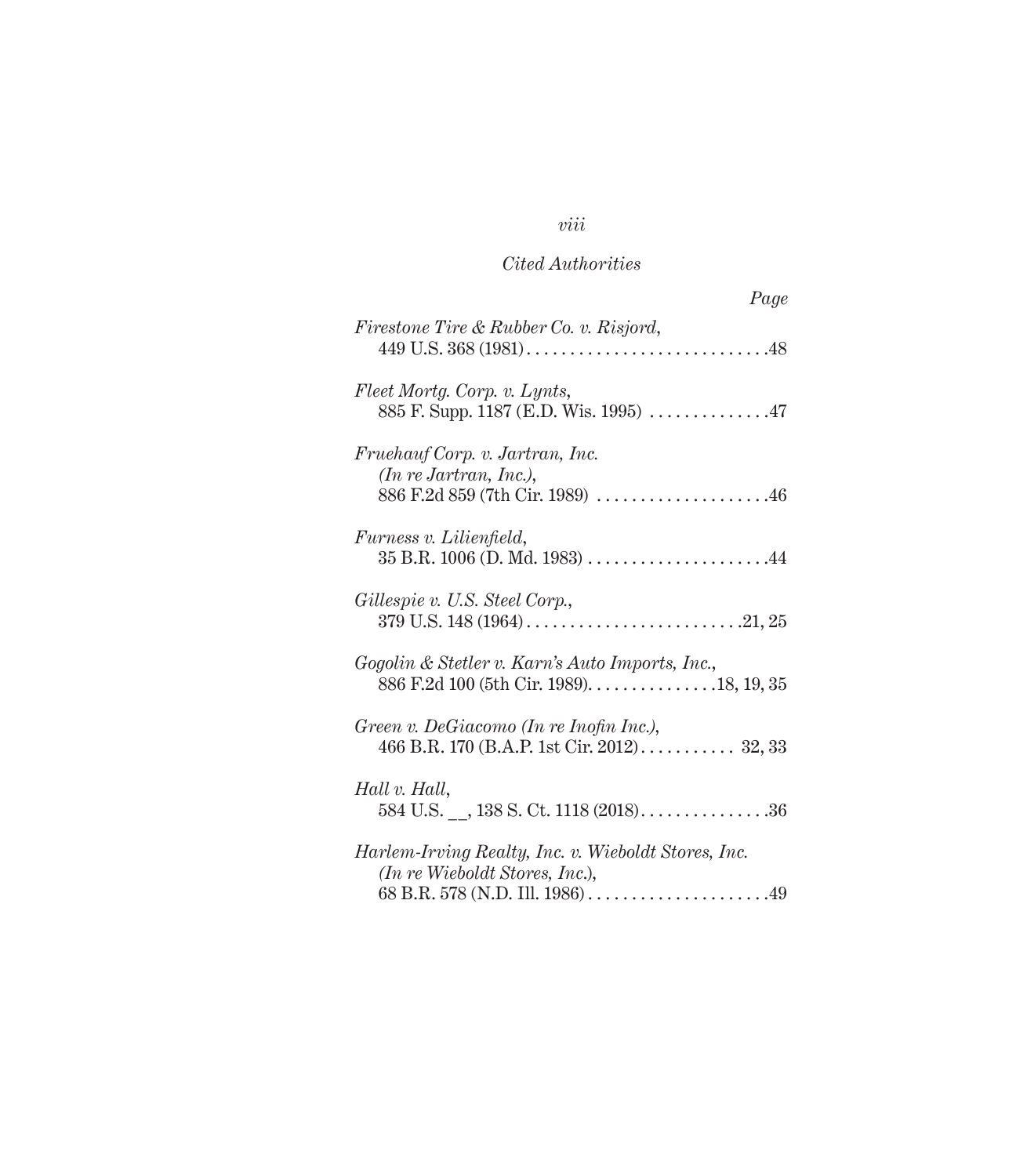*Cited Authorities*

*Page*

*Firestone Tire & Rubber Co. v. Risjord*,
449 U.S. 368 (1981) . . . . . . . . . . . . . . . . . . . . . . . . . . . .48

*Fleet Mortg. Corp. v. Lynts*,
885 F. Supp. 1187 (E.D. Wis. 1995) . . . . . . . . . . . . . .47

*Fruehauf Corp. v. Jartran, Inc. (In re Jartran, Inc.)*,
886 F.2d 859 (7th Cir. 1989) . . . . . . . . . . . . . . . . . . . .46

*Furness v. Lilienfield*,
35 B.R. 1006 (D. Md. 1983) . . . . . . . . . . . . . . . . . . . . .44

*Gillespie v. U.S. Steel Corp.*,
379 U.S. 148 (1964) . . . . . . . . . . . . . . . . . . . . . . . . . .21, 25

*Gogolin & Stetler v. Karn's Auto Imports, Inc.*,
886 F.2d 100 (5th Cir. 1989). . . . . . . . . . . . . . . .18, 19, 35

*Green v. DeGiacomo (In re Inofin Inc.)*,
466 B.R. 170 (B.A.P. 1st Cir. 2012) . . . . . . . . . . . 32, 33

*Hall v. Hall*,
584 U.S. __, 138 S. Ct. 1118 (2018) . . . . . . . . . . . . . . .36

*Harlem-Irving Realty, Inc. v. Wieboldt Stores, Inc. (In re Wieboldt Stores, Inc.)*,
68 B.R. 578 (N.D. Ill. 1986) . . . . . . . . . . . . . . . . . . . . .49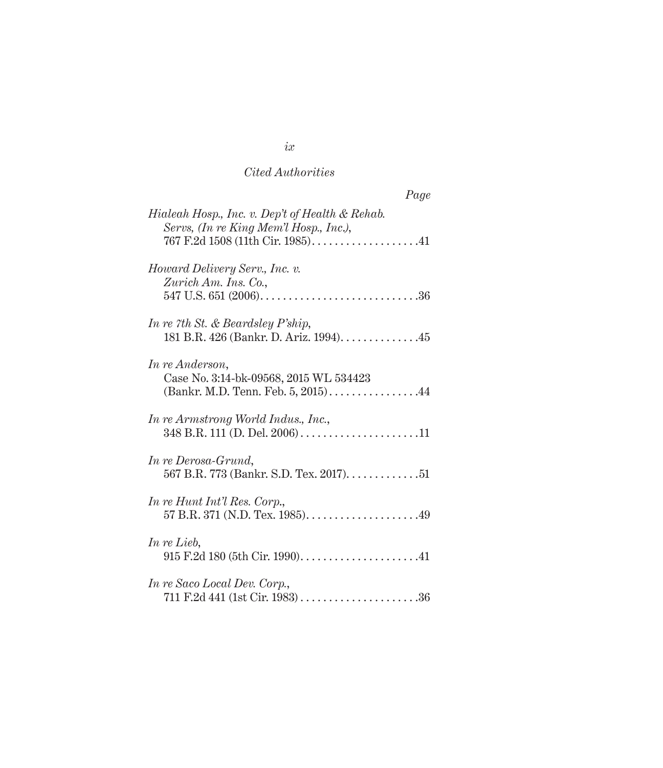*Cited Authorities*

*Page*

*Hialeah Hosp., Inc. v. Dep't of Health & Rehab. Servs, (In re King Mem'l Hosp., Inc.)*,
767 F.2d 1508 (11th Cir. 1985) . . . . . . . . . . . . . . . . . . . .41

*Howard Delivery Serv., Inc. v. Zurich Am. Ins. Co.*,
547 U.S. 651 (2006) . . . . . . . . . . . . . . . . . . . . . . . . . . . . .36

*In re 7th St. & Beardsley P'ship*,
181 B.R. 426 (Bankr. D. Ariz. 1994) . . . . . . . . . . . . . . .45

*In re Anderson*,
Case No. 3:14-bk-09568, 2015 WL 534423 (Bankr. M.D. Tenn. Feb. 5, 2015) . . . . . . . . . . . . . . . . .44

*In re Armstrong World Indus., Inc.*,
348 B.R. 111 (D. Del. 2006) . . . . . . . . . . . . . . . . . . . . . .11

*In re Derosa-Grund*,
567 B.R. 773 (Bankr. S.D. Tex. 2017) . . . . . . . . . . . . .51

*In re Hunt Int'l Res. Corp.*,
57 B.R. 371 (N.D. Tex. 1985) . . . . . . . . . . . . . . . . . . . . .49

*In re Lieb*,
915 F.2d 180 (5th Cir. 1990) . . . . . . . . . . . . . . . . . . . . . .41

*In re Saco Local Dev. Corp.*,
711 F.2d 441 (1st Cir. 1983) . . . . . . . . . . . . . . . . . . . . . .36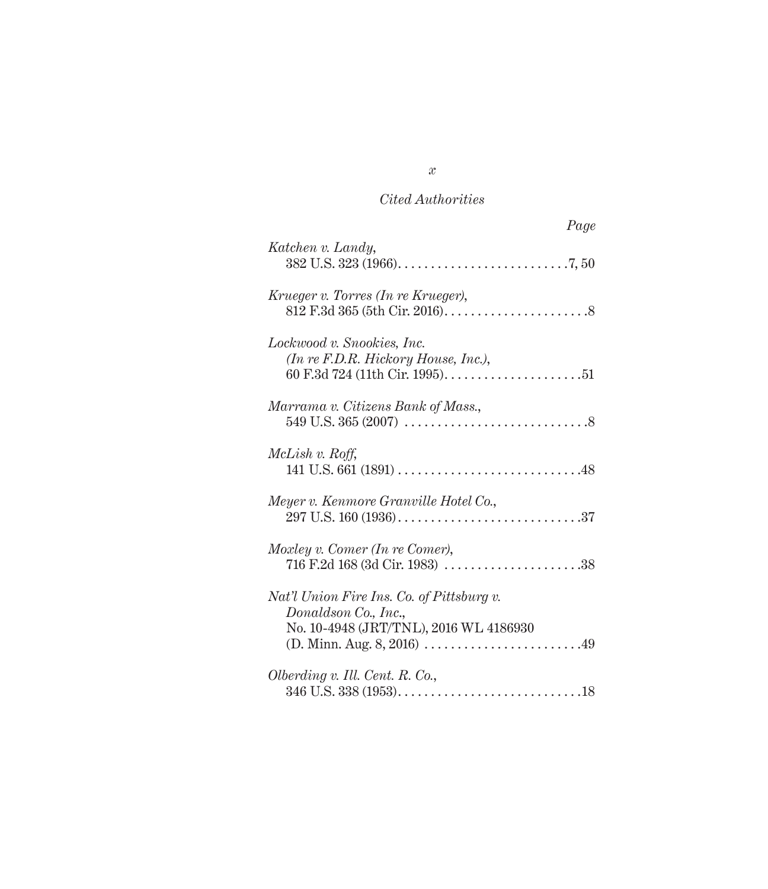*Cited Authorities*

*Page*

*Katchen v. Landy*,
382 U.S. 323 (1966). . . . . . . . . . . . . . . . . . . . . . . . . .7, 50

*Krueger v. Torres (In re Krueger)*,
812 F.3d 365 (5th Cir. 2016). . . . . . . . . . . . . . . . . . . . . .8

*Lockwood v. Snookies, Inc.*
*(In re F.D.R. Hickory House, Inc.)*,
60 F.3d 724 (11th Cir. 1995). . . . . . . . . . . . . . . . . . . . .51

*Marrama v. Citizens Bank of Mass.*,
549 U.S. 365 (2007) . . . . . . . . . . . . . . . . . . . . . . . . . . . .8

*McLish v. Roff*,
141 U.S. 661 (1891) . . . . . . . . . . . . . . . . . . . . . . . . . . . .48

*Meyer v. Kenmore Granville Hotel Co.*,
297 U.S. 160 (1936). . . . . . . . . . . . . . . . . . . . . . . . . . . .37

*Moxley v. Comer (In re Comer)*,
716 F.2d 168 (3d Cir. 1983) . . . . . . . . . . . . . . . . . . . . .38

*Nat'l Union Fire Ins. Co. of Pittsburg v.*
*Donaldson Co., Inc.*,
No. 10-4948 (JRT/TNL), 2016 WL 4186930
(D. Minn. Aug. 8, 2016) . . . . . . . . . . . . . . . . . . . . . . . .49

*Olberding v. Ill. Cent. R. Co.*,
346 U.S. 338 (1953). . . . . . . . . . . . . . . . . . . . . . . . . . . .18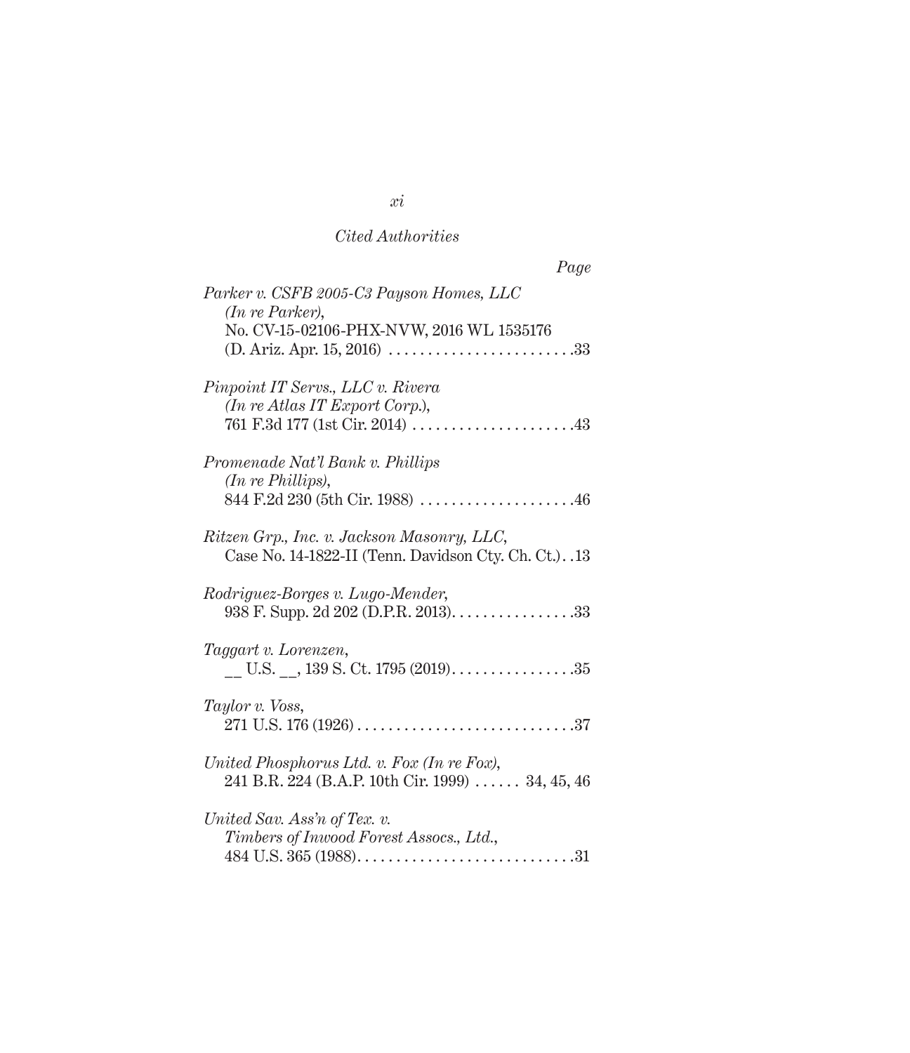*Cited Authorities*

*Page*

*Parker v. CSFB 2005-C3 Payson Homes, LLC (In re Parker)*, No. CV-15-02106-PHX-NVW, 2016 WL 1535176 (D. Ariz. Apr. 15, 2016) . . . . . . . . . . . . . . . . . . . . . . . .33

*Pinpoint IT Servs., LLC v. Rivera (In re Atlas IT Export Corp.)*, 761 F.3d 177 (1st Cir. 2014) . . . . . . . . . . . . . . . . . . . . .43

*Promenade Nat'l Bank v. Phillips (In re Phillips)*, 844 F.2d 230 (5th Cir. 1988) . . . . . . . . . . . . . . . . . . . .46

*Ritzen Grp., Inc. v. Jackson Masonry, LLC*, Case No. 14-1822-II (Tenn. Davidson Cty. Ch. Ct.). .13

*Rodriguez-Borges v. Lugo-Mender*, 938 F. Supp. 2d 202 (D.P.R. 2013). . . . . . . . . . . . . . . .33

*Taggart v. Lorenzen*, __ U.S. __, 139 S. Ct. 1795 (2019). . . . . . . . . . . . . . . .35

*Taylor v. Voss*, 271 U.S. 176 (1926) . . . . . . . . . . . . . . . . . . . . . . . . . . . .37

*United Phosphorus Ltd. v. Fox (In re Fox)*, 241 B.R. 224 (B.A.P. 10th Cir. 1999) . . . . . . 34, 45, 46

*United Sav. Ass'n of Tex. v. Timbers of Inwood Forest Assocs., Ltd.*, 484 U.S. 365 (1988). . . . . . . . . . . . . . . . . . . . . . . . . . . .31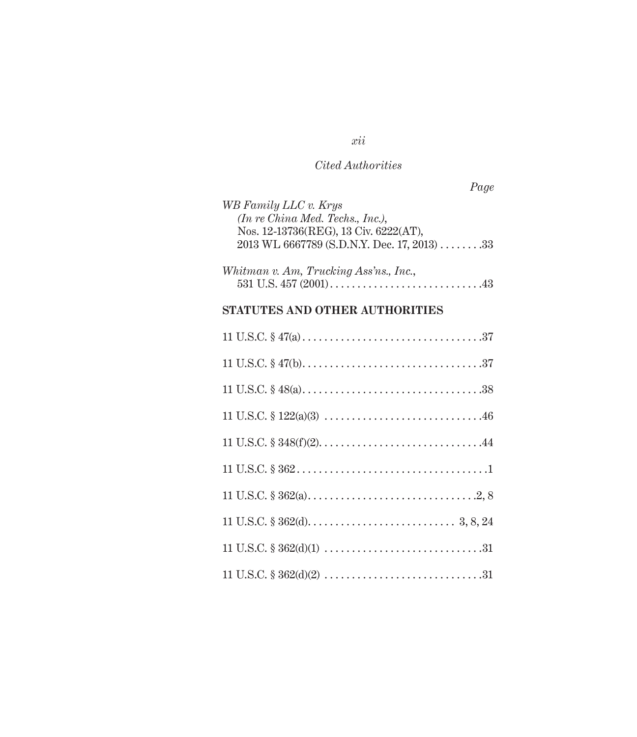*Cited Authorities*

*Page*

*WB Family LLC v. Krys (In re China Med. Techs., Inc.)*, Nos. 12-13736(REG), 13 Civ. 6222(AT), 2013 WL 6667789 (S.D.N.Y. Dec. 17, 2013) . . . . . . . .33

*Whitman v. Am, Trucking Ass'ns., Inc.*, 531 U.S. 457 (2001) . . . . . . . . . . . . . . . . . . . . . . . . . . . .43

## STATUTES AND OTHER AUTHORITIES

11 U.S.C. § 47(a) . . . . . . . . . . . . . . . . . . . . . . . . . . . . . . . . .37

11 U.S.C. § 47(b) . . . . . . . . . . . . . . . . . . . . . . . . . . . . . . . . .37

11 U.S.C. § 48(a) . . . . . . . . . . . . . . . . . . . . . . . . . . . . . . . . .38

11 U.S.C. § 122(a)(3) . . . . . . . . . . . . . . . . . . . . . . . . . . . . .46

11 U.S.C. § 348(f)(2) . . . . . . . . . . . . . . . . . . . . . . . . . . . . . .44

11 U.S.C. § 362 . . . . . . . . . . . . . . . . . . . . . . . . . . . . . . . . . . .1

11 U.S.C. § 362(a) . . . . . . . . . . . . . . . . . . . . . . . . . . . . . . .2, 8

11 U.S.C. § 362(d) . . . . . . . . . . . . . . . . . . . . . . . . . . . 3, 8, 24

11 U.S.C. § 362(d)(1) . . . . . . . . . . . . . . . . . . . . . . . . . . . . .31

11 U.S.C. § 362(d)(2) . . . . . . . . . . . . . . . . . . . . . . . . . . . . .31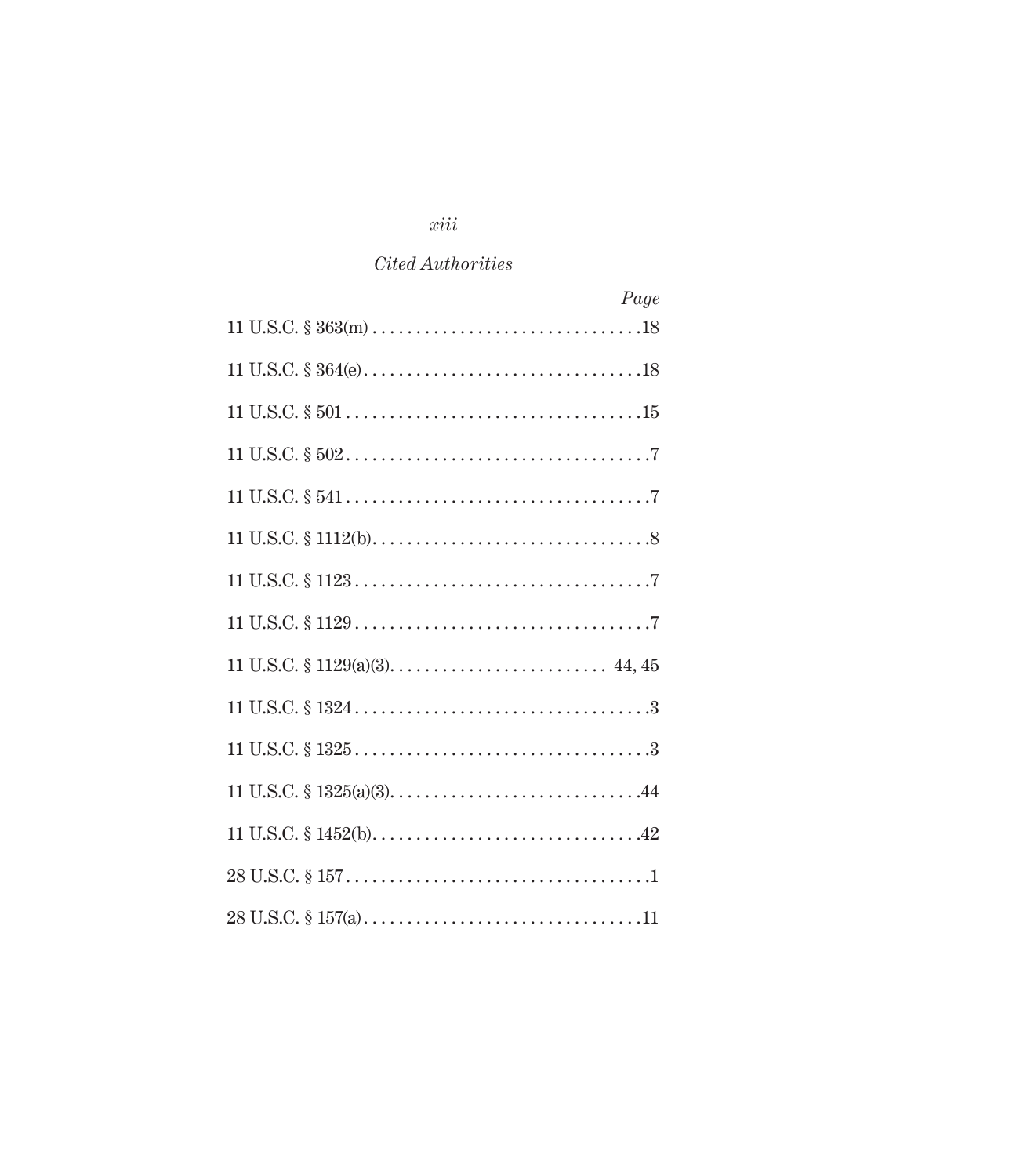*Cited Authorities*

| | *Page* |
|---|---|
| 11 U.S.C. § 363(m) | 18 |
| 11 U.S.C. § 364(e) | 18 |
| 11 U.S.C. § 501 | 15 |
| 11 U.S.C. § 502 | 7 |
| 11 U.S.C. § 541 | 7 |
| 11 U.S.C. § 1112(b) | 8 |
| 11 U.S.C. § 1123 | 7 |
| 11 U.S.C. § 1129 | 7 |
| 11 U.S.C. § 1129(a)(3) | 44, 45 |
| 11 U.S.C. § 1324 | 3 |
| 11 U.S.C. § 1325 | 3 |
| 11 U.S.C. § 1325(a)(3) | 44 |
| 11 U.S.C. § 1452(b) | 42 |
| 28 U.S.C. § 157 | 1 |
| 28 U.S.C. § 157(a) | 11 |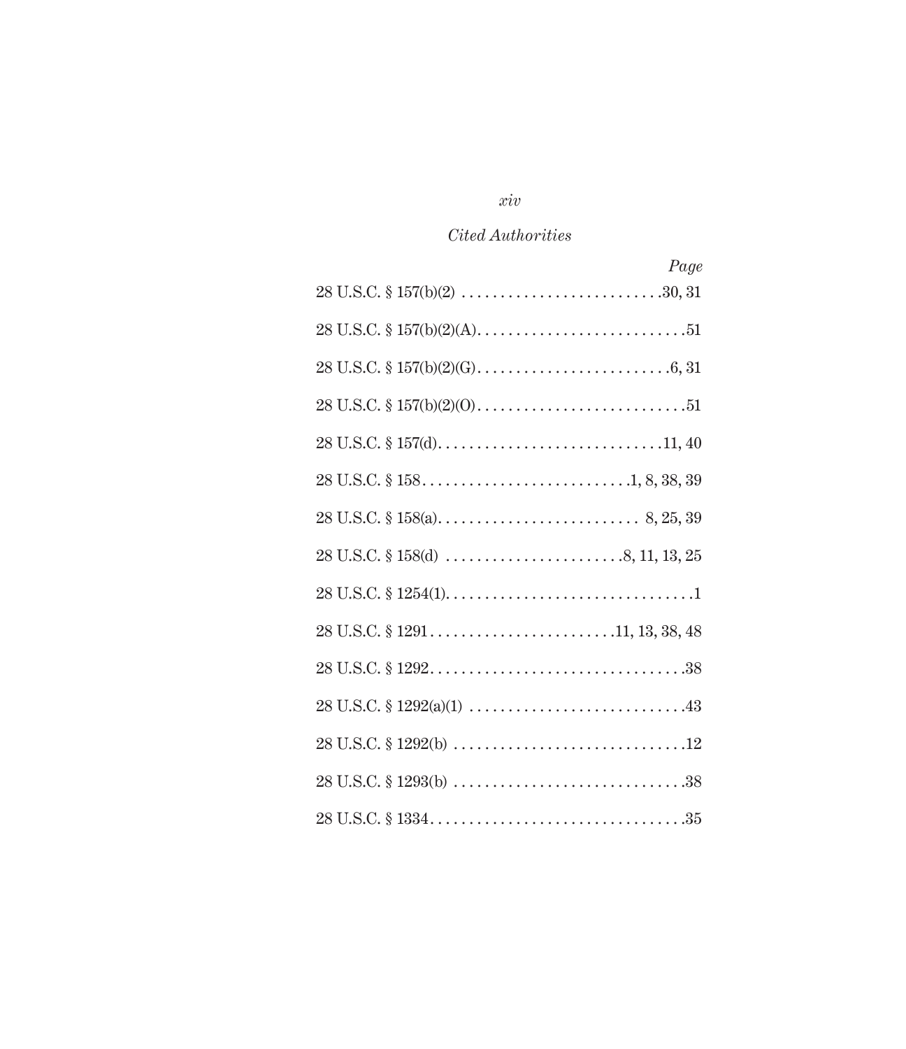*Cited Authorities*

| | *Page* |
|---|---|
| 28 U.S.C. § 157(b)(2) | 30, 31 |
| 28 U.S.C. § 157(b)(2)(A) | 51 |
| 28 U.S.C. § 157(b)(2)(G) | 6, 31 |
| 28 U.S.C. § 157(b)(2)(O) | 51 |
| 28 U.S.C. § 157(d) | 11, 40 |
| 28 U.S.C. § 158 | 1, 8, 38, 39 |
| 28 U.S.C. § 158(a) | 8, 25, 39 |
| 28 U.S.C. § 158(d) | 8, 11, 13, 25 |
| 28 U.S.C. § 1254(1) | 1 |
| 28 U.S.C. § 1291 | 11, 13, 38, 48 |
| 28 U.S.C. § 1292 | 38 |
| 28 U.S.C. § 1292(a)(1) | 43 |
| 28 U.S.C. § 1292(b) | 12 |
| 28 U.S.C. § 1293(b) | 38 |
| 28 U.S.C. § 1334 | 35 |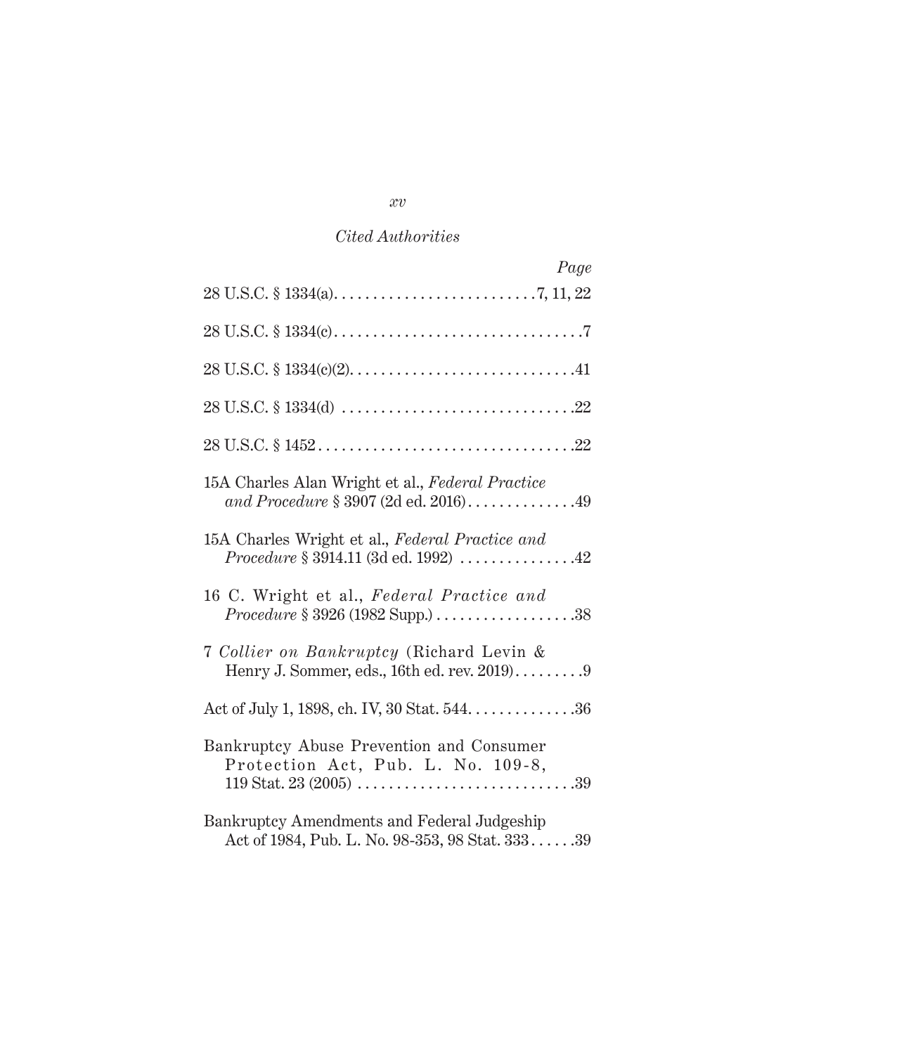*Cited Authorities*

*Page*

28 U.S.C. § 1334(a). . . . . . . . . . . . . . . . . . . . . . . . . .7, 11, 22

28 U.S.C. § 1334(c). . . . . . . . . . . . . . . . . . . . . . . . . . . . . . . .7

28 U.S.C. § 1334(c)(2). . . . . . . . . . . . . . . . . . . . . . . . . . . . .41

28 U.S.C. § 1334(d) . . . . . . . . . . . . . . . . . . . . . . . . . . . . . .22

28 U.S.C. § 1452 . . . . . . . . . . . . . . . . . . . . . . . . . . . . . . . . .22

15A Charles Alan Wright et al., *Federal Practice and Procedure* § 3907 (2d ed. 2016). . . . . . . . . . . . . .49

15A Charles Wright et al., *Federal Practice and Procedure* § 3914.11 (3d ed. 1992) . . . . . . . . . . . . . . .42

16 C. Wright et al., *Federal Practice and Procedure* § 3926 (1982 Supp.) . . . . . . . . . . . . . . . . . .38

7 *Collier on Bankruptcy* (Richard Levin & Henry J. Sommer, eds., 16th ed. rev. 2019). . . . . . . . .9

Act of July 1, 1898, ch. IV, 30 Stat. 544. . . . . . . . . . . . . .36

Bankruptcy Abuse Prevention and Consumer Protection Act, Pub. L. No. 109-8, 119 Stat. 23 (2005) . . . . . . . . . . . . . . . . . . . . . . . . . . . .39

Bankruptcy Amendments and Federal Judgeship Act of 1984, Pub. L. No. 98-353, 98 Stat. 333 . . . . . .39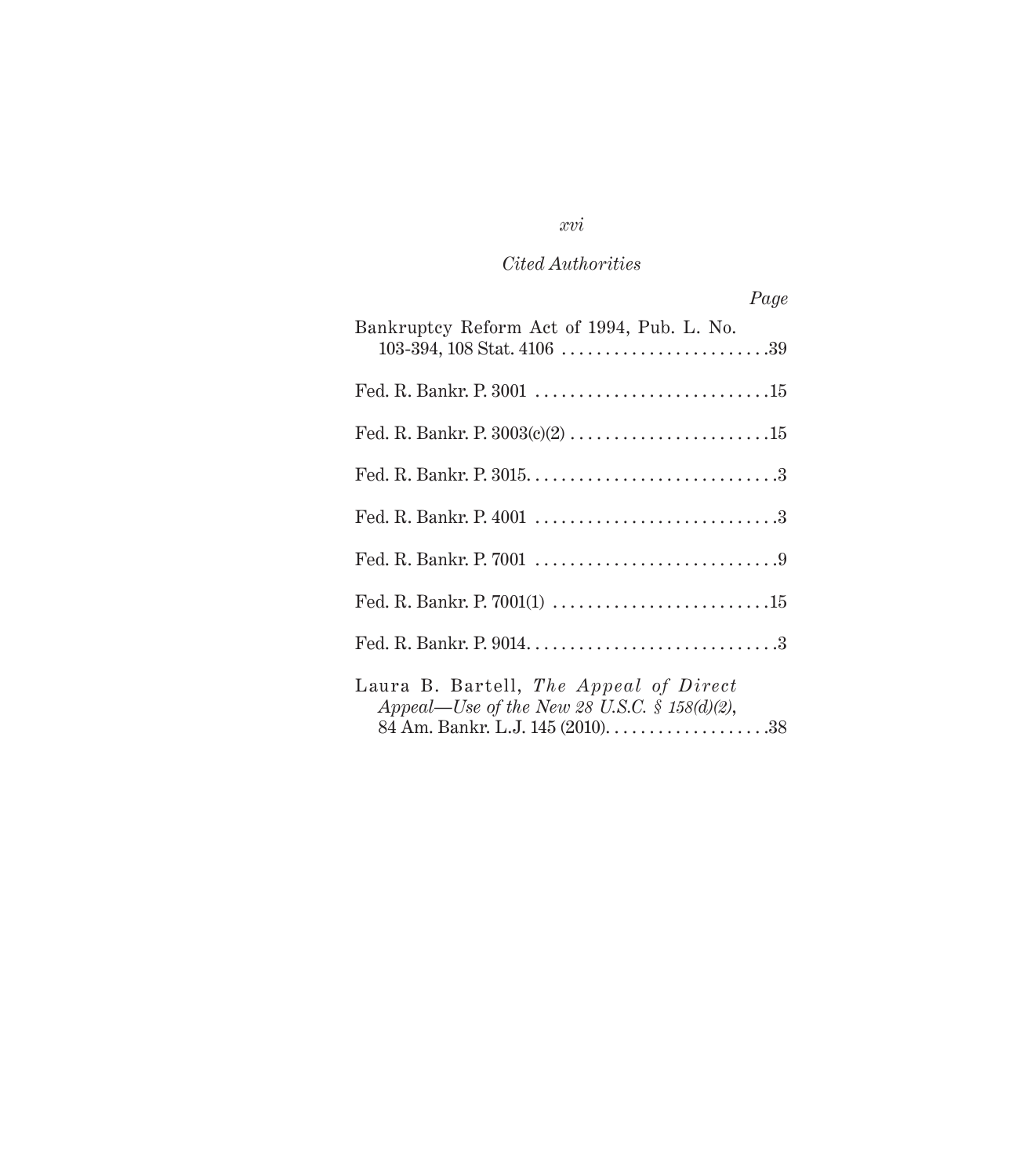*Cited Authorities*

*Page*

Bankruptcy Reform Act of 1994, Pub. L. No. 103-394, 108 Stat. 4106 . . . . . . . . . . . . . . . . . . . . . . . .39

Fed. R. Bankr. P. 3001 . . . . . . . . . . . . . . . . . . . . . . . . . . .15

Fed. R. Bankr. P. 3003(c)(2) . . . . . . . . . . . . . . . . . . . . . . .15

Fed. R. Bankr. P. 3015. . . . . . . . . . . . . . . . . . . . . . . . . . . . .3

Fed. R. Bankr. P. 4001 . . . . . . . . . . . . . . . . . . . . . . . . . . . .3

Fed. R. Bankr. P. 7001 . . . . . . . . . . . . . . . . . . . . . . . . . . . .9

Fed. R. Bankr. P. 7001(1) . . . . . . . . . . . . . . . . . . . . . . . . .15

Fed. R. Bankr. P. 9014. . . . . . . . . . . . . . . . . . . . . . . . . . . . .3

Laura B. Bartell, *The Appeal of Direct Appeal—Use of the New 28 U.S.C. § 158(d)(2)*, 84 Am. Bankr. L.J. 145 (2010). . . . . . . . . . . . . . . . . . .38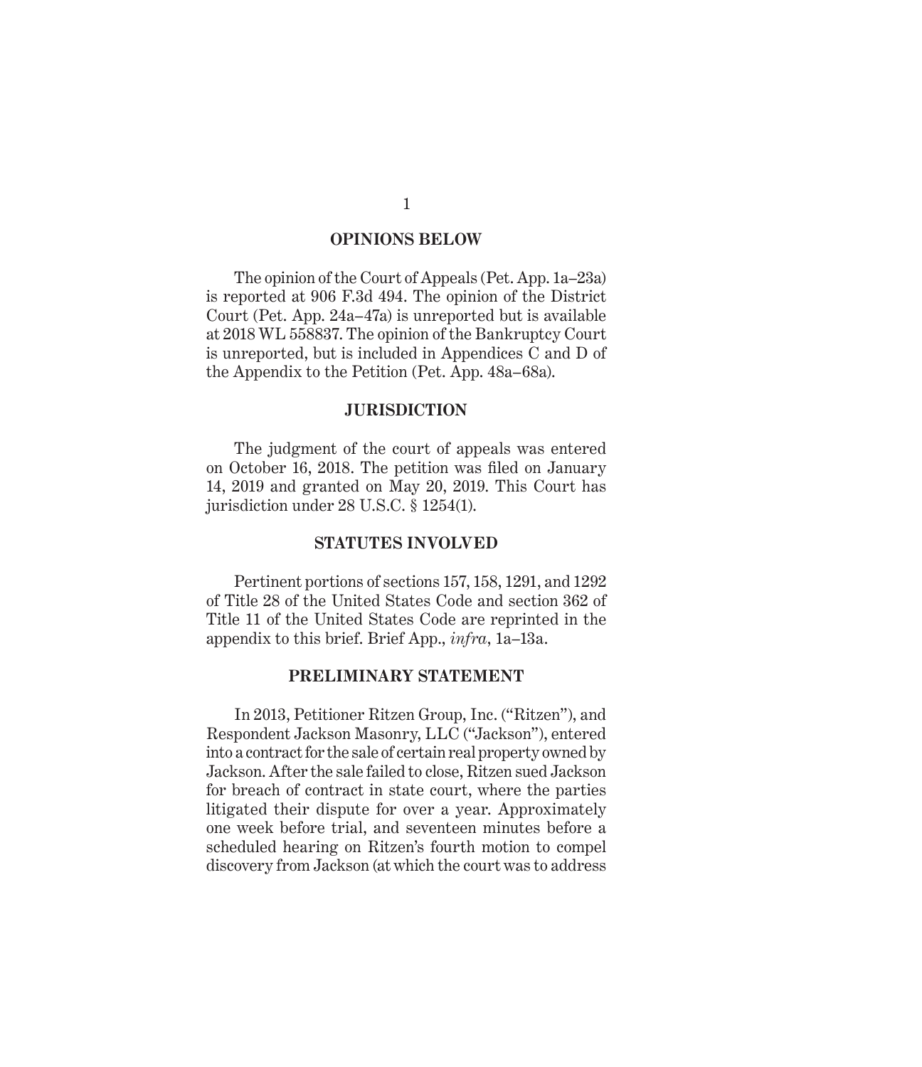## OPINIONS BELOW

The opinion of the Court of Appeals (Pet. App. 1a–23a) is reported at 906 F.3d 494. The opinion of the District Court (Pet. App. 24a–47a) is unreported but is available at 2018 WL 558837. The opinion of the Bankruptcy Court is unreported, but is included in Appendices C and D of the Appendix to the Petition (Pet. App. 48a–68a).

## JURISDICTION

The judgment of the court of appeals was entered on October 16, 2018. The petition was filed on January 14, 2019 and granted on May 20, 2019. This Court has jurisdiction under 28 U.S.C. § 1254(1).

## STATUTES INVOLVED

Pertinent portions of sections 157, 158, 1291, and 1292 of Title 28 of the United States Code and section 362 of Title 11 of the United States Code are reprinted in the appendix to this brief. Brief App., *infra*, 1a–13a.

## PRELIMINARY STATEMENT

In 2013, Petitioner Ritzen Group, Inc. ("Ritzen"), and Respondent Jackson Masonry, LLC ("Jackson"), entered into a contract for the sale of certain real property owned by Jackson. After the sale failed to close, Ritzen sued Jackson for breach of contract in state court, where the parties litigated their dispute for over a year. Approximately one week before trial, and seventeen minutes before a scheduled hearing on Ritzen's fourth motion to compel discovery from Jackson (at which the court was to address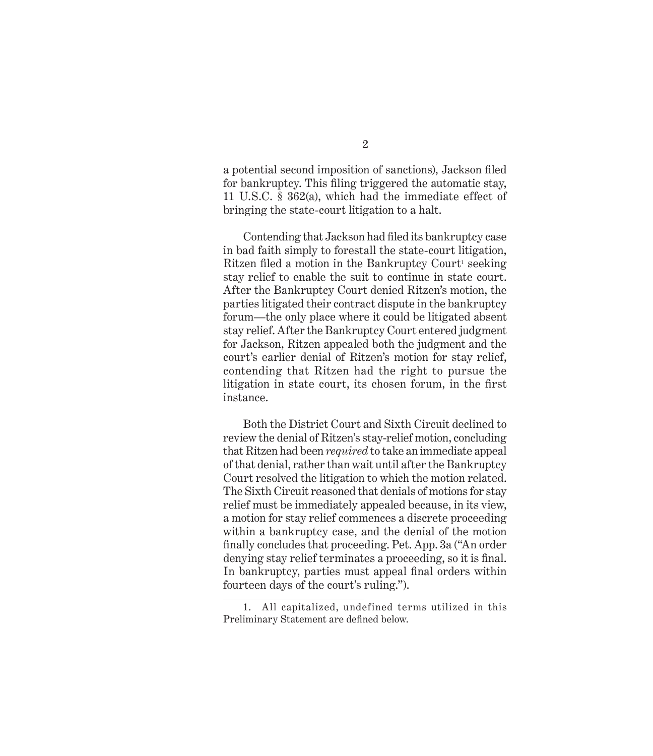a potential second imposition of sanctions), Jackson filed for bankruptcy. This filing triggered the automatic stay, 11 U.S.C. § 362(a), which had the immediate effect of bringing the state-court litigation to a halt.

Contending that Jackson had filed its bankruptcy case in bad faith simply to forestall the state-court litigation, Ritzen filed a motion in the Bankruptcy Court[1] seeking stay relief to enable the suit to continue in state court. After the Bankruptcy Court denied Ritzen's motion, the parties litigated their contract dispute in the bankruptcy forum—the only place where it could be litigated absent stay relief. After the Bankruptcy Court entered judgment for Jackson, Ritzen appealed both the judgment and the court's earlier denial of Ritzen's motion for stay relief, contending that Ritzen had the right to pursue the litigation in state court, its chosen forum, in the first instance.

Both the District Court and Sixth Circuit declined to review the denial of Ritzen's stay-relief motion, concluding that Ritzen had been *required* to take an immediate appeal of that denial, rather than wait until after the Bankruptcy Court resolved the litigation to which the motion related. The Sixth Circuit reasoned that denials of motions for stay relief must be immediately appealed because, in its view, a motion for stay relief commences a discrete proceeding within a bankruptcy case, and the denial of the motion finally concludes that proceeding. Pet. App. 3a ("An order denying stay relief terminates a proceeding, so it is final. In bankruptcy, parties must appeal final orders within fourteen days of the court's ruling.").

---

1. All capitalized, undefined terms utilized in this Preliminary Statement are defined below.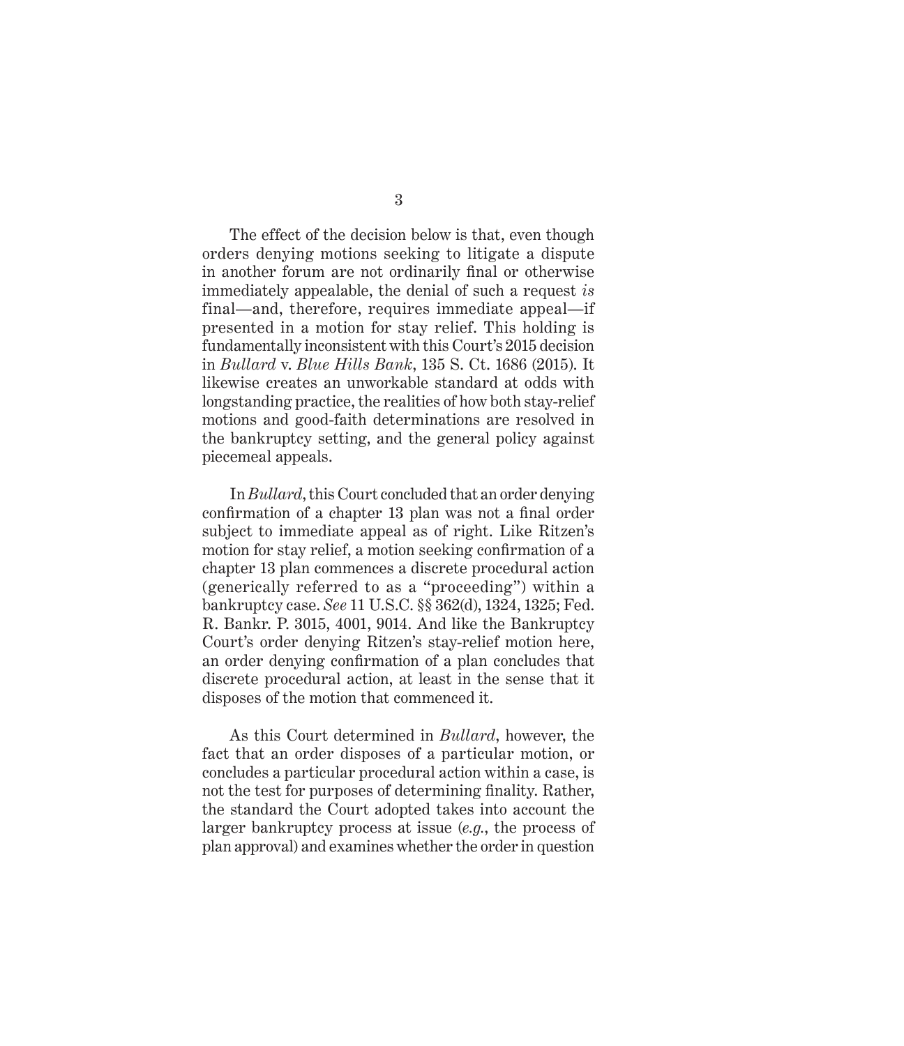The effect of the decision below is that, even though orders denying motions seeking to litigate a dispute in another forum are not ordinarily final or otherwise immediately appealable, the denial of such a request *is* final—and, therefore, requires immediate appeal—if presented in a motion for stay relief. This holding is fundamentally inconsistent with this Court's 2015 decision in *Bullard* v. *Blue Hills Bank*, 135 S. Ct. 1686 (2015). It likewise creates an unworkable standard at odds with longstanding practice, the realities of how both stay-relief motions and good-faith determinations are resolved in the bankruptcy setting, and the general policy against piecemeal appeals.

In *Bullard*, this Court concluded that an order denying confirmation of a chapter 13 plan was not a final order subject to immediate appeal as of right. Like Ritzen's motion for stay relief, a motion seeking confirmation of a chapter 13 plan commences a discrete procedural action (generically referred to as a "proceeding") within a bankruptcy case. *See* 11 U.S.C. §§ 362(d), 1324, 1325; Fed. R. Bankr. P. 3015, 4001, 9014. And like the Bankruptcy Court's order denying Ritzen's stay-relief motion here, an order denying confirmation of a plan concludes that discrete procedural action, at least in the sense that it disposes of the motion that commenced it.

As this Court determined in *Bullard*, however, the fact that an order disposes of a particular motion, or concludes a particular procedural action within a case, is not the test for purposes of determining finality. Rather, the standard the Court adopted takes into account the larger bankruptcy process at issue (*e.g.*, the process of plan approval) and examines whether the order in question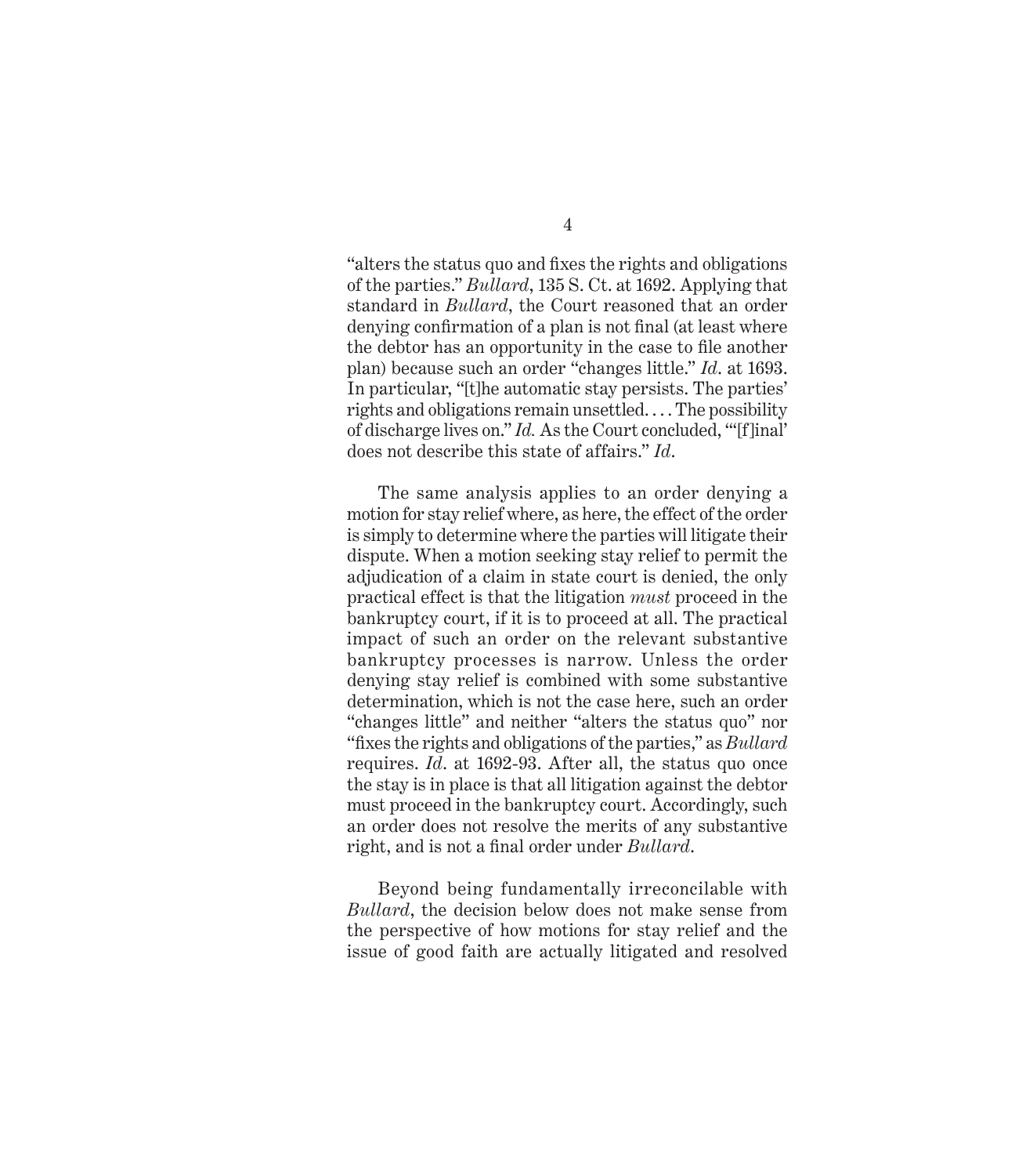"alters the status quo and fixes the rights and obligations of the parties." *Bullard*, 135 S. Ct. at 1692. Applying that standard in *Bullard*, the Court reasoned that an order denying confirmation of a plan is not final (at least where the debtor has an opportunity in the case to file another plan) because such an order "changes little." *Id.* at 1693. In particular, "[t]he automatic stay persists. The parties' rights and obligations remain unsettled. . . . The possibility of discharge lives on." *Id.* As the Court concluded, "'[f]inal' does not describe this state of affairs." *Id*.

The same analysis applies to an order denying a motion for stay relief where, as here, the effect of the order is simply to determine where the parties will litigate their dispute. When a motion seeking stay relief to permit the adjudication of a claim in state court is denied, the only practical effect is that the litigation *must* proceed in the bankruptcy court, if it is to proceed at all. The practical impact of such an order on the relevant substantive bankruptcy processes is narrow. Unless the order denying stay relief is combined with some substantive determination, which is not the case here, such an order "changes little" and neither "alters the status quo" nor "fixes the rights and obligations of the parties," as *Bullard* requires. *Id*. at 1692-93. After all, the status quo once the stay is in place is that all litigation against the debtor must proceed in the bankruptcy court. Accordingly, such an order does not resolve the merits of any substantive right, and is not a final order under *Bullard*.

Beyond being fundamentally irreconcilable with *Bullard*, the decision below does not make sense from the perspective of how motions for stay relief and the issue of good faith are actually litigated and resolved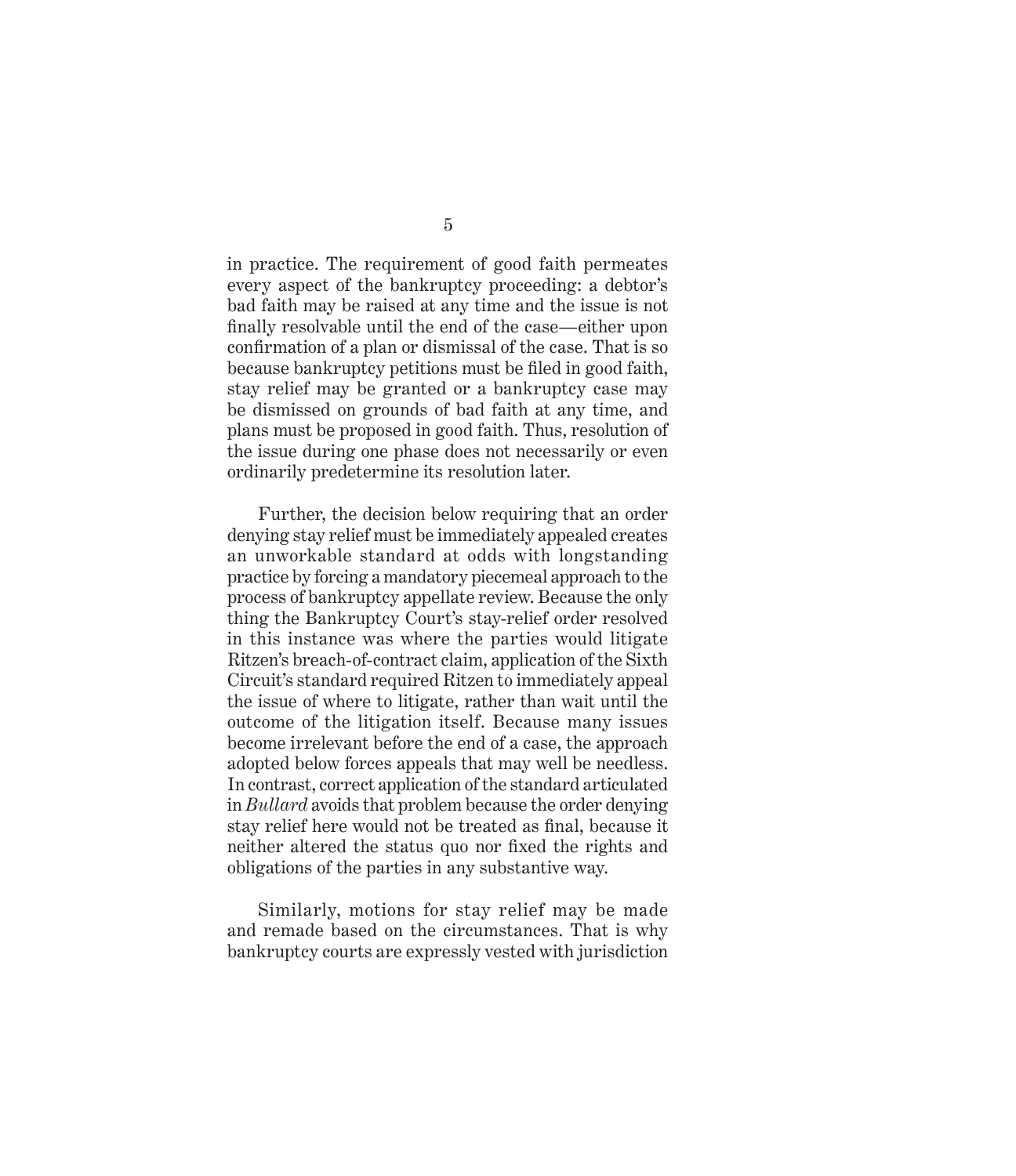in practice. The requirement of good faith permeates every aspect of the bankruptcy proceeding: a debtor's bad faith may be raised at any time and the issue is not finally resolvable until the end of the case—either upon confirmation of a plan or dismissal of the case. That is so because bankruptcy petitions must be filed in good faith, stay relief may be granted or a bankruptcy case may be dismissed on grounds of bad faith at any time, and plans must be proposed in good faith. Thus, resolution of the issue during one phase does not necessarily or even ordinarily predetermine its resolution later.

Further, the decision below requiring that an order denying stay relief must be immediately appealed creates an unworkable standard at odds with longstanding practice by forcing a mandatory piecemeal approach to the process of bankruptcy appellate review. Because the only thing the Bankruptcy Court's stay-relief order resolved in this instance was where the parties would litigate Ritzen's breach-of-contract claim, application of the Sixth Circuit's standard required Ritzen to immediately appeal the issue of where to litigate, rather than wait until the outcome of the litigation itself. Because many issues become irrelevant before the end of a case, the approach adopted below forces appeals that may well be needless. In contrast, correct application of the standard articulated in *Bullard* avoids that problem because the order denying stay relief here would not be treated as final, because it neither altered the status quo nor fixed the rights and obligations of the parties in any substantive way.

Similarly, motions for stay relief may be made and remade based on the circumstances. That is why bankruptcy courts are expressly vested with jurisdiction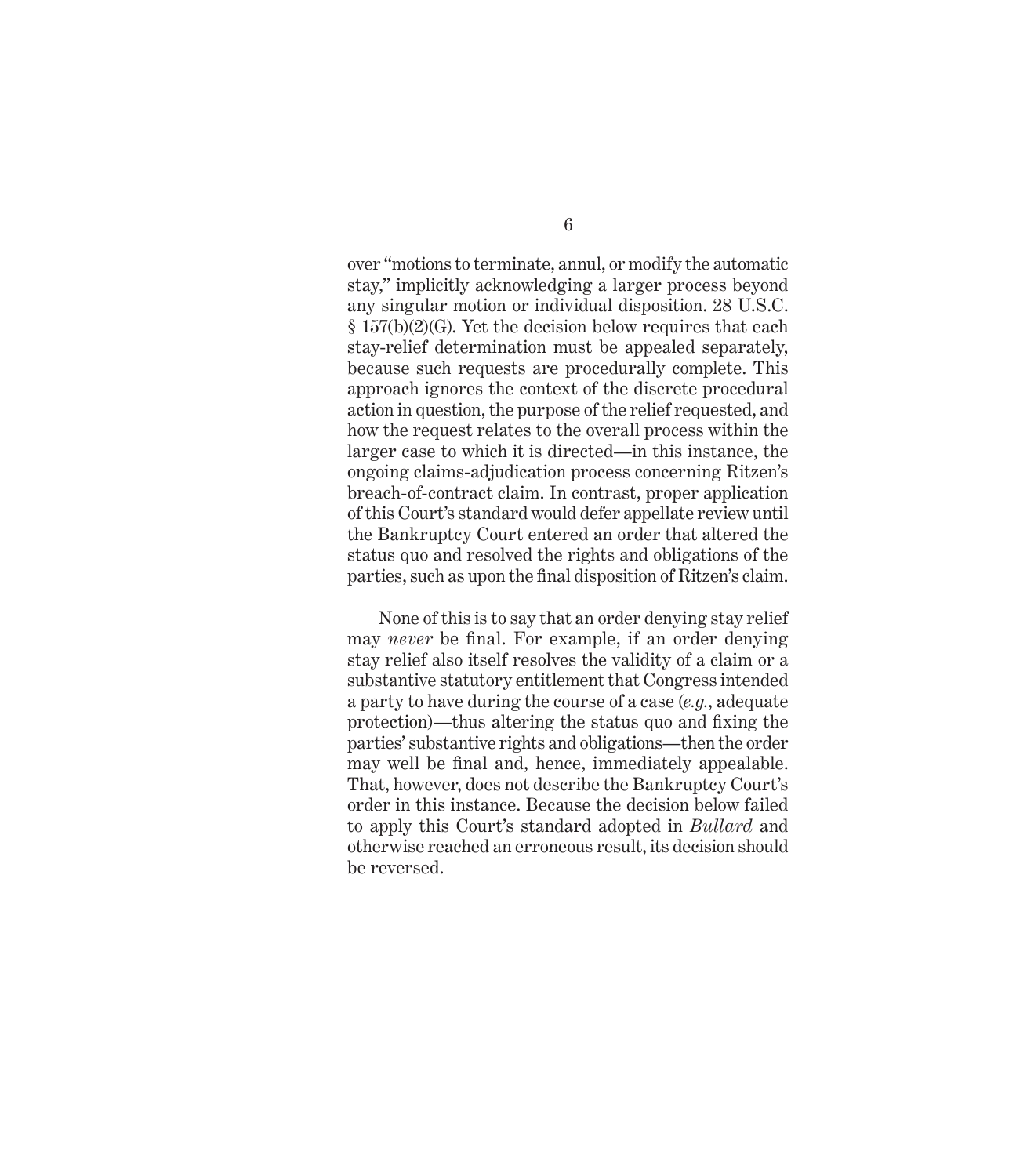over "motions to terminate, annul, or modify the automatic stay," implicitly acknowledging a larger process beyond any singular motion or individual disposition. 28 U.S.C. § 157(b)(2)(G). Yet the decision below requires that each stay-relief determination must be appealed separately, because such requests are procedurally complete. This approach ignores the context of the discrete procedural action in question, the purpose of the relief requested, and how the request relates to the overall process within the larger case to which it is directed—in this instance, the ongoing claims-adjudication process concerning Ritzen's breach-of-contract claim. In contrast, proper application of this Court's standard would defer appellate review until the Bankruptcy Court entered an order that altered the status quo and resolved the rights and obligations of the parties, such as upon the final disposition of Ritzen's claim.

None of this is to say that an order denying stay relief may *never* be final. For example, if an order denying stay relief also itself resolves the validity of a claim or a substantive statutory entitlement that Congress intended a party to have during the course of a case (*e.g.*, adequate protection)—thus altering the status quo and fixing the parties' substantive rights and obligations—then the order may well be final and, hence, immediately appealable. That, however, does not describe the Bankruptcy Court's order in this instance. Because the decision below failed to apply this Court's standard adopted in *Bullard* and otherwise reached an erroneous result, its decision should be reversed.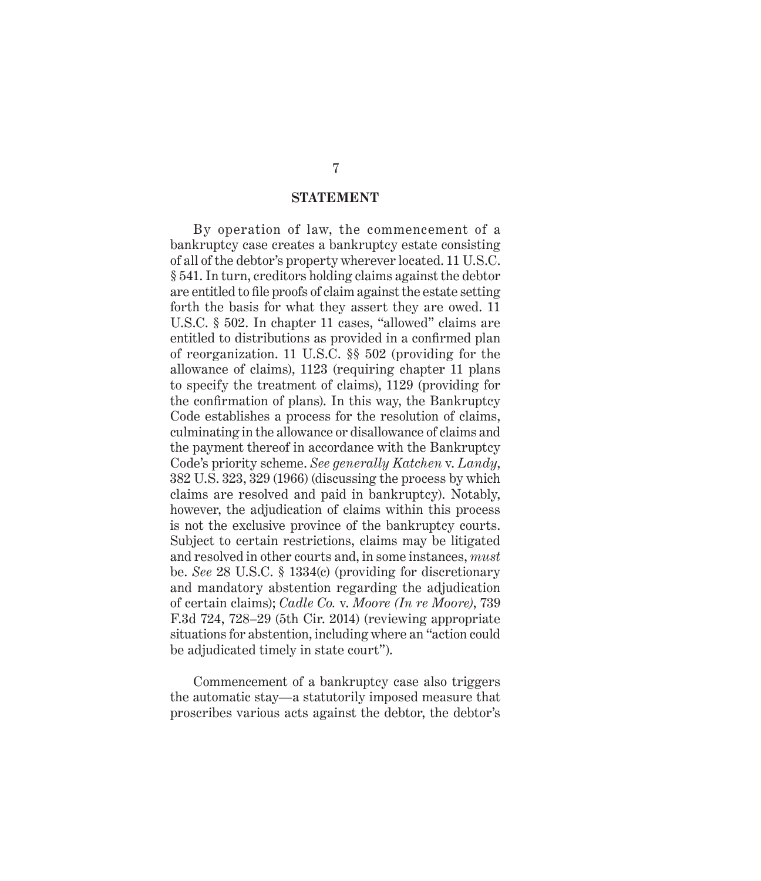## STATEMENT

By operation of law, the commencement of a bankruptcy case creates a bankruptcy estate consisting of all of the debtor's property wherever located. 11 U.S.C. § 541. In turn, creditors holding claims against the debtor are entitled to file proofs of claim against the estate setting forth the basis for what they assert they are owed. 11 U.S.C. § 502. In chapter 11 cases, "allowed" claims are entitled to distributions as provided in a confirmed plan of reorganization. 11 U.S.C. §§ 502 (providing for the allowance of claims), 1123 (requiring chapter 11 plans to specify the treatment of claims), 1129 (providing for the confirmation of plans). In this way, the Bankruptcy Code establishes a process for the resolution of claims, culminating in the allowance or disallowance of claims and the payment thereof in accordance with the Bankruptcy Code's priority scheme. *See generally Katchen* v. *Landy*, 382 U.S. 323, 329 (1966) (discussing the process by which claims are resolved and paid in bankruptcy). Notably, however, the adjudication of claims within this process is not the exclusive province of the bankruptcy courts. Subject to certain restrictions, claims may be litigated and resolved in other courts and, in some instances, *must* be. *See* 28 U.S.C. § 1334(c) (providing for discretionary and mandatory abstention regarding the adjudication of certain claims); *Cadle Co.* v. *Moore (In re Moore)*, 739 F.3d 724, 728–29 (5th Cir. 2014) (reviewing appropriate situations for abstention, including where an "action could be adjudicated timely in state court").

Commencement of a bankruptcy case also triggers the automatic stay—a statutorily imposed measure that proscribes various acts against the debtor, the debtor's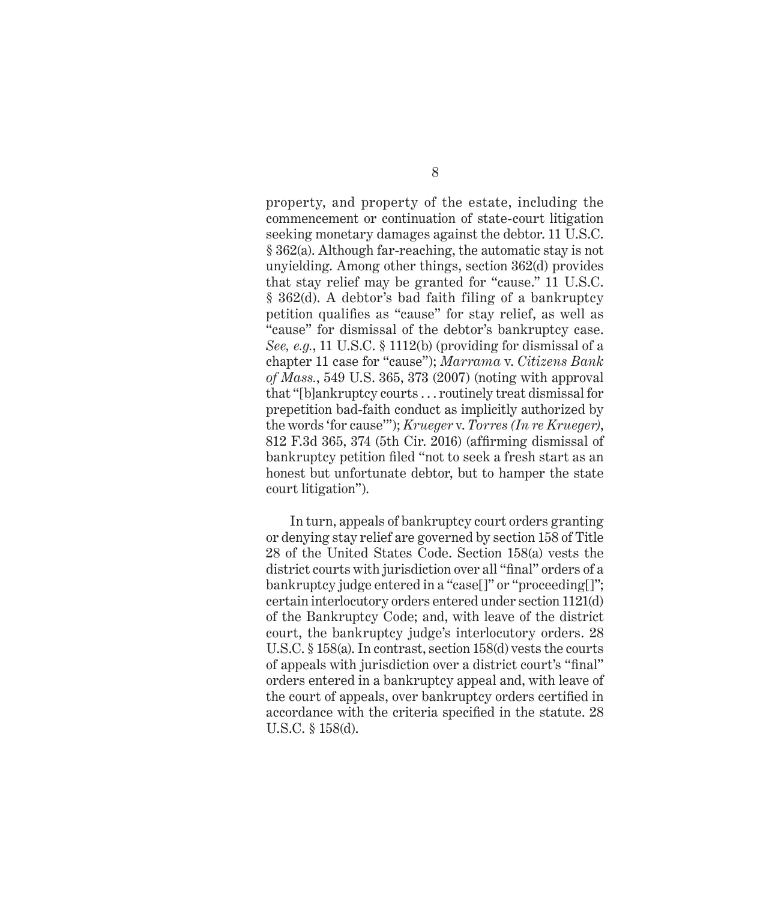property, and property of the estate, including the commencement or continuation of state-court litigation seeking monetary damages against the debtor. 11 U.S.C. § 362(a). Although far-reaching, the automatic stay is not unyielding. Among other things, section 362(d) provides that stay relief may be granted for "cause." 11 U.S.C. § 362(d). A debtor's bad faith filing of a bankruptcy petition qualifies as "cause" for stay relief, as well as "cause" for dismissal of the debtor's bankruptcy case. *See, e.g.*, 11 U.S.C. § 1112(b) (providing for dismissal of a chapter 11 case for "cause"); *Marrama* v. *Citizens Bank of Mass.*, 549 U.S. 365, 373 (2007) (noting with approval that "[b]ankruptcy courts . . . routinely treat dismissal for prepetition bad-faith conduct as implicitly authorized by the words 'for cause'"); *Krueger* v. *Torres (In re Krueger)*, 812 F.3d 365, 374 (5th Cir. 2016) (affirming dismissal of bankruptcy petition filed "not to seek a fresh start as an honest but unfortunate debtor, but to hamper the state court litigation").

In turn, appeals of bankruptcy court orders granting or denying stay relief are governed by section 158 of Title 28 of the United States Code. Section 158(a) vests the district courts with jurisdiction over all "final" orders of a bankruptcy judge entered in a "case[]" or "proceeding[]"; certain interlocutory orders entered under section 1121(d) of the Bankruptcy Code; and, with leave of the district court, the bankruptcy judge's interlocutory orders. 28 U.S.C. § 158(a). In contrast, section 158(d) vests the courts of appeals with jurisdiction over a district court's "final" orders entered in a bankruptcy appeal and, with leave of the court of appeals, over bankruptcy orders certified in accordance with the criteria specified in the statute. 28 U.S.C. § 158(d).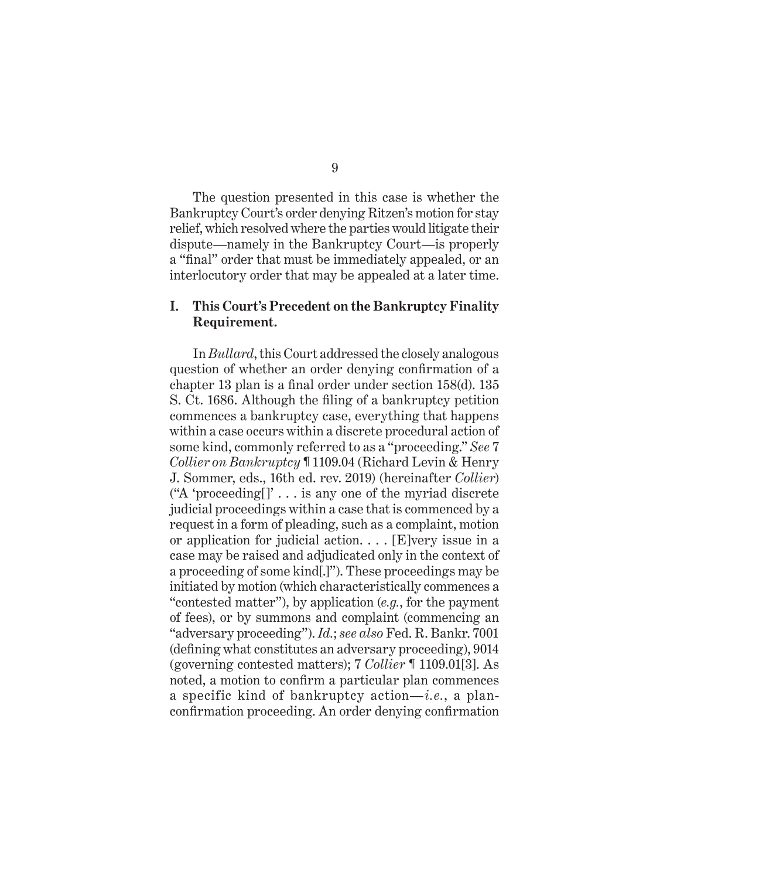The question presented in this case is whether the Bankruptcy Court's order denying Ritzen's motion for stay relief, which resolved where the parties would litigate their dispute—namely in the Bankruptcy Court—is properly a "final" order that must be immediately appealed, or an interlocutory order that may be appealed at a later time.

## I. This Court's Precedent on the Bankruptcy Finality Requirement.

In *Bullard*, this Court addressed the closely analogous question of whether an order denying confirmation of a chapter 13 plan is a final order under section 158(d). 135 S. Ct. 1686. Although the filing of a bankruptcy petition commences a bankruptcy case, everything that happens within a case occurs within a discrete procedural action of some kind, commonly referred to as a "proceeding." *See* 7 *Collier on Bankruptcy* ¶ 1109.04 (Richard Levin & Henry J. Sommer, eds., 16th ed. rev. 2019) (hereinafter *Collier*) ("A 'proceeding[]' . . . is any one of the myriad discrete judicial proceedings within a case that is commenced by a request in a form of pleading, such as a complaint, motion or application for judicial action. . . . [E]very issue in a case may be raised and adjudicated only in the context of a proceeding of some kind[.]"). These proceedings may be initiated by motion (which characteristically commences a "contested matter"), by application (*e.g.*, for the payment of fees), or by summons and complaint (commencing an "adversary proceeding"). *Id.*; *see also* Fed. R. Bankr. 7001 (defining what constitutes an adversary proceeding), 9014 (governing contested matters); 7 *Collier* ¶ 1109.01[3]. As noted, a motion to confirm a particular plan commences a specific kind of bankruptcy action—*i.e.*, a plan-confirmation proceeding. An order denying confirmation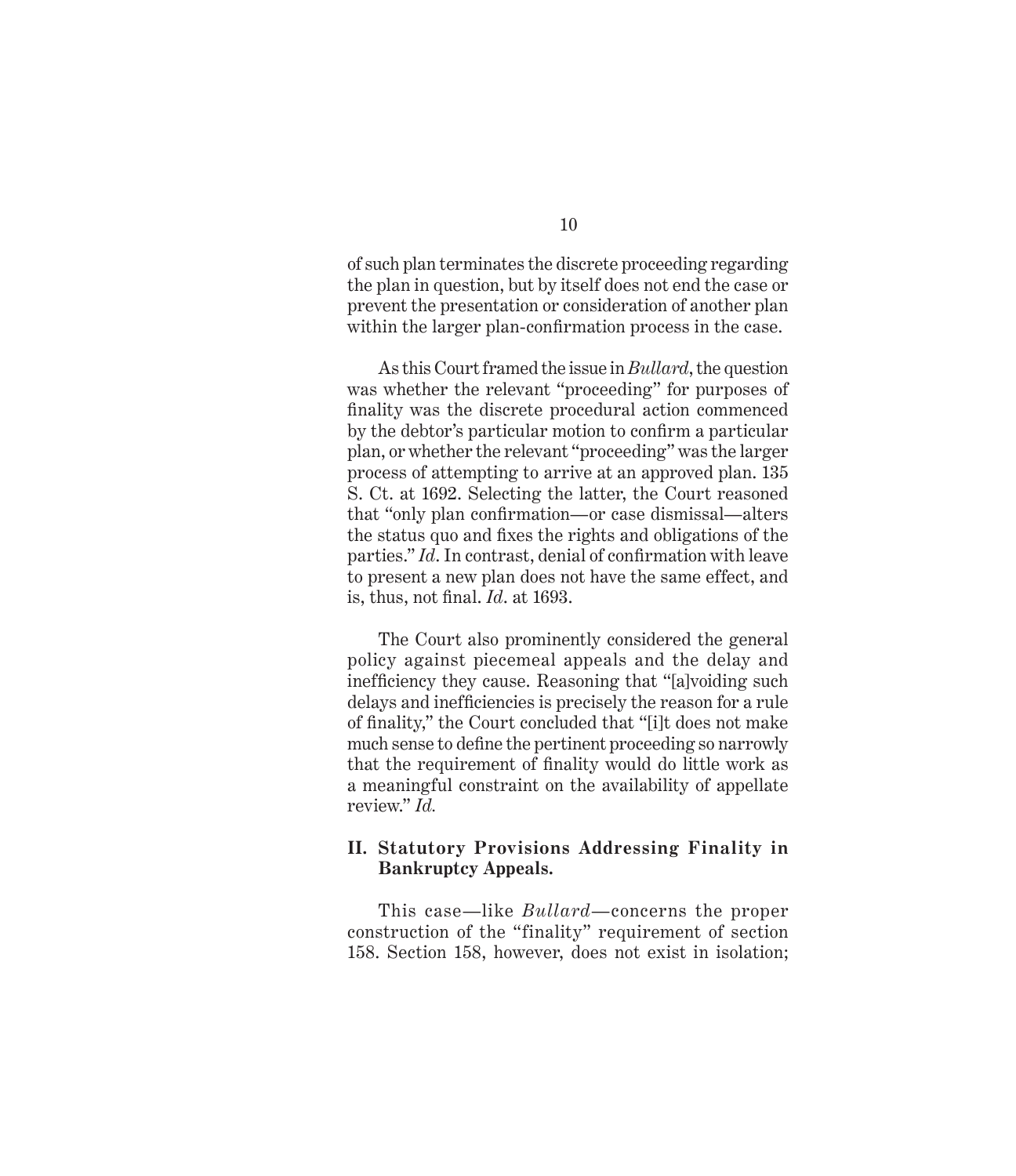of such plan terminates the discrete proceeding regarding the plan in question, but by itself does not end the case or prevent the presentation or consideration of another plan within the larger plan-confirmation process in the case.

As this Court framed the issue in *Bullard*, the question was whether the relevant "proceeding" for purposes of finality was the discrete procedural action commenced by the debtor's particular motion to confirm a particular plan, or whether the relevant "proceeding" was the larger process of attempting to arrive at an approved plan. 135 S. Ct. at 1692. Selecting the latter, the Court reasoned that "only plan confirmation—or case dismissal—alters the status quo and fixes the rights and obligations of the parties." *Id*. In contrast, denial of confirmation with leave to present a new plan does not have the same effect, and is, thus, not final. *Id*. at 1693.

The Court also prominently considered the general policy against piecemeal appeals and the delay and inefficiency they cause. Reasoning that "[a]voiding such delays and inefficiencies is precisely the reason for a rule of finality," the Court concluded that "[i]t does not make much sense to define the pertinent proceeding so narrowly that the requirement of finality would do little work as a meaningful constraint on the availability of appellate review." *Id.*

## II. Statutory Provisions Addressing Finality in Bankruptcy Appeals.

This case—like *Bullard*—concerns the proper construction of the "finality" requirement of section 158. Section 158, however, does not exist in isolation;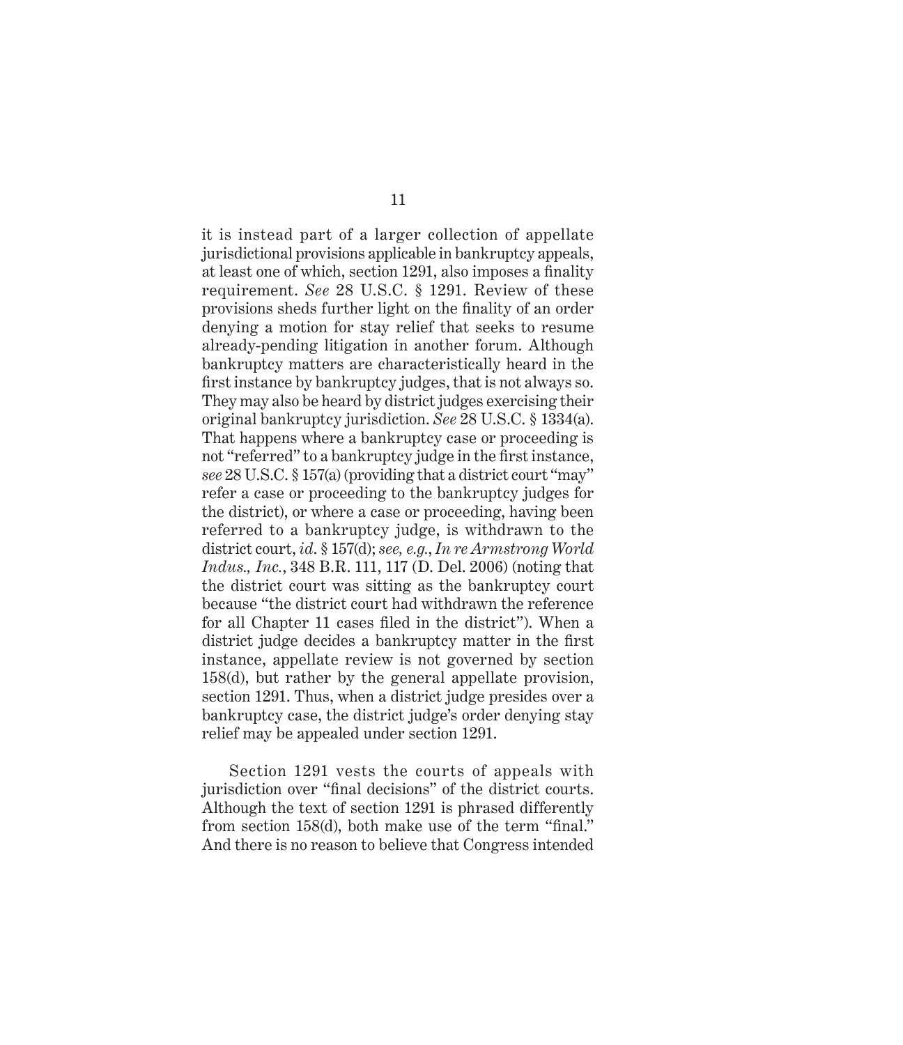it is instead part of a larger collection of appellate jurisdictional provisions applicable in bankruptcy appeals, at least one of which, section 1291, also imposes a finality requirement. *See* 28 U.S.C. § 1291. Review of these provisions sheds further light on the finality of an order denying a motion for stay relief that seeks to resume already-pending litigation in another forum. Although bankruptcy matters are characteristically heard in the first instance by bankruptcy judges, that is not always so. They may also be heard by district judges exercising their original bankruptcy jurisdiction. *See* 28 U.S.C. § 1334(a). That happens where a bankruptcy case or proceeding is not "referred" to a bankruptcy judge in the first instance, *see* 28 U.S.C. § 157(a) (providing that a district court "may" refer a case or proceeding to the bankruptcy judges for the district), or where a case or proceeding, having been referred to a bankruptcy judge, is withdrawn to the district court, *id*. § 157(d); *see, e.g.*, *In re Armstrong World Indus., Inc.*, 348 B.R. 111, 117 (D. Del. 2006) (noting that the district court was sitting as the bankruptcy court because "the district court had withdrawn the reference for all Chapter 11 cases filed in the district"). When a district judge decides a bankruptcy matter in the first instance, appellate review is not governed by section 158(d), but rather by the general appellate provision, section 1291. Thus, when a district judge presides over a bankruptcy case, the district judge's order denying stay relief may be appealed under section 1291.

Section 1291 vests the courts of appeals with jurisdiction over "final decisions" of the district courts. Although the text of section 1291 is phrased differently from section 158(d), both make use of the term "final." And there is no reason to believe that Congress intended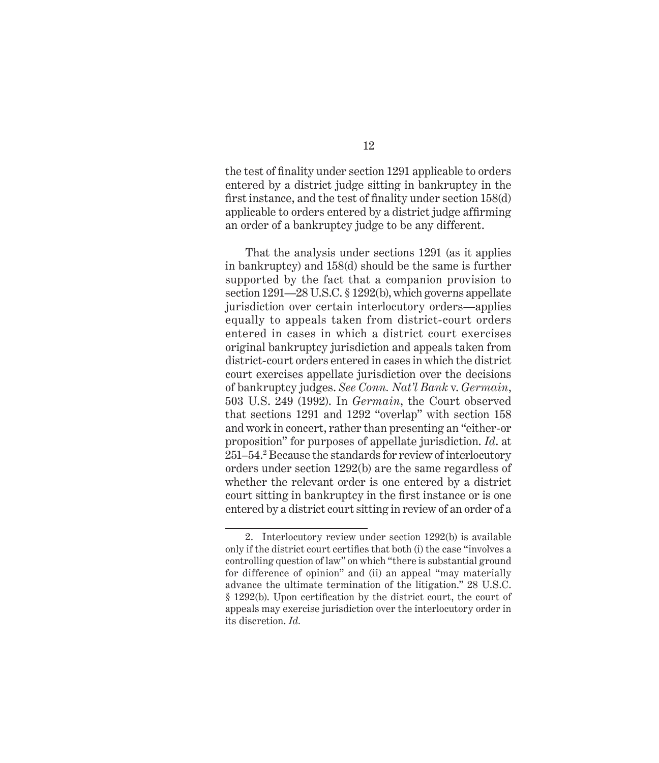the test of finality under section 1291 applicable to orders entered by a district judge sitting in bankruptcy in the first instance, and the test of finality under section 158(d) applicable to orders entered by a district judge affirming an order of a bankruptcy judge to be any different.

That the analysis under sections 1291 (as it applies in bankruptcy) and 158(d) should be the same is further supported by the fact that a companion provision to section 1291—28 U.S.C. § 1292(b), which governs appellate jurisdiction over certain interlocutory orders—applies equally to appeals taken from district-court orders entered in cases in which a district court exercises original bankruptcy jurisdiction and appeals taken from district-court orders entered in cases in which the district court exercises appellate jurisdiction over the decisions of bankruptcy judges. *See Conn. Nat'l Bank* v. *Germain*, 503 U.S. 249 (1992). In *Germain*, the Court observed that sections 1291 and 1292 "overlap" with section 158 and work in concert, rather than presenting an "either-or proposition" for purposes of appellate jurisdiction. *Id*. at 251–54.[2] Because the standards for review of interlocutory orders under section 1292(b) are the same regardless of whether the relevant order is one entered by a district court sitting in bankruptcy in the first instance or is one entered by a district court sitting in review of an order of a

2. Interlocutory review under section 1292(b) is available only if the district court certifies that both (i) the case "involves a controlling question of law" on which "there is substantial ground for difference of opinion" and (ii) an appeal "may materially advance the ultimate termination of the litigation." 28 U.S.C. § 1292(b). Upon certification by the district court, the court of appeals may exercise jurisdiction over the interlocutory order in its discretion. *Id.*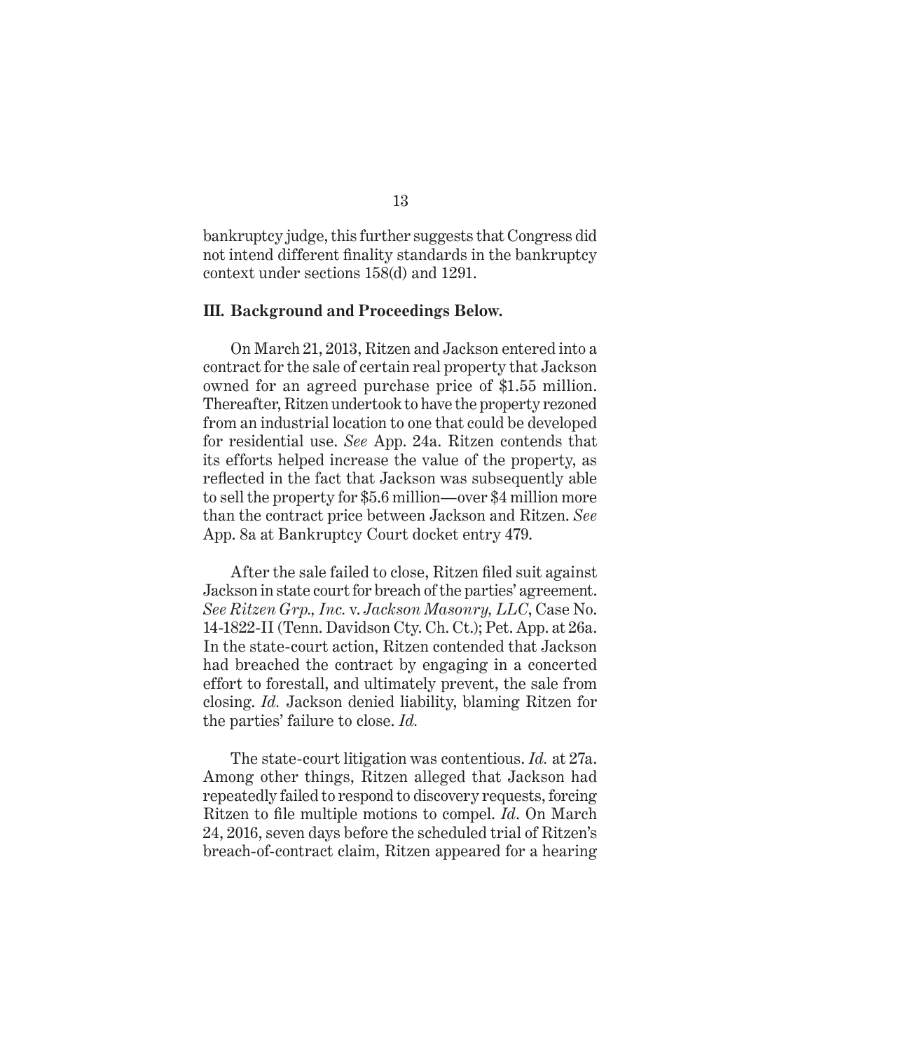bankruptcy judge, this further suggests that Congress did not intend different finality standards in the bankruptcy context under sections 158(d) and 1291.

### III. Background and Proceedings Below.

On March 21, 2013, Ritzen and Jackson entered into a contract for the sale of certain real property that Jackson owned for an agreed purchase price of $1.55 million. Thereafter, Ritzen undertook to have the property rezoned from an industrial location to one that could be developed for residential use. *See* App. 24a. Ritzen contends that its efforts helped increase the value of the property, as reflected in the fact that Jackson was subsequently able to sell the property for $5.6 million—over $4 million more than the contract price between Jackson and Ritzen. *See* App. 8a at Bankruptcy Court docket entry 479.

After the sale failed to close, Ritzen filed suit against Jackson in state court for breach of the parties' agreement. *See Ritzen Grp., Inc.* v. *Jackson Masonry, LLC*, Case No. 14-1822-II (Tenn. Davidson Cty. Ch. Ct.); Pet. App. at 26a. In the state-court action, Ritzen contended that Jackson had breached the contract by engaging in a concerted effort to forestall, and ultimately prevent, the sale from closing. *Id.* Jackson denied liability, blaming Ritzen for the parties' failure to close. *Id.*

The state-court litigation was contentious. *Id.* at 27a. Among other things, Ritzen alleged that Jackson had repeatedly failed to respond to discovery requests, forcing Ritzen to file multiple motions to compel. *Id*. On March 24, 2016, seven days before the scheduled trial of Ritzen's breach-of-contract claim, Ritzen appeared for a hearing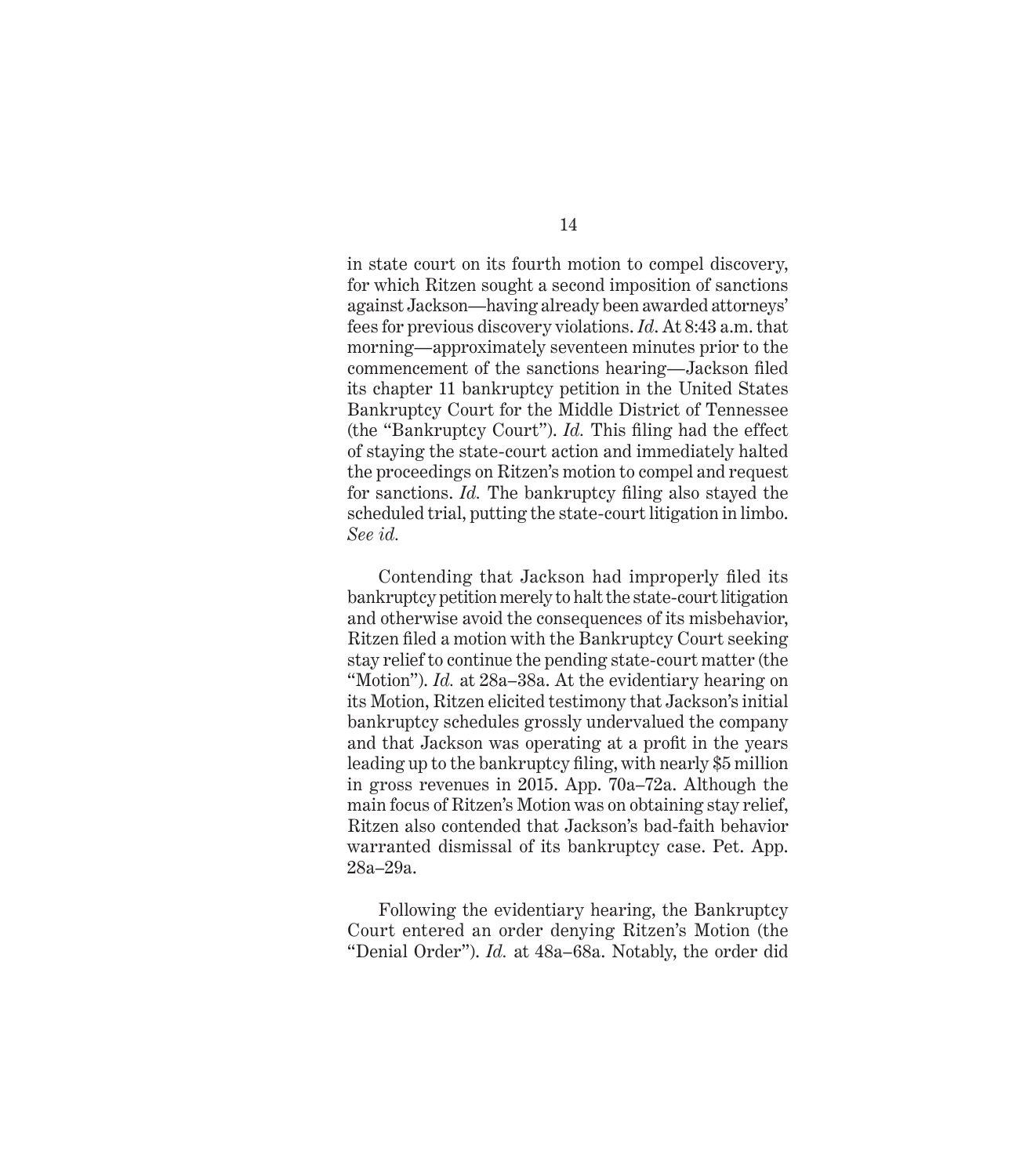in state court on its fourth motion to compel discovery, for which Ritzen sought a second imposition of sanctions against Jackson—having already been awarded attorneys' fees for previous discovery violations. *Id*. At 8:43 a.m. that morning—approximately seventeen minutes prior to the commencement of the sanctions hearing—Jackson filed its chapter 11 bankruptcy petition in the United States Bankruptcy Court for the Middle District of Tennessee (the "Bankruptcy Court"). *Id.* This filing had the effect of staying the state-court action and immediately halted the proceedings on Ritzen's motion to compel and request for sanctions. *Id.* The bankruptcy filing also stayed the scheduled trial, putting the state-court litigation in limbo. *See id.*

Contending that Jackson had improperly filed its bankruptcy petition merely to halt the state-court litigation and otherwise avoid the consequences of its misbehavior, Ritzen filed a motion with the Bankruptcy Court seeking stay relief to continue the pending state-court matter (the "Motion"). *Id.* at 28a–38a. At the evidentiary hearing on its Motion, Ritzen elicited testimony that Jackson's initial bankruptcy schedules grossly undervalued the company and that Jackson was operating at a profit in the years leading up to the bankruptcy filing, with nearly $5 million in gross revenues in 2015. App. 70a–72a. Although the main focus of Ritzen's Motion was on obtaining stay relief, Ritzen also contended that Jackson's bad-faith behavior warranted dismissal of its bankruptcy case. Pet. App. 28a–29a.

Following the evidentiary hearing, the Bankruptcy Court entered an order denying Ritzen's Motion (the "Denial Order"). *Id.* at 48a–68a. Notably, the order did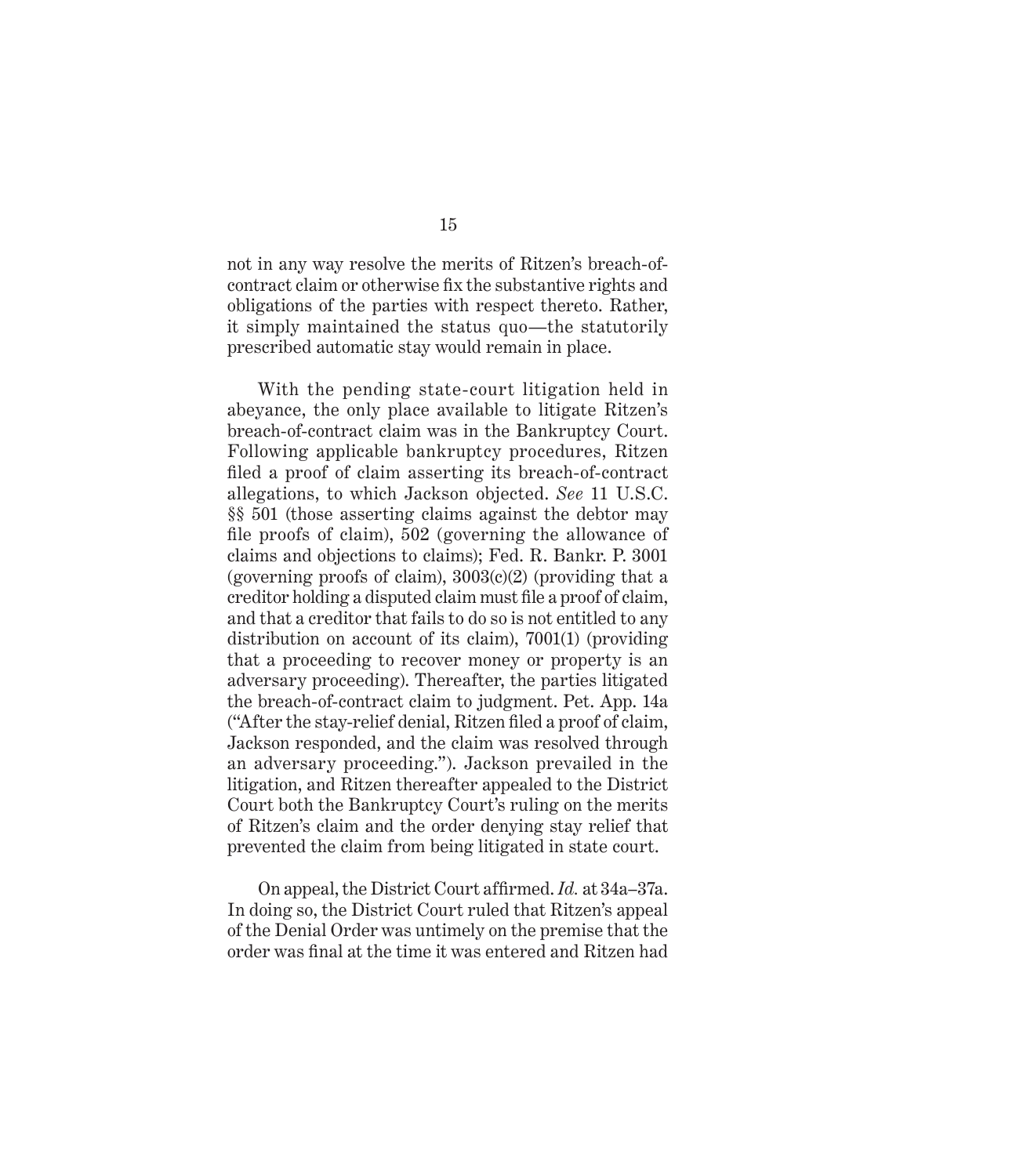not in any way resolve the merits of Ritzen's breach-of-contract claim or otherwise fix the substantive rights and obligations of the parties with respect thereto. Rather, it simply maintained the status quo—the statutorily prescribed automatic stay would remain in place.

With the pending state-court litigation held in abeyance, the only place available to litigate Ritzen's breach-of-contract claim was in the Bankruptcy Court. Following applicable bankruptcy procedures, Ritzen filed a proof of claim asserting its breach-of-contract allegations, to which Jackson objected. *See* 11 U.S.C. §§ 501 (those asserting claims against the debtor may file proofs of claim), 502 (governing the allowance of claims and objections to claims); Fed. R. Bankr. P. 3001 (governing proofs of claim), 3003(c)(2) (providing that a creditor holding a disputed claim must file a proof of claim, and that a creditor that fails to do so is not entitled to any distribution on account of its claim), 7001(1) (providing that a proceeding to recover money or property is an adversary proceeding). Thereafter, the parties litigated the breach-of-contract claim to judgment. Pet. App. 14a ("After the stay-relief denial, Ritzen filed a proof of claim, Jackson responded, and the claim was resolved through an adversary proceeding."). Jackson prevailed in the litigation, and Ritzen thereafter appealed to the District Court both the Bankruptcy Court's ruling on the merits of Ritzen's claim and the order denying stay relief that prevented the claim from being litigated in state court.

On appeal, the District Court affirmed. *Id.* at 34a–37a. In doing so, the District Court ruled that Ritzen's appeal of the Denial Order was untimely on the premise that the order was final at the time it was entered and Ritzen had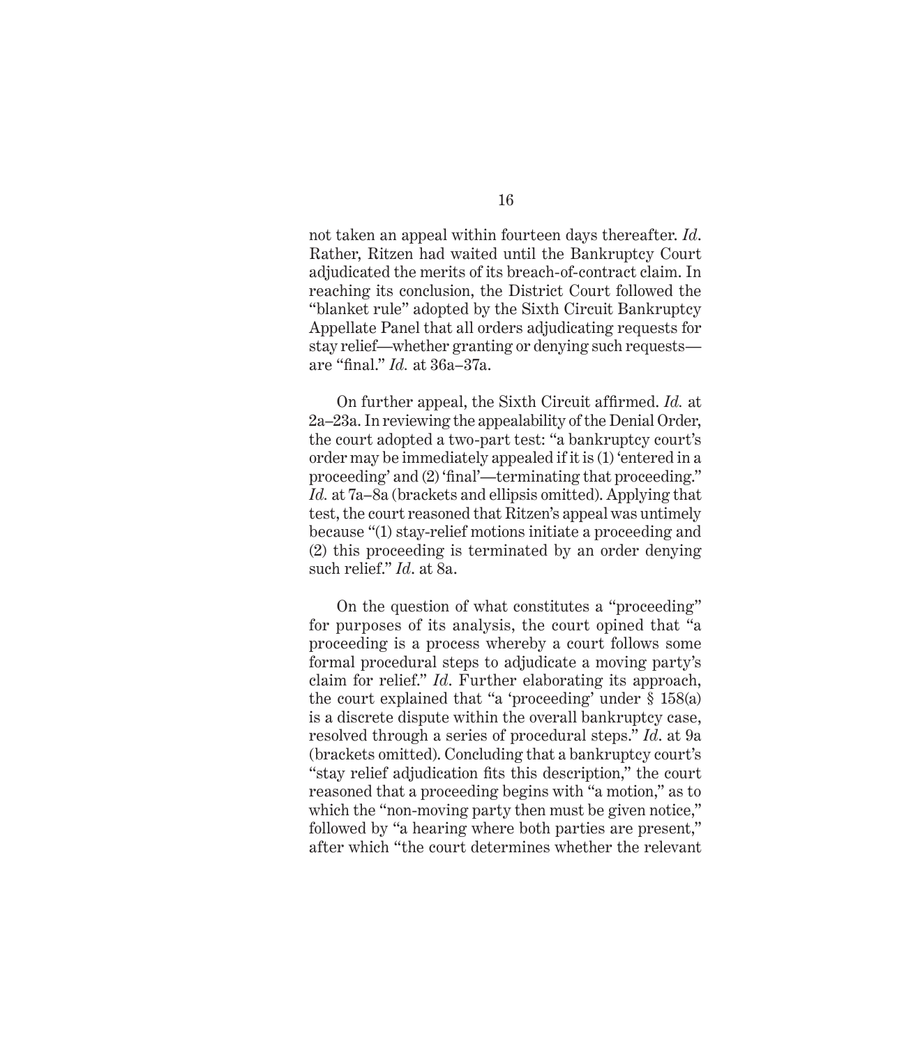not taken an appeal within fourteen days thereafter. *Id*. Rather, Ritzen had waited until the Bankruptcy Court adjudicated the merits of its breach-of-contract claim. In reaching its conclusion, the District Court followed the "blanket rule" adopted by the Sixth Circuit Bankruptcy Appellate Panel that all orders adjudicating requests for stay relief—whether granting or denying such requests—are "final." *Id.* at 36a–37a.

On further appeal, the Sixth Circuit affirmed. *Id.* at 2a–23a. In reviewing the appealability of the Denial Order, the court adopted a two-part test: "a bankruptcy court's order may be immediately appealed if it is (1) 'entered in a proceeding' and (2) 'final'—terminating that proceeding." *Id.* at 7a–8a (brackets and ellipsis omitted). Applying that test, the court reasoned that Ritzen's appeal was untimely because "(1) stay-relief motions initiate a proceeding and (2) this proceeding is terminated by an order denying such relief." *Id*. at 8a.

On the question of what constitutes a "proceeding" for purposes of its analysis, the court opined that "a proceeding is a process whereby a court follows some formal procedural steps to adjudicate a moving party's claim for relief." *Id*. Further elaborating its approach, the court explained that "a 'proceeding' under § 158(a) is a discrete dispute within the overall bankruptcy case, resolved through a series of procedural steps." *Id*. at 9a (brackets omitted). Concluding that a bankruptcy court's "stay relief adjudication fits this description," the court reasoned that a proceeding begins with "a motion," as to which the "non-moving party then must be given notice," followed by "a hearing where both parties are present," after which "the court determines whether the relevant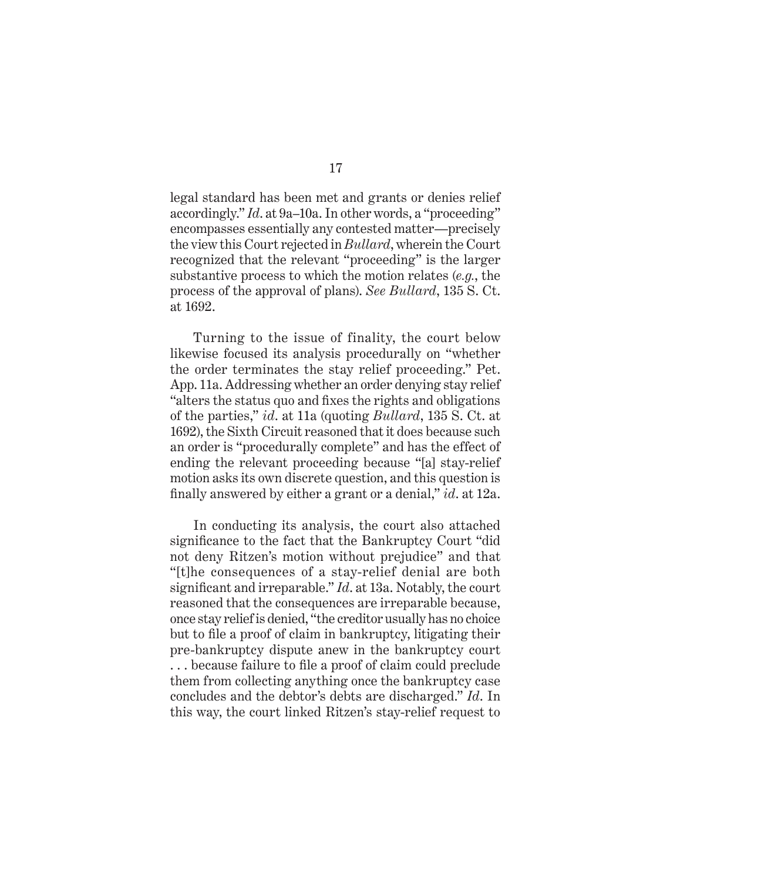legal standard has been met and grants or denies relief accordingly." *Id*. at 9a–10a. In other words, a "proceeding" encompasses essentially any contested matter—precisely the view this Court rejected in *Bullard*, wherein the Court recognized that the relevant "proceeding" is the larger substantive process to which the motion relates (*e.g.*, the process of the approval of plans). *See Bullard*, 135 S. Ct. at 1692.

Turning to the issue of finality, the court below likewise focused its analysis procedurally on "whether the order terminates the stay relief proceeding." Pet. App. 11a. Addressing whether an order denying stay relief "alters the status quo and fixes the rights and obligations of the parties," *id*. at 11a (quoting *Bullard*, 135 S. Ct. at 1692), the Sixth Circuit reasoned that it does because such an order is "procedurally complete" and has the effect of ending the relevant proceeding because "[a] stay-relief motion asks its own discrete question, and this question is finally answered by either a grant or a denial," *id*. at 12a.

In conducting its analysis, the court also attached significance to the fact that the Bankruptcy Court "did not deny Ritzen's motion without prejudice" and that "[t]he consequences of a stay-relief denial are both significant and irreparable." *Id*. at 13a. Notably, the court reasoned that the consequences are irreparable because, once stay relief is denied, "the creditor usually has no choice but to file a proof of claim in bankruptcy, litigating their pre-bankruptcy dispute anew in the bankruptcy court . . . because failure to file a proof of claim could preclude them from collecting anything once the bankruptcy case concludes and the debtor's debts are discharged." *Id*. In this way, the court linked Ritzen's stay-relief request to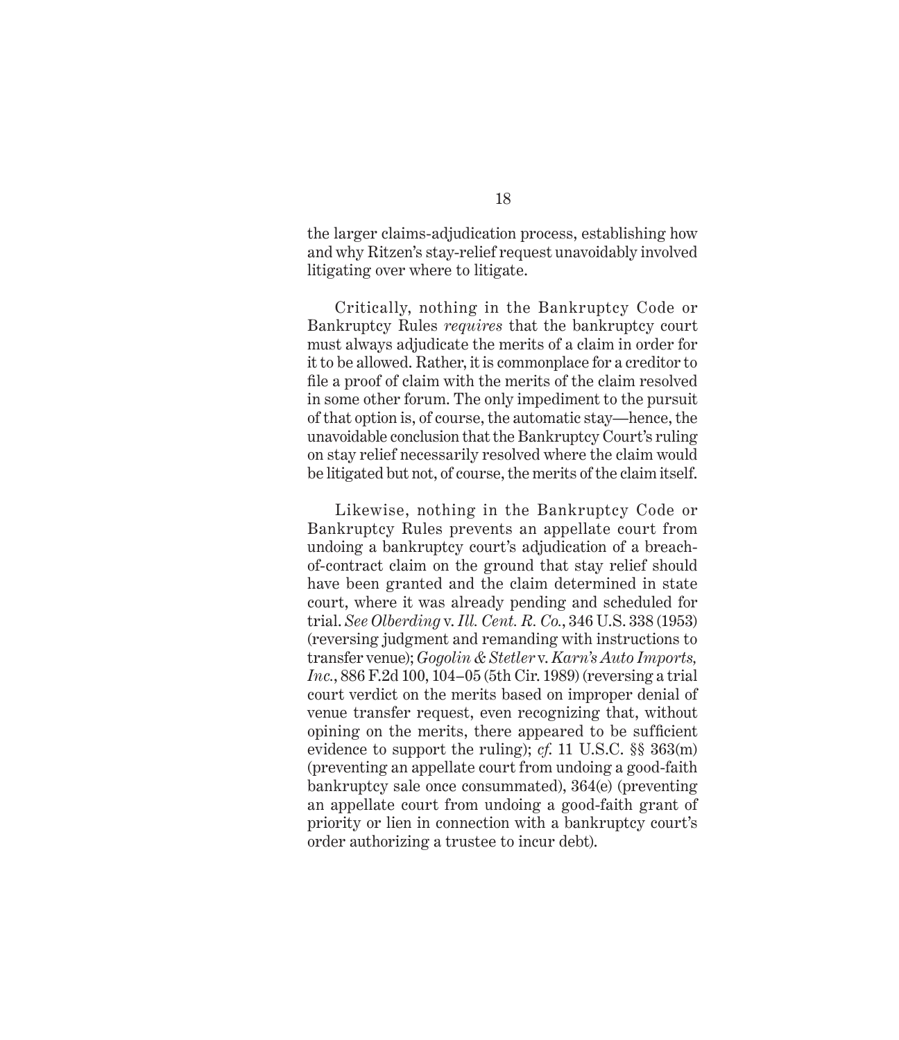the larger claims-adjudication process, establishing how and why Ritzen's stay-relief request unavoidably involved litigating over where to litigate.

Critically, nothing in the Bankruptcy Code or Bankruptcy Rules *requires* that the bankruptcy court must always adjudicate the merits of a claim in order for it to be allowed. Rather, it is commonplace for a creditor to file a proof of claim with the merits of the claim resolved in some other forum. The only impediment to the pursuit of that option is, of course, the automatic stay—hence, the unavoidable conclusion that the Bankruptcy Court's ruling on stay relief necessarily resolved where the claim would be litigated but not, of course, the merits of the claim itself.

Likewise, nothing in the Bankruptcy Code or Bankruptcy Rules prevents an appellate court from undoing a bankruptcy court's adjudication of a breach-of-contract claim on the ground that stay relief should have been granted and the claim determined in state court, where it was already pending and scheduled for trial. *See Olberding* v. *Ill. Cent. R. Co.*, 346 U.S. 338 (1953) (reversing judgment and remanding with instructions to transfer venue); *Gogolin & Stetler* v. *Karn's Auto Imports, Inc.*, 886 F.2d 100, 104–05 (5th Cir. 1989) (reversing a trial court verdict on the merits based on improper denial of venue transfer request, even recognizing that, without opining on the merits, there appeared to be sufficient evidence to support the ruling); *cf.* 11 U.S.C. §§ 363(m) (preventing an appellate court from undoing a good-faith bankruptcy sale once consummated), 364(e) (preventing an appellate court from undoing a good-faith grant of priority or lien in connection with a bankruptcy court's order authorizing a trustee to incur debt).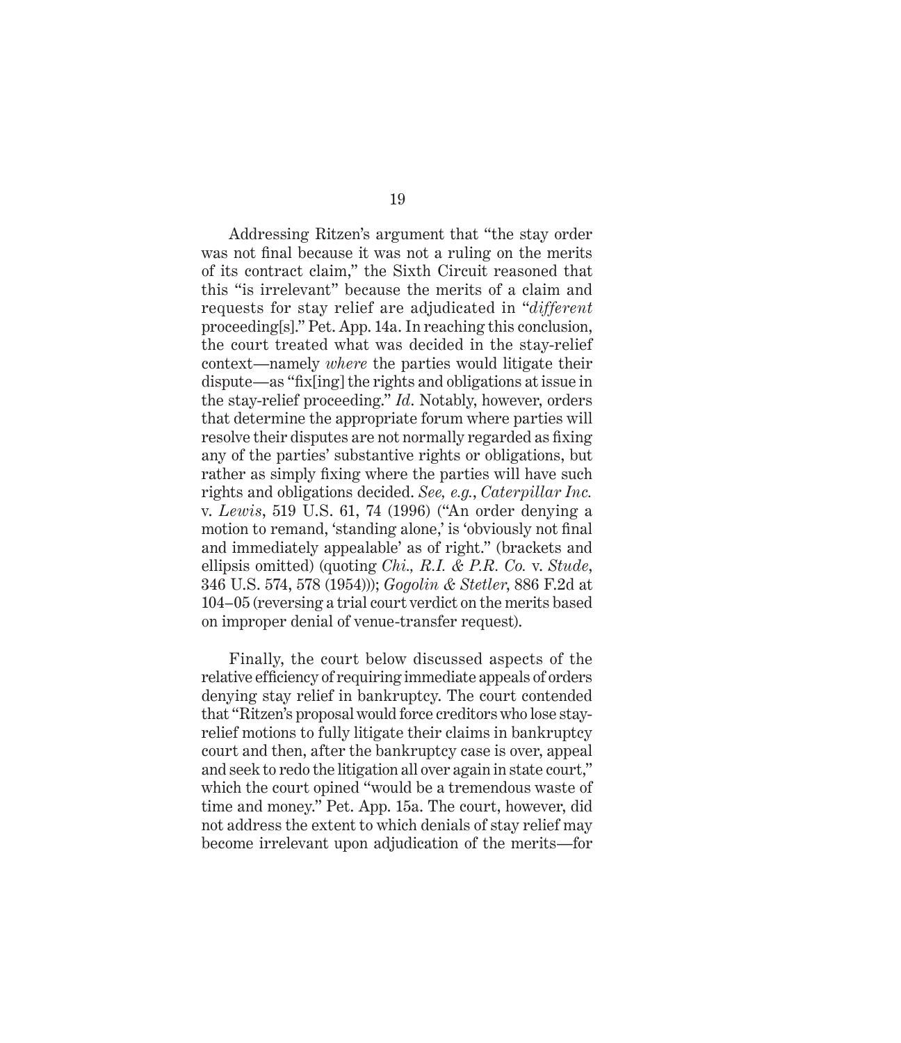Addressing Ritzen's argument that "the stay order was not final because it was not a ruling on the merits of its contract claim," the Sixth Circuit reasoned that this "is irrelevant" because the merits of a claim and requests for stay relief are adjudicated in "*different* proceeding[s]." Pet. App. 14a. In reaching this conclusion, the court treated what was decided in the stay-relief context—namely *where* the parties would litigate their dispute—as "fix[ing] the rights and obligations at issue in the stay-relief proceeding." *Id.* Notably, however, orders that determine the appropriate forum where parties will resolve their disputes are not normally regarded as fixing any of the parties' substantive rights or obligations, but rather as simply fixing where the parties will have such rights and obligations decided. *See, e.g.*, *Caterpillar Inc.* v. *Lewis*, 519 U.S. 61, 74 (1996) ("An order denying a motion to remand, 'standing alone,' is 'obviously not final and immediately appealable' as of right." (brackets and ellipsis omitted) (quoting *Chi., R.I. & P.R. Co.* v. *Stude*, 346 U.S. 574, 578 (1954))); *Gogolin & Stetler*, 886 F.2d at 104–05 (reversing a trial court verdict on the merits based on improper denial of venue-transfer request).

Finally, the court below discussed aspects of the relative efficiency of requiring immediate appeals of orders denying stay relief in bankruptcy. The court contended that "Ritzen's proposal would force creditors who lose stay-relief motions to fully litigate their claims in bankruptcy court and then, after the bankruptcy case is over, appeal and seek to redo the litigation all over again in state court," which the court opined "would be a tremendous waste of time and money." Pet. App. 15a. The court, however, did not address the extent to which denials of stay relief may become irrelevant upon adjudication of the merits—for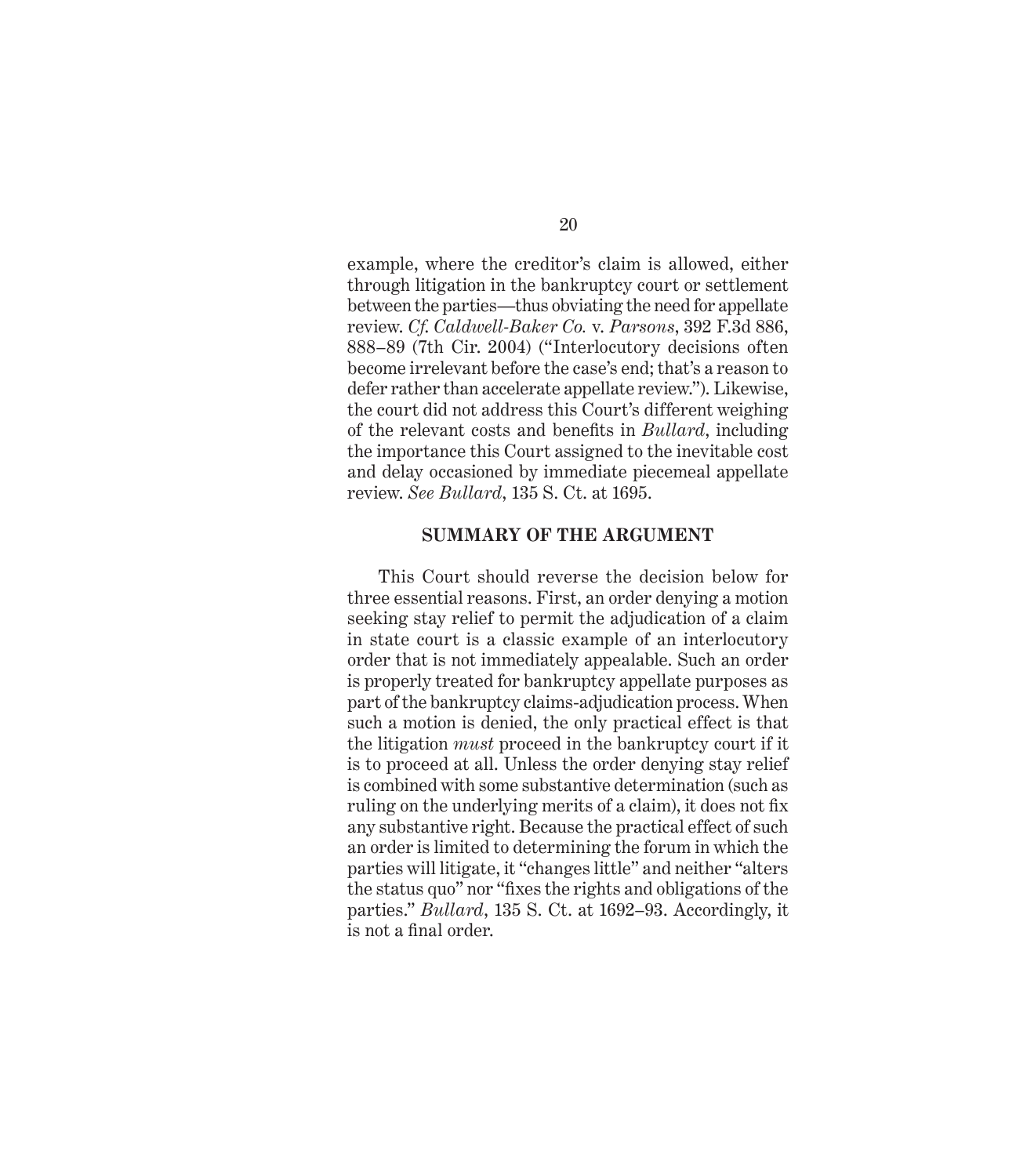example, where the creditor's claim is allowed, either through litigation in the bankruptcy court or settlement between the parties—thus obviating the need for appellate review. *Cf. Caldwell-Baker Co.* v. *Parsons*, 392 F.3d 886, 888–89 (7th Cir. 2004) ("Interlocutory decisions often become irrelevant before the case's end; that's a reason to defer rather than accelerate appellate review."). Likewise, the court did not address this Court's different weighing of the relevant costs and benefits in *Bullard*, including the importance this Court assigned to the inevitable cost and delay occasioned by immediate piecemeal appellate review. *See Bullard*, 135 S. Ct. at 1695.

## SUMMARY OF THE ARGUMENT

This Court should reverse the decision below for three essential reasons. First, an order denying a motion seeking stay relief to permit the adjudication of a claim in state court is a classic example of an interlocutory order that is not immediately appealable. Such an order is properly treated for bankruptcy appellate purposes as part of the bankruptcy claims-adjudication process. When such a motion is denied, the only practical effect is that the litigation *must* proceed in the bankruptcy court if it is to proceed at all. Unless the order denying stay relief is combined with some substantive determination (such as ruling on the underlying merits of a claim), it does not fix any substantive right. Because the practical effect of such an order is limited to determining the forum in which the parties will litigate, it "changes little" and neither "alters the status quo" nor "fixes the rights and obligations of the parties." *Bullard*, 135 S. Ct. at 1692–93. Accordingly, it is not a final order.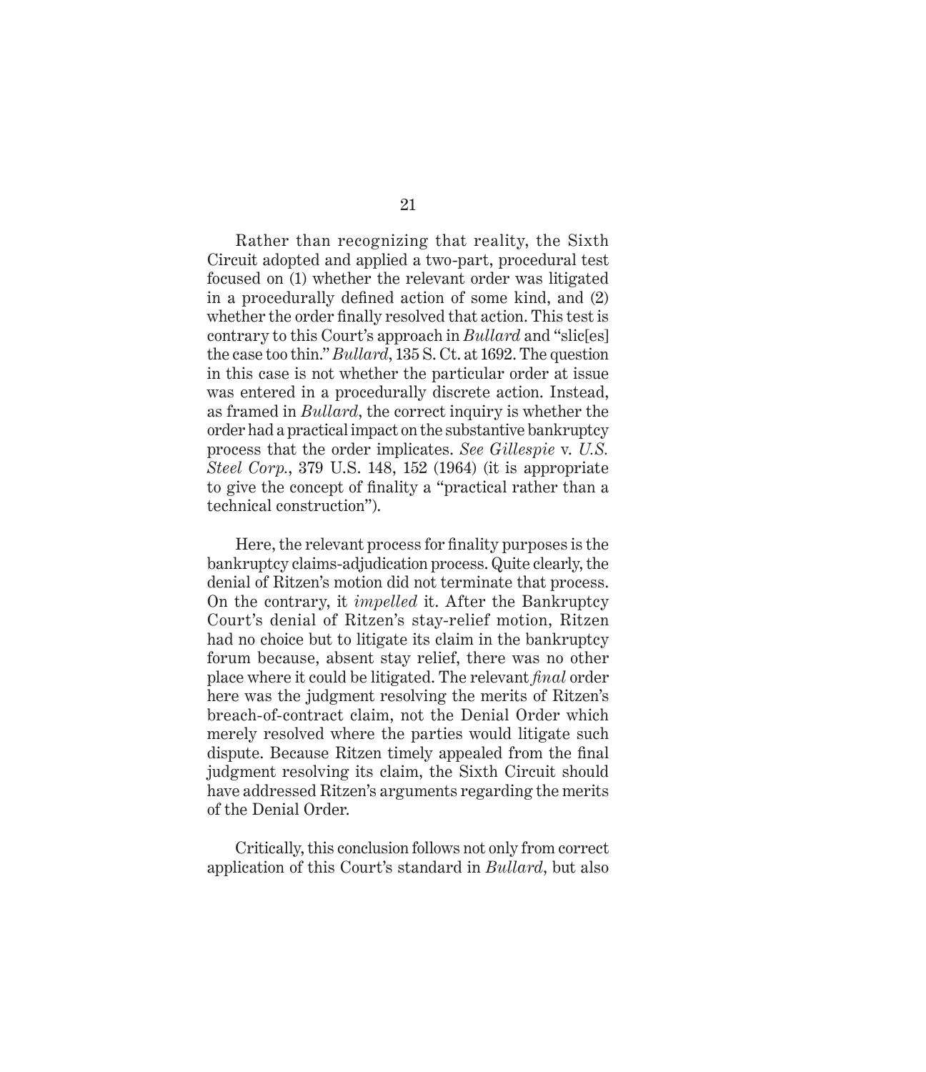Rather than recognizing that reality, the Sixth Circuit adopted and applied a two-part, procedural test focused on (1) whether the relevant order was litigated in a procedurally defined action of some kind, and (2) whether the order finally resolved that action. This test is contrary to this Court's approach in *Bullard* and "slic[es] the case too thin." *Bullard*, 135 S. Ct. at 1692. The question in this case is not whether the particular order at issue was entered in a procedurally discrete action. Instead, as framed in *Bullard*, the correct inquiry is whether the order had a practical impact on the substantive bankruptcy process that the order implicates. *See Gillespie* v. *U.S. Steel Corp.*, 379 U.S. 148, 152 (1964) (it is appropriate to give the concept of finality a "practical rather than a technical construction").

Here, the relevant process for finality purposes is the bankruptcy claims-adjudication process. Quite clearly, the denial of Ritzen's motion did not terminate that process. On the contrary, it *impelled* it. After the Bankruptcy Court's denial of Ritzen's stay-relief motion, Ritzen had no choice but to litigate its claim in the bankruptcy forum because, absent stay relief, there was no other place where it could be litigated. The relevant *final* order here was the judgment resolving the merits of Ritzen's breach-of-contract claim, not the Denial Order which merely resolved where the parties would litigate such dispute. Because Ritzen timely appealed from the final judgment resolving its claim, the Sixth Circuit should have addressed Ritzen's arguments regarding the merits of the Denial Order.

Critically, this conclusion follows not only from correct application of this Court's standard in *Bullard*, but also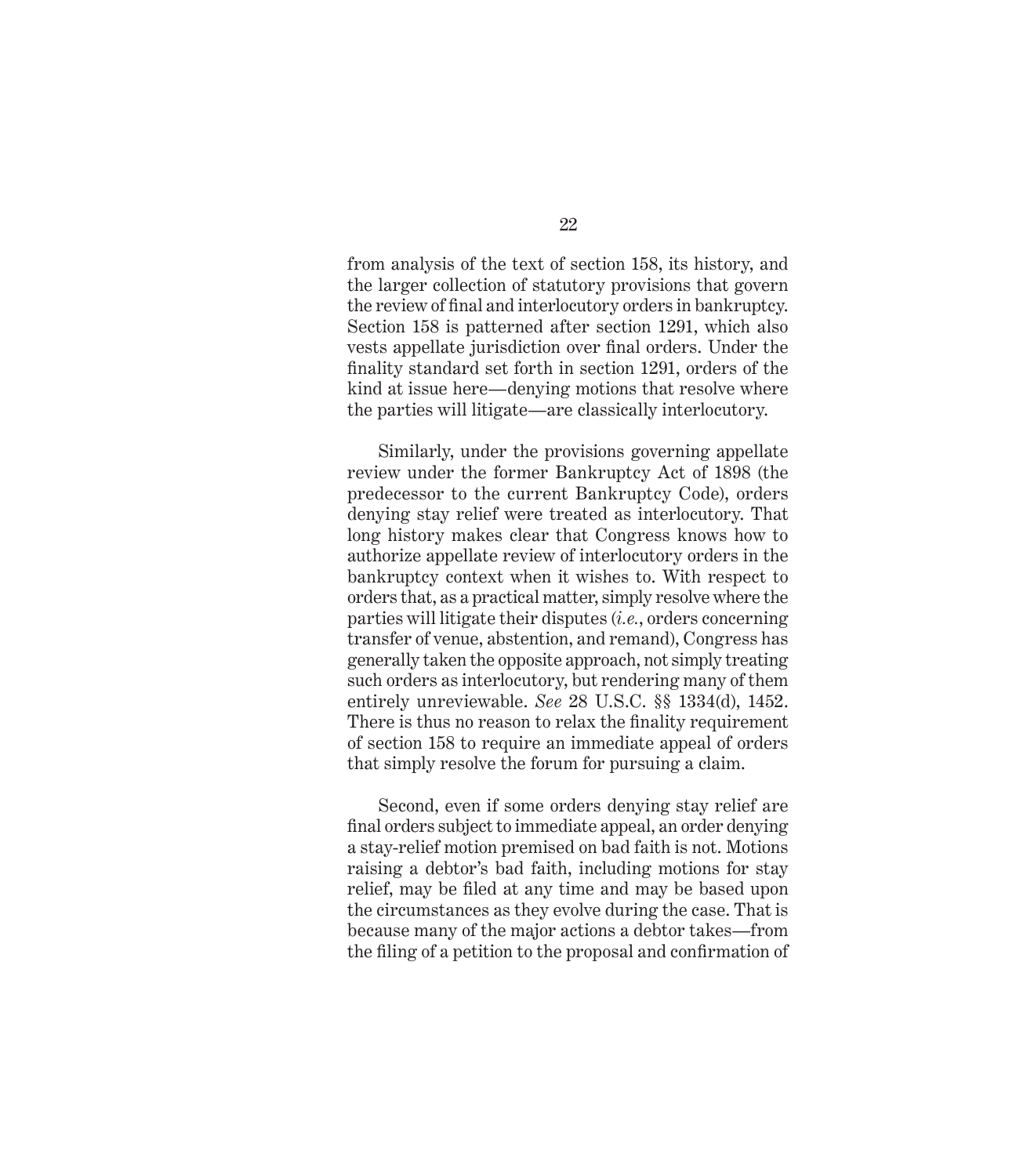from analysis of the text of section 158, its history, and the larger collection of statutory provisions that govern the review of final and interlocutory orders in bankruptcy. Section 158 is patterned after section 1291, which also vests appellate jurisdiction over final orders. Under the finality standard set forth in section 1291, orders of the kind at issue here—denying motions that resolve where the parties will litigate—are classically interlocutory.

Similarly, under the provisions governing appellate review under the former Bankruptcy Act of 1898 (the predecessor to the current Bankruptcy Code), orders denying stay relief were treated as interlocutory. That long history makes clear that Congress knows how to authorize appellate review of interlocutory orders in the bankruptcy context when it wishes to. With respect to orders that, as a practical matter, simply resolve where the parties will litigate their disputes (*i.e.*, orders concerning transfer of venue, abstention, and remand), Congress has generally taken the opposite approach, not simply treating such orders as interlocutory, but rendering many of them entirely unreviewable. *See* 28 U.S.C. §§ 1334(d), 1452. There is thus no reason to relax the finality requirement of section 158 to require an immediate appeal of orders that simply resolve the forum for pursuing a claim.

Second, even if some orders denying stay relief are final orders subject to immediate appeal, an order denying a stay-relief motion premised on bad faith is not. Motions raising a debtor's bad faith, including motions for stay relief, may be filed at any time and may be based upon the circumstances as they evolve during the case. That is because many of the major actions a debtor takes—from the filing of a petition to the proposal and confirmation of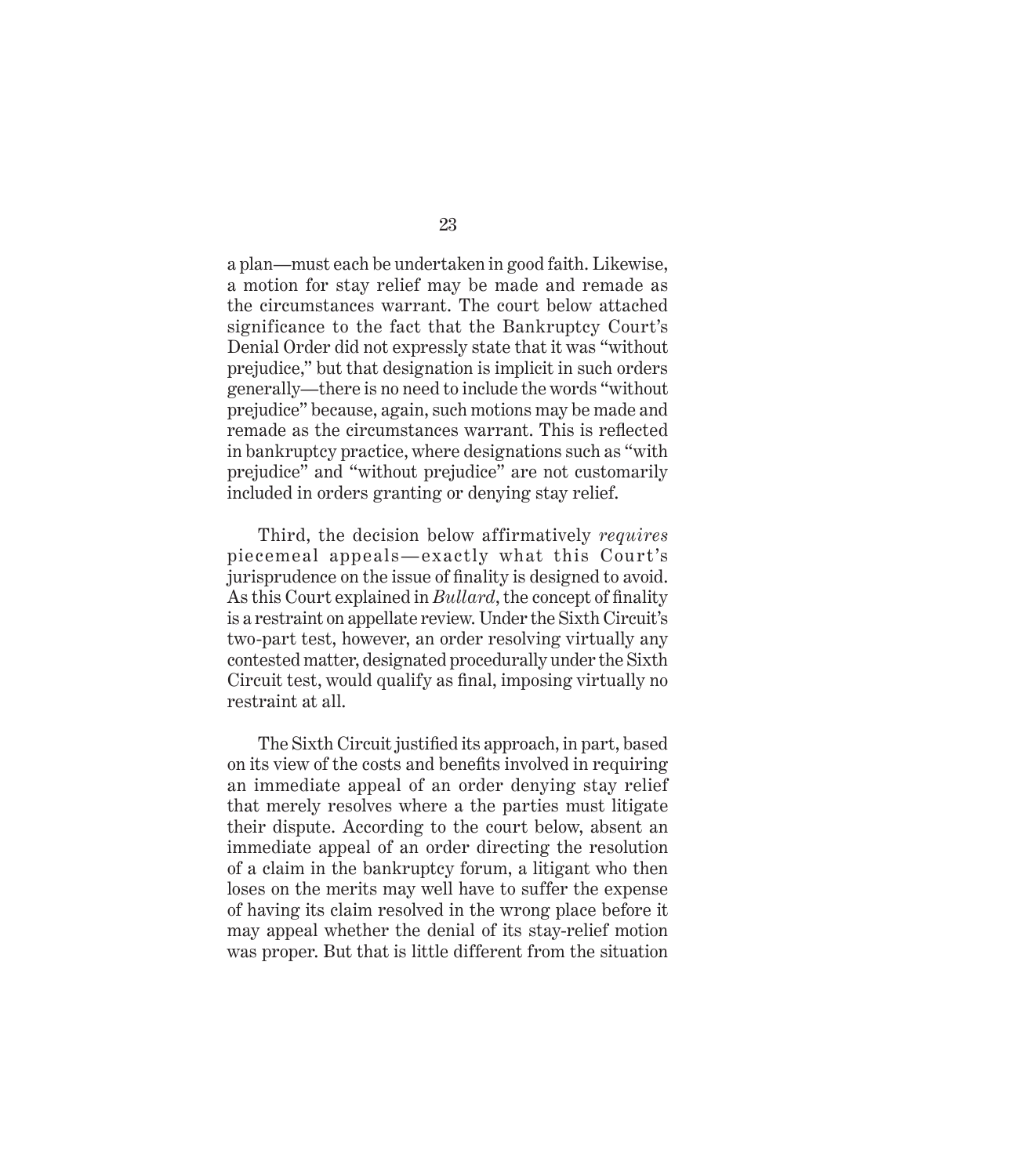a plan—must each be undertaken in good faith. Likewise, a motion for stay relief may be made and remade as the circumstances warrant. The court below attached significance to the fact that the Bankruptcy Court's Denial Order did not expressly state that it was "without prejudice," but that designation is implicit in such orders generally—there is no need to include the words "without prejudice" because, again, such motions may be made and remade as the circumstances warrant. This is reflected in bankruptcy practice, where designations such as "with prejudice" and "without prejudice" are not customarily included in orders granting or denying stay relief.

Third, the decision below affirmatively *requires* piecemeal appeals—exactly what this Court's jurisprudence on the issue of finality is designed to avoid. As this Court explained in *Bullard*, the concept of finality is a restraint on appellate review. Under the Sixth Circuit's two-part test, however, an order resolving virtually any contested matter, designated procedurally under the Sixth Circuit test, would qualify as final, imposing virtually no restraint at all.

The Sixth Circuit justified its approach, in part, based on its view of the costs and benefits involved in requiring an immediate appeal of an order denying stay relief that merely resolves where a the parties must litigate their dispute. According to the court below, absent an immediate appeal of an order directing the resolution of a claim in the bankruptcy forum, a litigant who then loses on the merits may well have to suffer the expense of having its claim resolved in the wrong place before it may appeal whether the denial of its stay-relief motion was proper. But that is little different from the situation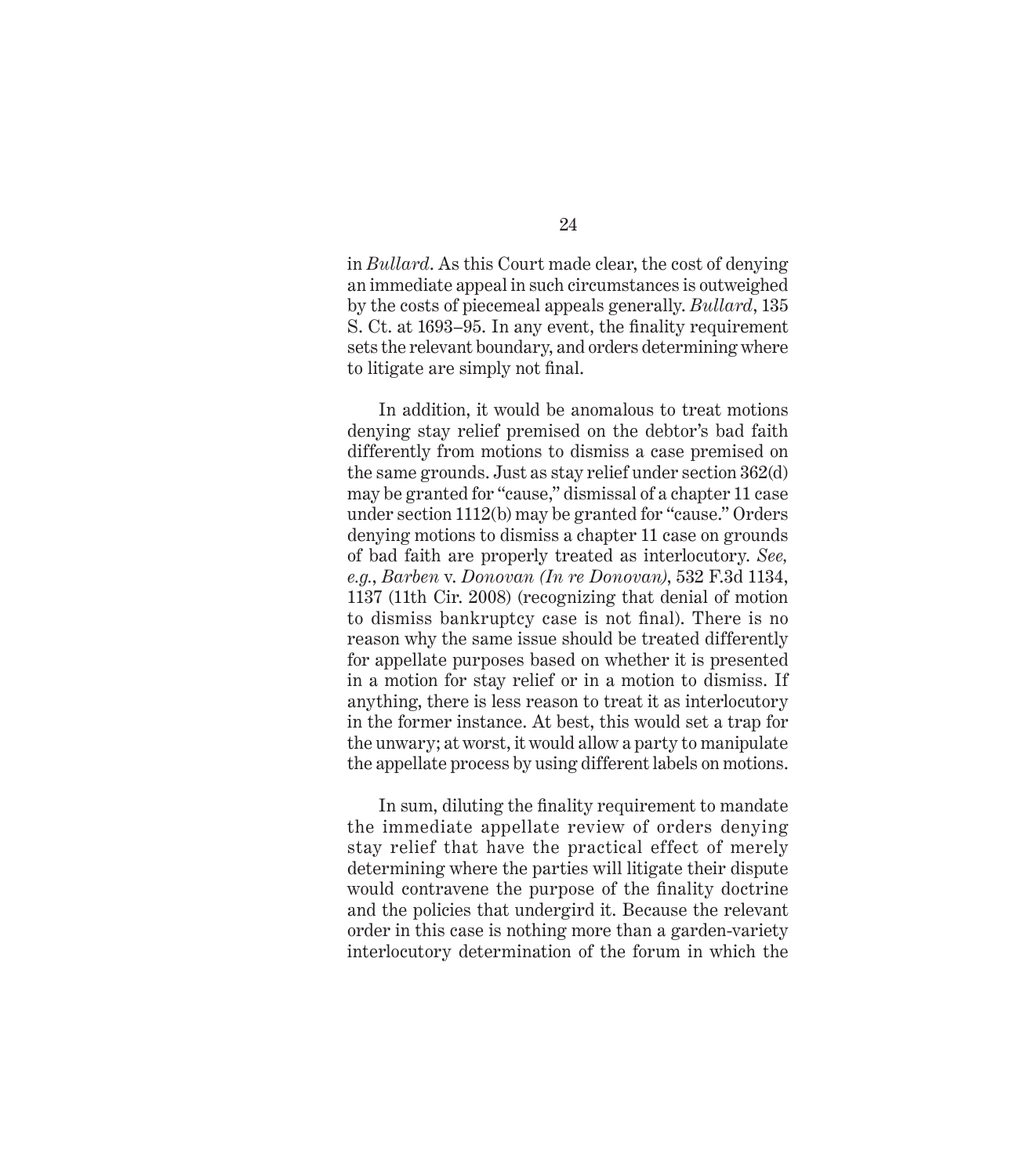in *Bullard*. As this Court made clear, the cost of denying an immediate appeal in such circumstances is outweighed by the costs of piecemeal appeals generally. *Bullard*, 135 S. Ct. at 1693–95. In any event, the finality requirement sets the relevant boundary, and orders determining where to litigate are simply not final.

In addition, it would be anomalous to treat motions denying stay relief premised on the debtor's bad faith differently from motions to dismiss a case premised on the same grounds. Just as stay relief under section 362(d) may be granted for "cause," dismissal of a chapter 11 case under section 1112(b) may be granted for "cause." Orders denying motions to dismiss a chapter 11 case on grounds of bad faith are properly treated as interlocutory. *See, e.g.*, *Barben* v. *Donovan (In re Donovan)*, 532 F.3d 1134, 1137 (11th Cir. 2008) (recognizing that denial of motion to dismiss bankruptcy case is not final). There is no reason why the same issue should be treated differently for appellate purposes based on whether it is presented in a motion for stay relief or in a motion to dismiss. If anything, there is less reason to treat it as interlocutory in the former instance. At best, this would set a trap for the unwary; at worst, it would allow a party to manipulate the appellate process by using different labels on motions.

In sum, diluting the finality requirement to mandate the immediate appellate review of orders denying stay relief that have the practical effect of merely determining where the parties will litigate their dispute would contravene the purpose of the finality doctrine and the policies that undergird it. Because the relevant order in this case is nothing more than a garden-variety interlocutory determination of the forum in which the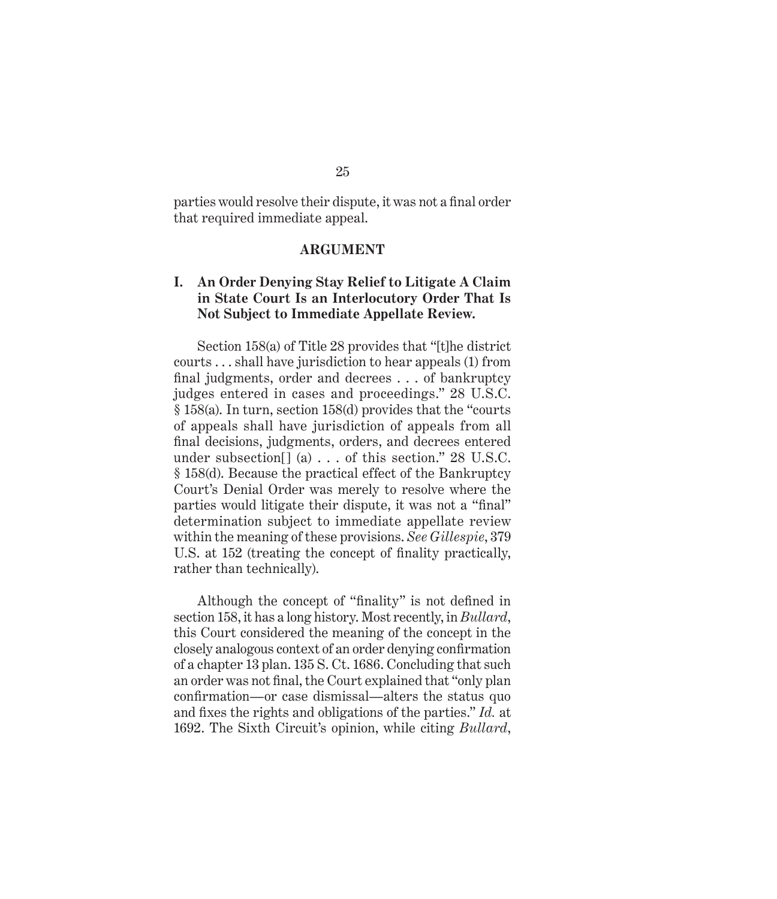parties would resolve their dispute, it was not a final order that required immediate appeal.

## ARGUMENT

### I. An Order Denying Stay Relief to Litigate A Claim in State Court Is an Interlocutory Order That Is Not Subject to Immediate Appellate Review.

Section 158(a) of Title 28 provides that "[t]he district courts . . . shall have jurisdiction to hear appeals (1) from final judgments, order and decrees . . . of bankruptcy judges entered in cases and proceedings." 28 U.S.C. § 158(a). In turn, section 158(d) provides that the "courts of appeals shall have jurisdiction of appeals from all final decisions, judgments, orders, and decrees entered under subsection[] (a) . . . of this section." 28 U.S.C. § 158(d). Because the practical effect of the Bankruptcy Court's Denial Order was merely to resolve where the parties would litigate their dispute, it was not a "final" determination subject to immediate appellate review within the meaning of these provisions. *See Gillespie*, 379 U.S. at 152 (treating the concept of finality practically, rather than technically).

Although the concept of "finality" is not defined in section 158, it has a long history. Most recently, in *Bullard*, this Court considered the meaning of the concept in the closely analogous context of an order denying confirmation of a chapter 13 plan. 135 S. Ct. 1686. Concluding that such an order was not final, the Court explained that "only plan confirmation—or case dismissal—alters the status quo and fixes the rights and obligations of the parties." *Id.* at 1692. The Sixth Circuit's opinion, while citing *Bullard*,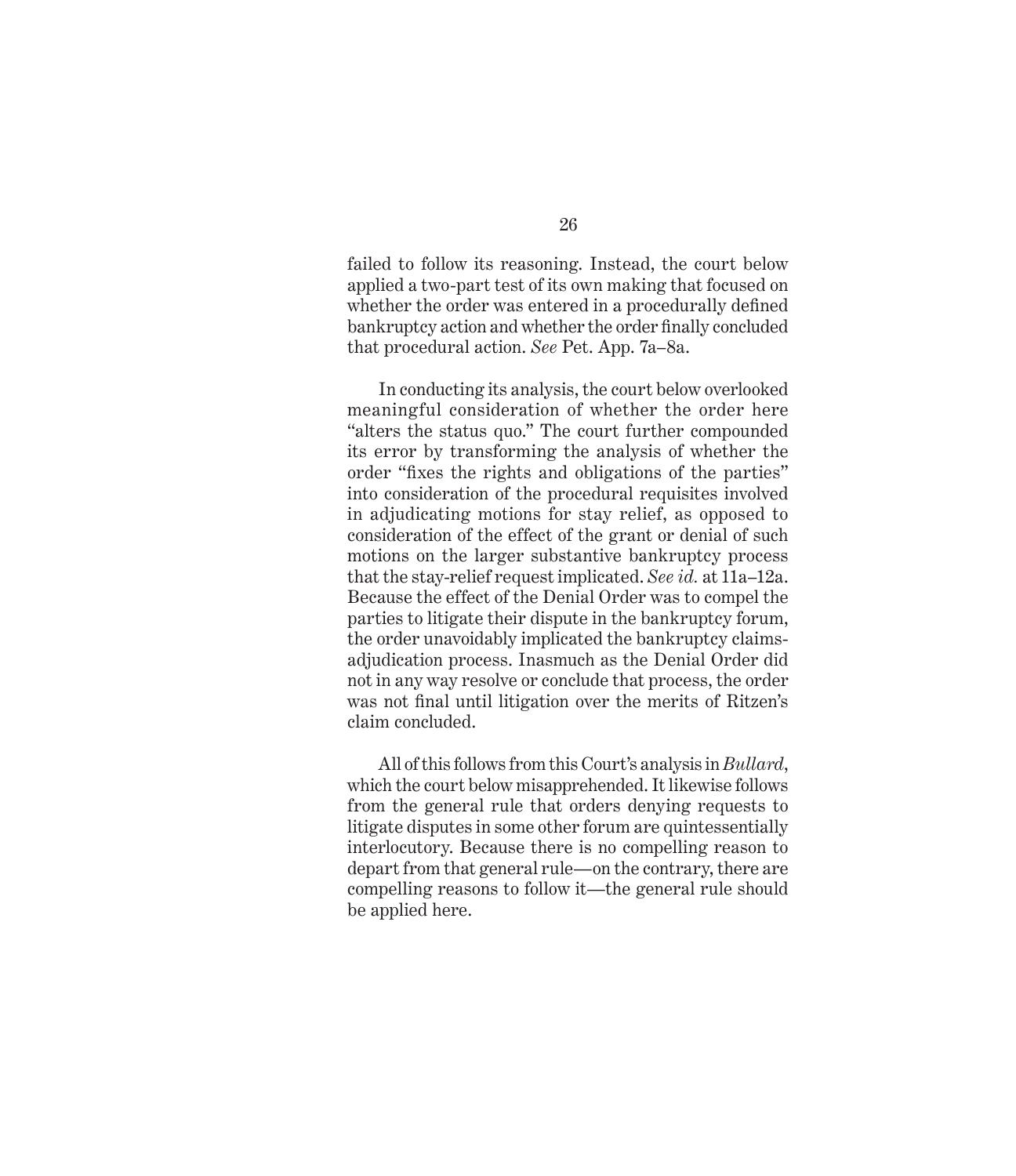failed to follow its reasoning. Instead, the court below applied a two-part test of its own making that focused on whether the order was entered in a procedurally defined bankruptcy action and whether the order finally concluded that procedural action. *See* Pet. App. 7a–8a.

In conducting its analysis, the court below overlooked meaningful consideration of whether the order here "alters the status quo." The court further compounded its error by transforming the analysis of whether the order "fixes the rights and obligations of the parties" into consideration of the procedural requisites involved in adjudicating motions for stay relief, as opposed to consideration of the effect of the grant or denial of such motions on the larger substantive bankruptcy process that the stay-relief request implicated. *See id.* at 11a–12a. Because the effect of the Denial Order was to compel the parties to litigate their dispute in the bankruptcy forum, the order unavoidably implicated the bankruptcy claims-adjudication process. Inasmuch as the Denial Order did not in any way resolve or conclude that process, the order was not final until litigation over the merits of Ritzen's claim concluded.

All of this follows from this Court's analysis in *Bullard*, which the court below misapprehended. It likewise follows from the general rule that orders denying requests to litigate disputes in some other forum are quintessentially interlocutory. Because there is no compelling reason to depart from that general rule—on the contrary, there are compelling reasons to follow it—the general rule should be applied here.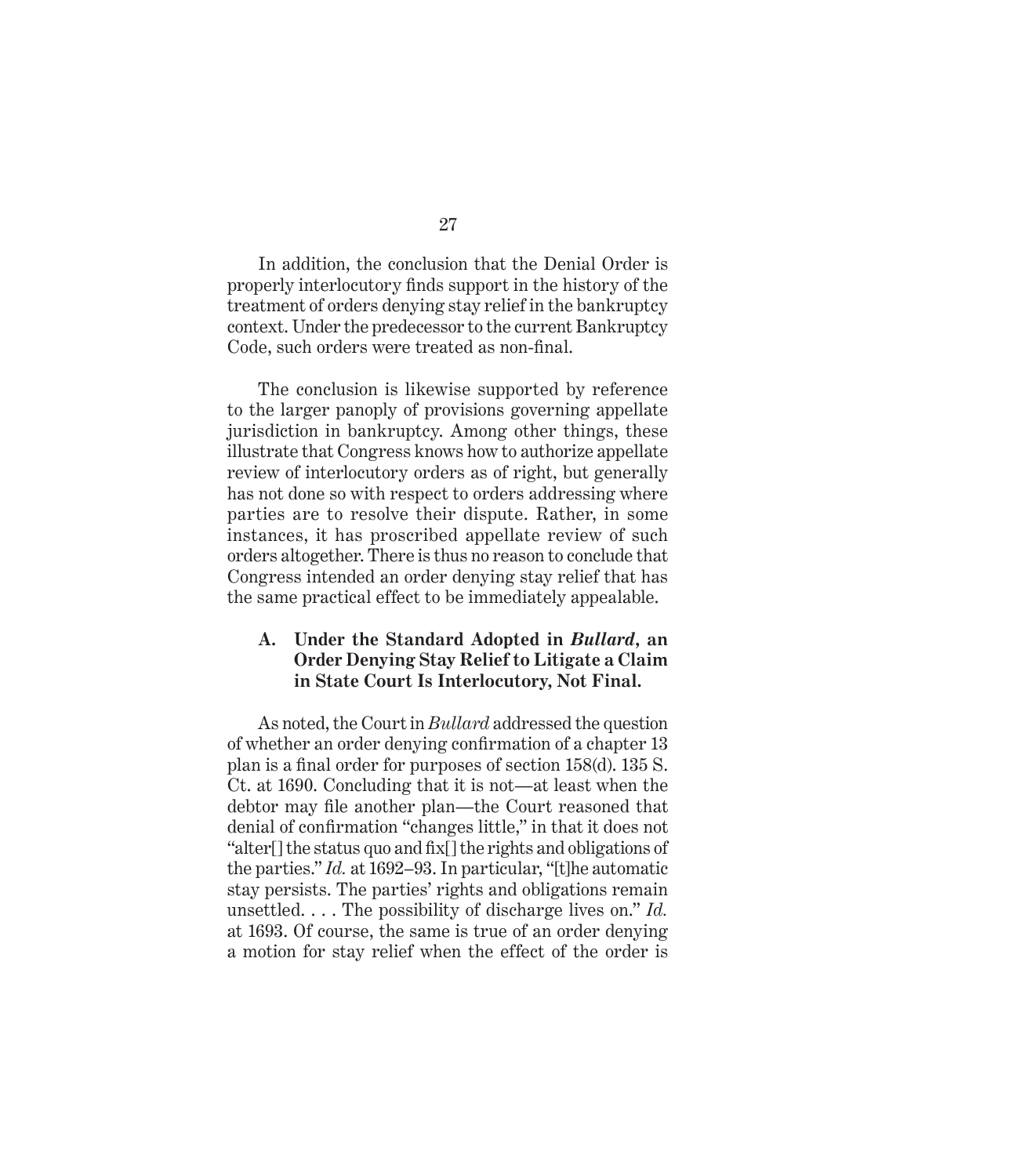In addition, the conclusion that the Denial Order is properly interlocutory finds support in the history of the treatment of orders denying stay relief in the bankruptcy context. Under the predecessor to the current Bankruptcy Code, such orders were treated as non-final.

The conclusion is likewise supported by reference to the larger panoply of provisions governing appellate jurisdiction in bankruptcy. Among other things, these illustrate that Congress knows how to authorize appellate review of interlocutory orders as of right, but generally has not done so with respect to orders addressing where parties are to resolve their dispute. Rather, in some instances, it has proscribed appellate review of such orders altogether. There is thus no reason to conclude that Congress intended an order denying stay relief that has the same practical effect to be immediately appealable.

### A. Under the Standard Adopted in *Bullard*, an Order Denying Stay Relief to Litigate a Claim in State Court Is Interlocutory, Not Final.

As noted, the Court in *Bullard* addressed the question of whether an order denying confirmation of a chapter 13 plan is a final order for purposes of section 158(d). 135 S. Ct. at 1690. Concluding that it is not—at least when the debtor may file another plan—the Court reasoned that denial of confirmation "changes little," in that it does not "alter[] the status quo and fix[] the rights and obligations of the parties." *Id.* at 1692–93. In particular, "[t]he automatic stay persists. The parties' rights and obligations remain unsettled. . . . The possibility of discharge lives on." *Id.* at 1693. Of course, the same is true of an order denying a motion for stay relief when the effect of the order is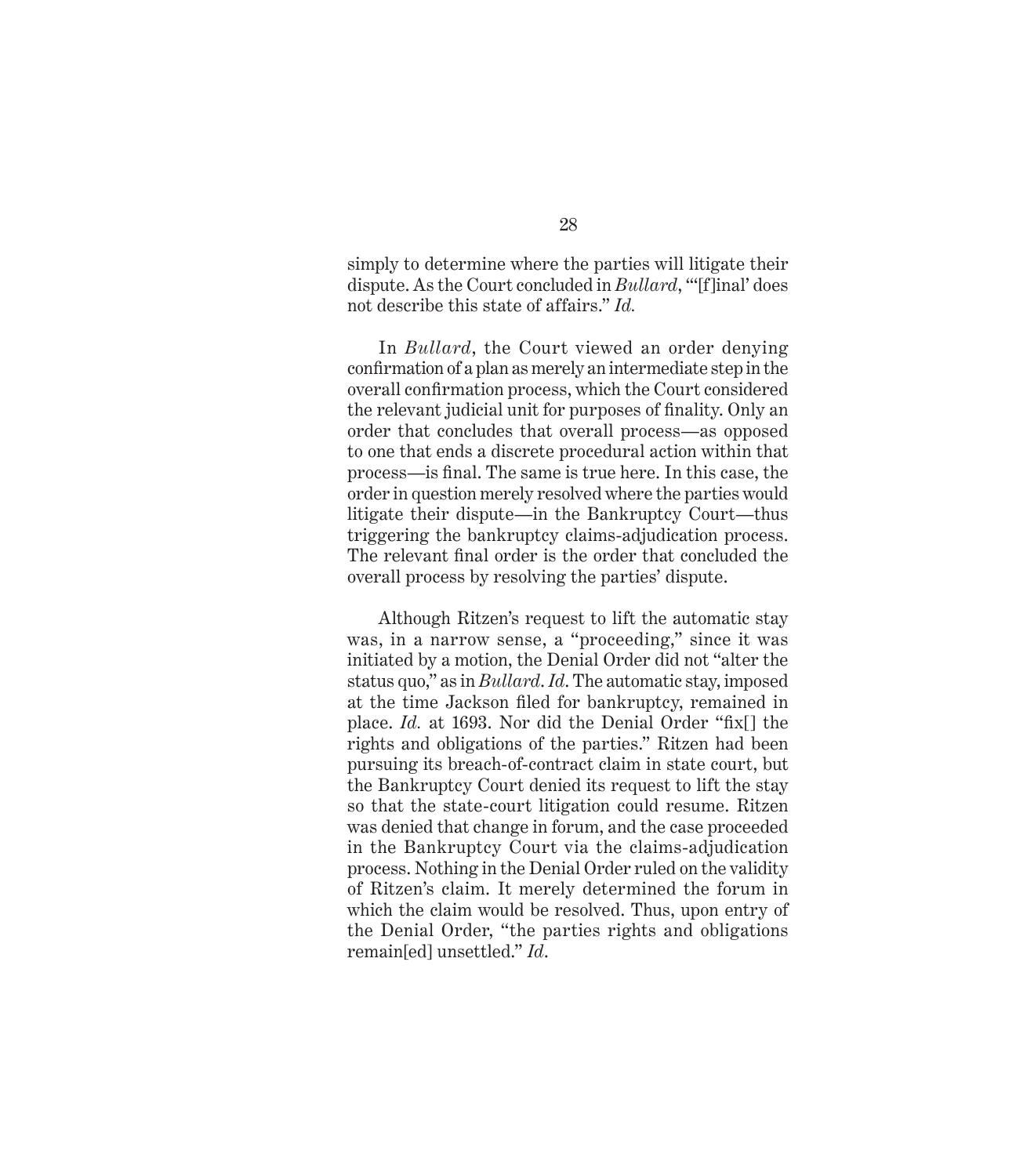simply to determine where the parties will litigate their dispute. As the Court concluded in *Bullard*, "'[f]inal' does not describe this state of affairs." *Id.*

In *Bullard*, the Court viewed an order denying confirmation of a plan as merely an intermediate step in the overall confirmation process, which the Court considered the relevant judicial unit for purposes of finality. Only an order that concludes that overall process—as opposed to one that ends a discrete procedural action within that process—is final. The same is true here. In this case, the order in question merely resolved where the parties would litigate their dispute—in the Bankruptcy Court—thus triggering the bankruptcy claims-adjudication process. The relevant final order is the order that concluded the overall process by resolving the parties' dispute.

Although Ritzen's request to lift the automatic stay was, in a narrow sense, a "proceeding," since it was initiated by a motion, the Denial Order did not "alter the status quo," as in *Bullard*. *Id*. The automatic stay, imposed at the time Jackson filed for bankruptcy, remained in place. *Id.* at 1693. Nor did the Denial Order "fix[] the rights and obligations of the parties." Ritzen had been pursuing its breach-of-contract claim in state court, but the Bankruptcy Court denied its request to lift the stay so that the state-court litigation could resume. Ritzen was denied that change in forum, and the case proceeded in the Bankruptcy Court via the claims-adjudication process. Nothing in the Denial Order ruled on the validity of Ritzen's claim. It merely determined the forum in which the claim would be resolved. Thus, upon entry of the Denial Order, "the parties rights and obligations remain[ed] unsettled." *Id*.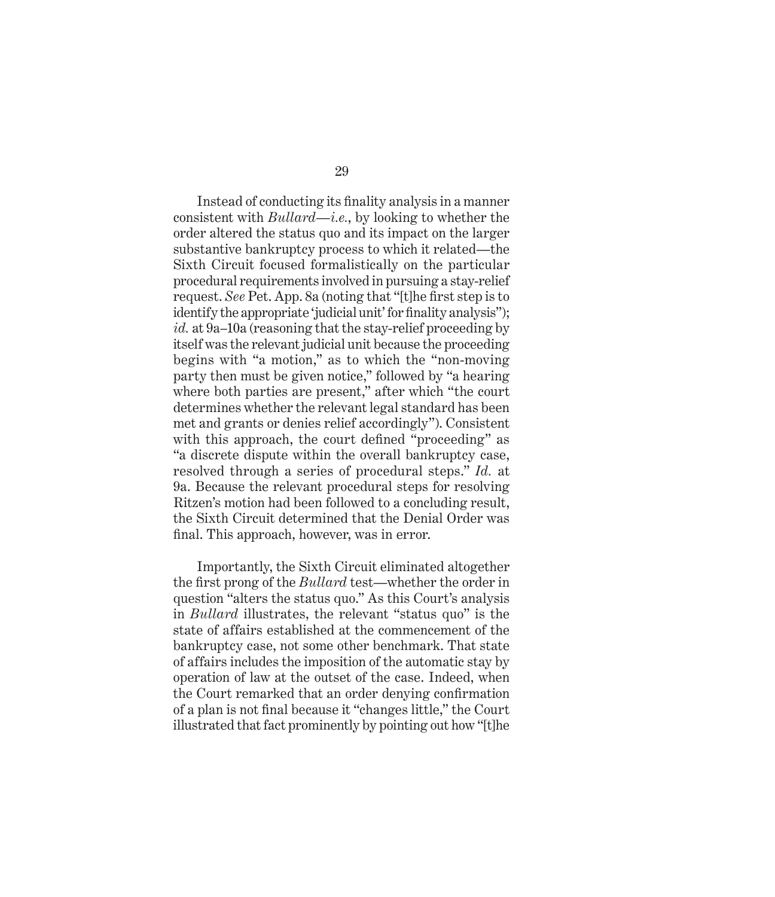Instead of conducting its finality analysis in a manner consistent with *Bullard*—*i.e.*, by looking to whether the order altered the status quo and its impact on the larger substantive bankruptcy process to which it related—the Sixth Circuit focused formalistically on the particular procedural requirements involved in pursuing a stay-relief request. *See* Pet. App. 8a (noting that "[t]he first step is to identify the appropriate 'judicial unit' for finality analysis"); *id.* at 9a–10a (reasoning that the stay-relief proceeding by itself was the relevant judicial unit because the proceeding begins with "a motion," as to which the "non-moving party then must be given notice," followed by "a hearing where both parties are present," after which "the court determines whether the relevant legal standard has been met and grants or denies relief accordingly"). Consistent with this approach, the court defined "proceeding" as "a discrete dispute within the overall bankruptcy case, resolved through a series of procedural steps." *Id.* at 9a. Because the relevant procedural steps for resolving Ritzen's motion had been followed to a concluding result, the Sixth Circuit determined that the Denial Order was final. This approach, however, was in error.

Importantly, the Sixth Circuit eliminated altogether the first prong of the *Bullard* test—whether the order in question "alters the status quo." As this Court's analysis in *Bullard* illustrates, the relevant "status quo" is the state of affairs established at the commencement of the bankruptcy case, not some other benchmark. That state of affairs includes the imposition of the automatic stay by operation of law at the outset of the case. Indeed, when the Court remarked that an order denying confirmation of a plan is not final because it "changes little," the Court illustrated that fact prominently by pointing out how "[t]he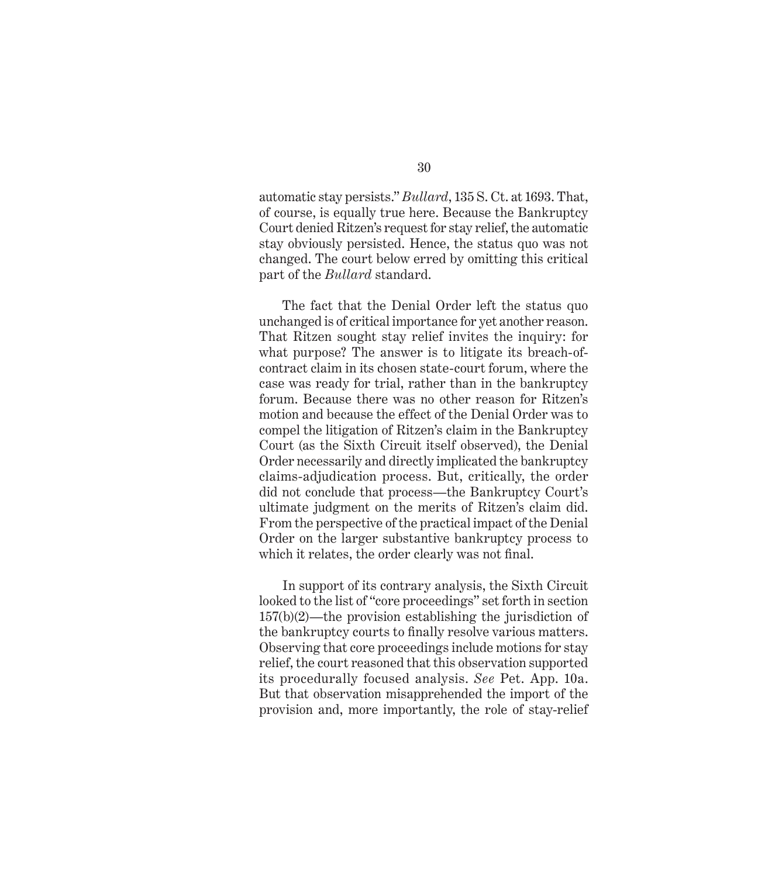automatic stay persists." *Bullard*, 135 S. Ct. at 1693. That, of course, is equally true here. Because the Bankruptcy Court denied Ritzen's request for stay relief, the automatic stay obviously persisted. Hence, the status quo was not changed. The court below erred by omitting this critical part of the *Bullard* standard.

The fact that the Denial Order left the status quo unchanged is of critical importance for yet another reason. That Ritzen sought stay relief invites the inquiry: for what purpose? The answer is to litigate its breach-of-contract claim in its chosen state-court forum, where the case was ready for trial, rather than in the bankruptcy forum. Because there was no other reason for Ritzen's motion and because the effect of the Denial Order was to compel the litigation of Ritzen's claim in the Bankruptcy Court (as the Sixth Circuit itself observed), the Denial Order necessarily and directly implicated the bankruptcy claims-adjudication process. But, critically, the order did not conclude that process—the Bankruptcy Court's ultimate judgment on the merits of Ritzen's claim did. From the perspective of the practical impact of the Denial Order on the larger substantive bankruptcy process to which it relates, the order clearly was not final.

In support of its contrary analysis, the Sixth Circuit looked to the list of "core proceedings" set forth in section 157(b)(2)—the provision establishing the jurisdiction of the bankruptcy courts to finally resolve various matters. Observing that core proceedings include motions for stay relief, the court reasoned that this observation supported its procedurally focused analysis. *See* Pet. App. 10a. But that observation misapprehended the import of the provision and, more importantly, the role of stay-relief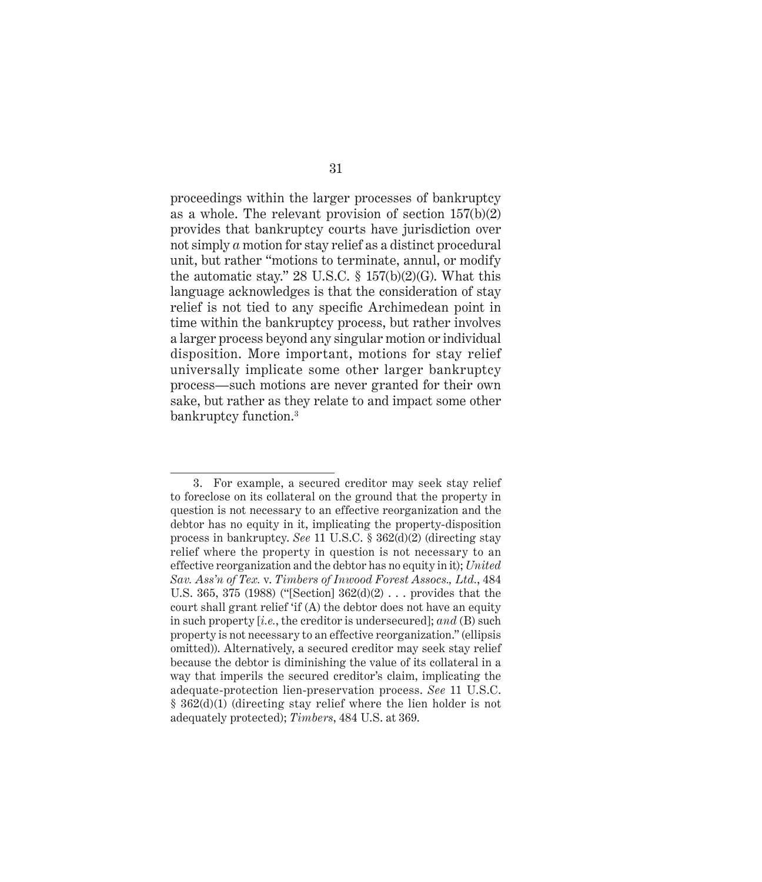proceedings within the larger processes of bankruptcy as a whole. The relevant provision of section 157(b)(2) provides that bankruptcy courts have jurisdiction over not simply *a* motion for stay relief as a distinct procedural unit, but rather "motions to terminate, annul, or modify the automatic stay." 28 U.S.C. § 157(b)(2)(G). What this language acknowledges is that the consideration of stay relief is not tied to any specific Archimedean point in time within the bankruptcy process, but rather involves a larger process beyond any singular motion or individual disposition. More important, motions for stay relief universally implicate some other larger bankruptcy process—such motions are never granted for their own sake, but rather as they relate to and impact some other bankruptcy function.[3]

---

3. For example, a secured creditor may seek stay relief to foreclose on its collateral on the ground that the property in question is not necessary to an effective reorganization and the debtor has no equity in it, implicating the property-disposition process in bankruptcy. *See* 11 U.S.C. § 362(d)(2) (directing stay relief where the property in question is not necessary to an effective reorganization and the debtor has no equity in it); *United Sav. Ass'n of Tex.* v. *Timbers of Inwood Forest Assocs., Ltd.*, 484 U.S. 365, 375 (1988) ("[Section] 362(d)(2) . . . provides that the court shall grant relief 'if (A) the debtor does not have an equity in such property [*i.e.*, the creditor is undersecured]; *and* (B) such property is not necessary to an effective reorganization." (ellipsis omitted)). Alternatively, a secured creditor may seek stay relief because the debtor is diminishing the value of its collateral in a way that imperils the secured creditor's claim, implicating the adequate-protection lien-preservation process. *See* 11 U.S.C. § 362(d)(1) (directing stay relief where the lien holder is not adequately protected); *Timbers*, 484 U.S. at 369.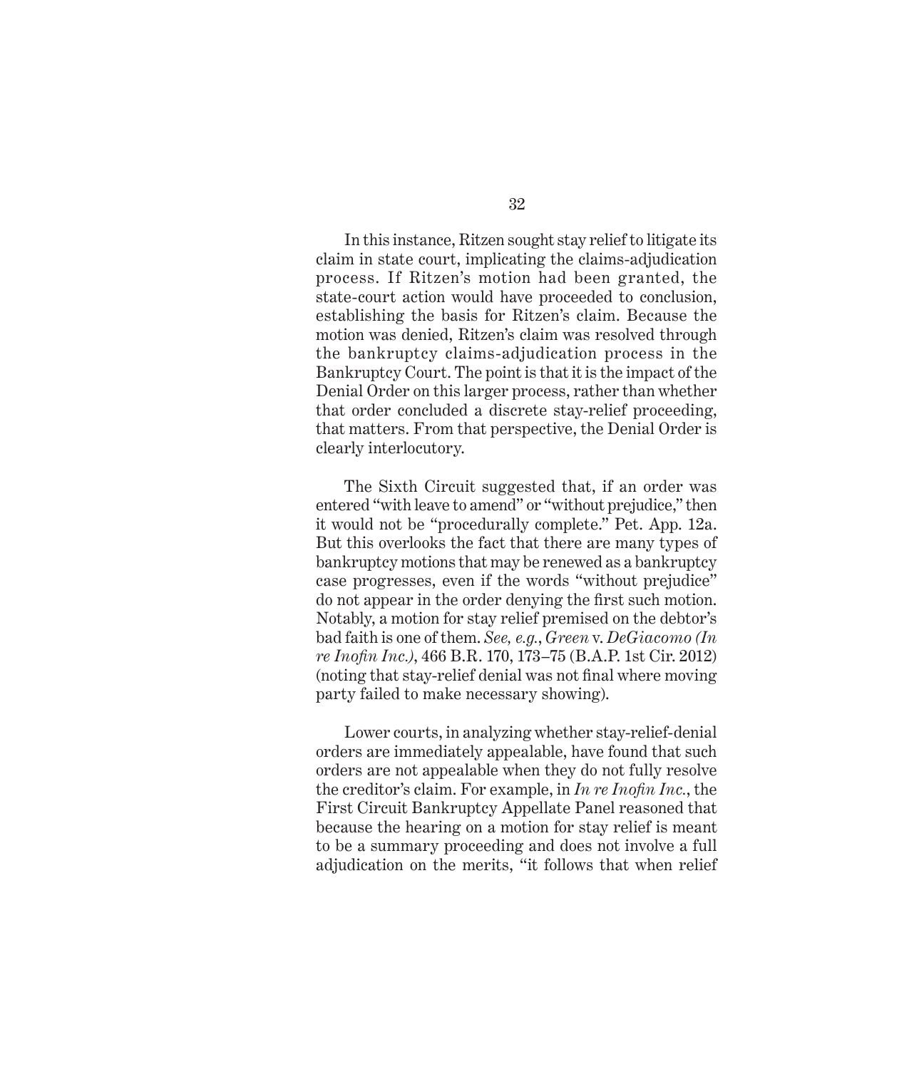In this instance, Ritzen sought stay relief to litigate its claim in state court, implicating the claims-adjudication process. If Ritzen's motion had been granted, the state-court action would have proceeded to conclusion, establishing the basis for Ritzen's claim. Because the motion was denied, Ritzen's claim was resolved through the bankruptcy claims-adjudication process in the Bankruptcy Court. The point is that it is the impact of the Denial Order on this larger process, rather than whether that order concluded a discrete stay-relief proceeding, that matters. From that perspective, the Denial Order is clearly interlocutory.

The Sixth Circuit suggested that, if an order was entered "with leave to amend" or "without prejudice," then it would not be "procedurally complete." Pet. App. 12a. But this overlooks the fact that there are many types of bankruptcy motions that may be renewed as a bankruptcy case progresses, even if the words "without prejudice" do not appear in the order denying the first such motion. Notably, a motion for stay relief premised on the debtor's bad faith is one of them. *See, e.g.*, *Green* v. *DeGiacomo (In re Inofin Inc.)*, 466 B.R. 170, 173–75 (B.A.P. 1st Cir. 2012) (noting that stay-relief denial was not final where moving party failed to make necessary showing).

Lower courts, in analyzing whether stay-relief-denial orders are immediately appealable, have found that such orders are not appealable when they do not fully resolve the creditor's claim. For example, in *In re Inofin Inc.*, the First Circuit Bankruptcy Appellate Panel reasoned that because the hearing on a motion for stay relief is meant to be a summary proceeding and does not involve a full adjudication on the merits, "it follows that when relief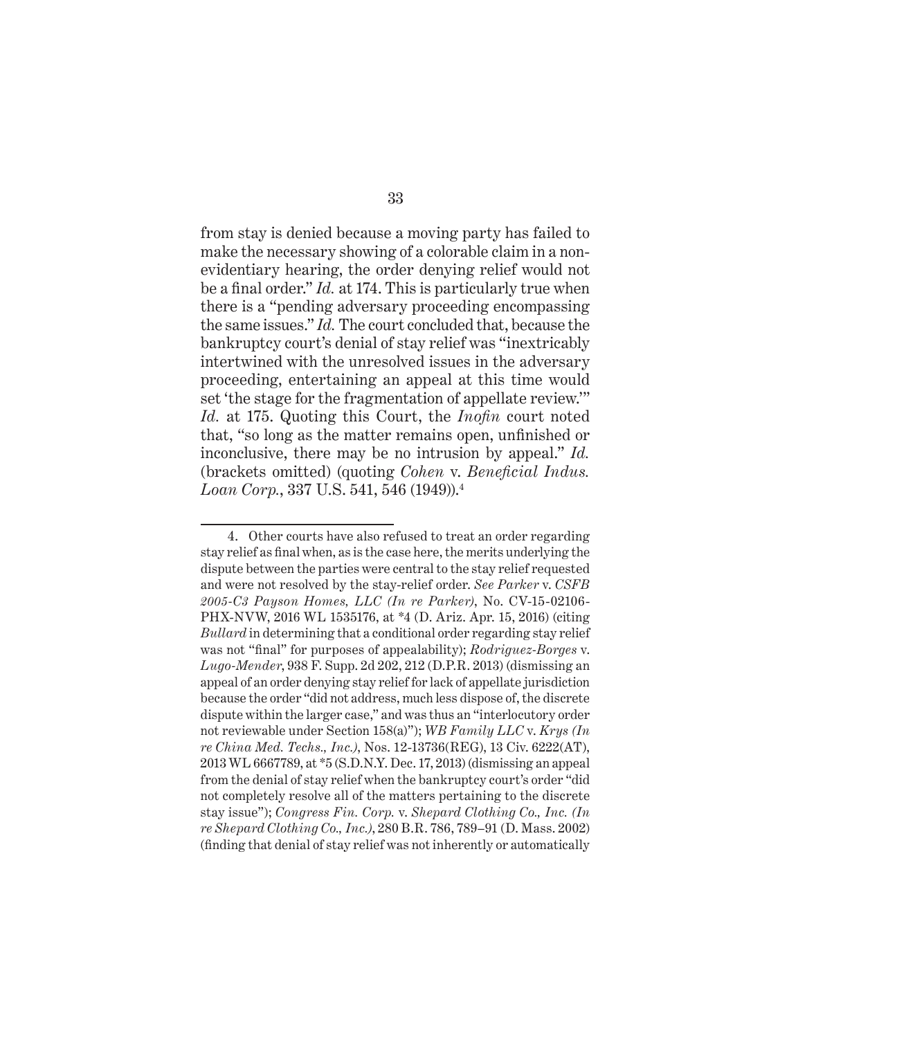from stay is denied because a moving party has failed to make the necessary showing of a colorable claim in a non-evidentiary hearing, the order denying relief would not be a final order." *Id.* at 174. This is particularly true when there is a "pending adversary proceeding encompassing the same issues." *Id.* The court concluded that, because the bankruptcy court's denial of stay relief was "inextricably intertwined with the unresolved issues in the adversary proceeding, entertaining an appeal at this time would set 'the stage for the fragmentation of appellate review.'" *Id.* at 175. Quoting this Court, the *Inofin* court noted that, "so long as the matter remains open, unfinished or inconclusive, there may be no intrusion by appeal." *Id.* (brackets omitted) (quoting *Cohen* v. *Beneficial Indus. Loan Corp.*, 337 U.S. 541, 546 (1949)).[4]

4. Other courts have also refused to treat an order regarding stay relief as final when, as is the case here, the merits underlying the dispute between the parties were central to the stay relief requested and were not resolved by the stay-relief order. *See Parker* v. *CSFB 2005-C3 Payson Homes, LLC (In re Parker)*, No. CV-15-02106-PHX-NVW, 2016 WL 1535176, at *4 (D. Ariz. Apr. 15, 2016) (citing *Bullard* in determining that a conditional order regarding stay relief was not "final" for purposes of appealability); *Rodriguez-Borges* v. *Lugo-Mender*, 938 F. Supp. 2d 202, 212 (D.P.R. 2013) (dismissing an appeal of an order denying stay relief for lack of appellate jurisdiction because the order "did not address, much less dispose of, the discrete dispute within the larger case," and was thus an "interlocutory order not reviewable under Section 158(a)"); *WB Family LLC* v. *Krys (In re China Med. Techs., Inc.)*, Nos. 12-13736(REG), 13 Civ. 6222(AT), 2013 WL 6667789, at *5 (S.D.N.Y. Dec. 17, 2013) (dismissing an appeal from the denial of stay relief when the bankruptcy court's order "did not completely resolve all of the matters pertaining to the discrete stay issue"); *Congress Fin. Corp.* v. *Shepard Clothing Co., Inc. (In re Shepard Clothing Co., Inc.)*, 280 B.R. 786, 789–91 (D. Mass. 2002) (finding that denial of stay relief was not inherently or automatically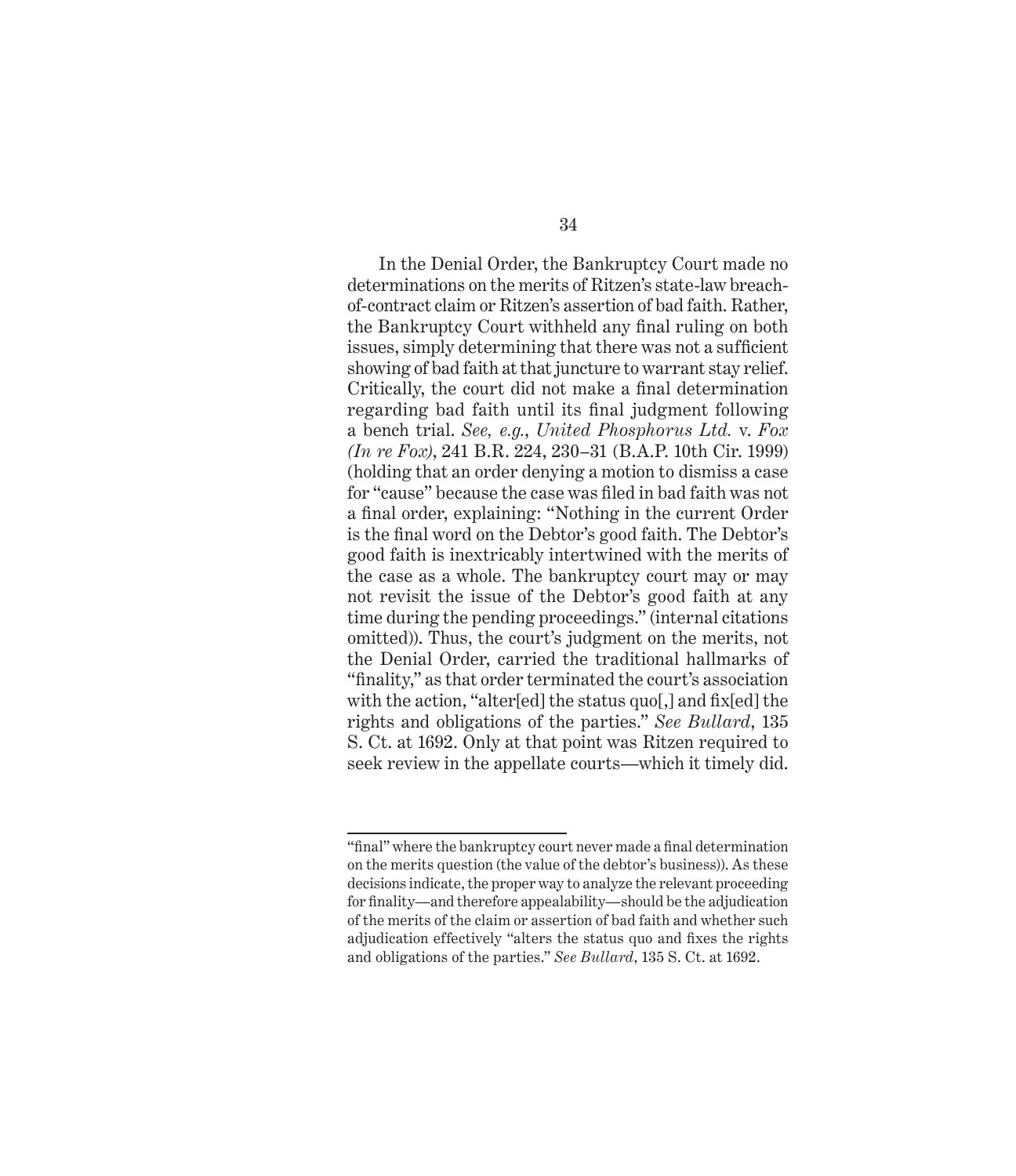In the Denial Order, the Bankruptcy Court made no determinations on the merits of Ritzen's state-law breach-of-contract claim or Ritzen's assertion of bad faith. Rather, the Bankruptcy Court withheld any final ruling on both issues, simply determining that there was not a sufficient showing of bad faith at that juncture to warrant stay relief. Critically, the court did not make a final determination regarding bad faith until its final judgment following a bench trial. *See, e.g.*, *United Phosphorus Ltd.* v. *Fox (In re Fox)*, 241 B.R. 224, 230–31 (B.A.P. 10th Cir. 1999) (holding that an order denying a motion to dismiss a case for "cause" because the case was filed in bad faith was not a final order, explaining: "Nothing in the current Order is the final word on the Debtor's good faith. The Debtor's good faith is inextricably intertwined with the merits of the case as a whole. The bankruptcy court may or may not revisit the issue of the Debtor's good faith at any time during the pending proceedings." (internal citations omitted)). Thus, the court's judgment on the merits, not the Denial Order, carried the traditional hallmarks of "finality," as that order terminated the court's association with the action, "alter[ed] the status quo[,] and fix[ed] the rights and obligations of the parties." *See Bullard*, 135 S. Ct. at 1692. Only at that point was Ritzen required to seek review in the appellate courts—which it timely did.

---

"final" where the bankruptcy court never made a final determination on the merits question (the value of the debtor's business)). As these decisions indicate, the proper way to analyze the relevant proceeding for finality—and therefore appealability—should be the adjudication of the merits of the claim or assertion of bad faith and whether such adjudication effectively "alters the status quo and fixes the rights and obligations of the parties." *See Bullard*, 135 S. Ct. at 1692.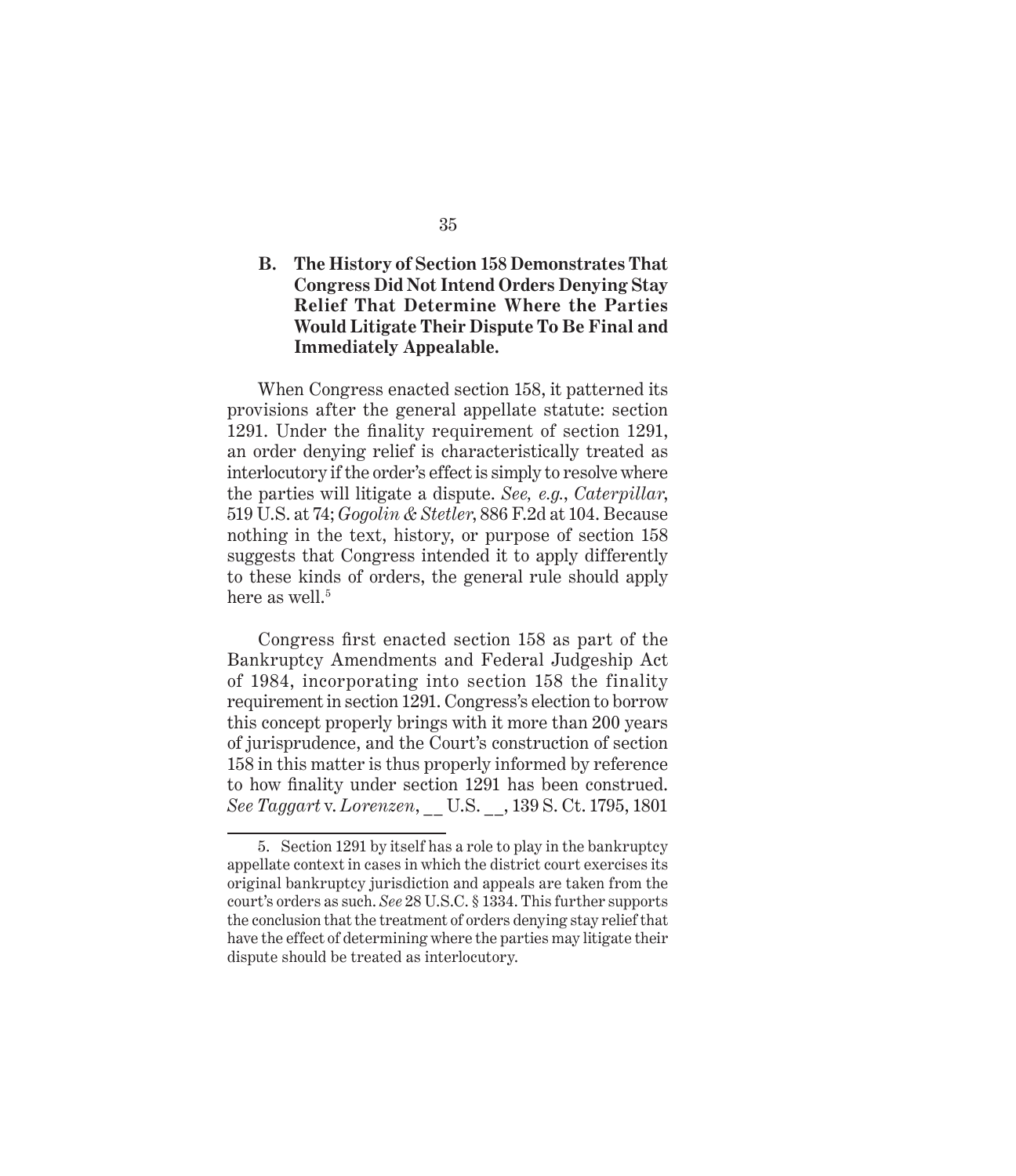### B. The History of Section 158 Demonstrates That Congress Did Not Intend Orders Denying Stay Relief That Determine Where the Parties Would Litigate Their Dispute To Be Final and Immediately Appealable.

When Congress enacted section 158, it patterned its provisions after the general appellate statute: section 1291. Under the finality requirement of section 1291, an order denying relief is characteristically treated as interlocutory if the order's effect is simply to resolve where the parties will litigate a dispute. *See, e.g.*, *Caterpillar*, 519 U.S. at 74; *Gogolin & Stetler*, 886 F.2d at 104. Because nothing in the text, history, or purpose of section 158 suggests that Congress intended it to apply differently to these kinds of orders, the general rule should apply here as well.[5]

Congress first enacted section 158 as part of the Bankruptcy Amendments and Federal Judgeship Act of 1984, incorporating into section 158 the finality requirement in section 1291. Congress's election to borrow this concept properly brings with it more than 200 years of jurisprudence, and the Court's construction of section 158 in this matter is thus properly informed by reference to how finality under section 1291 has been construed. *See Taggart* v. *Lorenzen*, __ U.S. __, 139 S. Ct. 1795, 1801

5. Section 1291 by itself has a role to play in the bankruptcy appellate context in cases in which the district court exercises its original bankruptcy jurisdiction and appeals are taken from the court's orders as such. *See* 28 U.S.C. § 1334. This further supports the conclusion that the treatment of orders denying stay relief that have the effect of determining where the parties may litigate their dispute should be treated as interlocutory.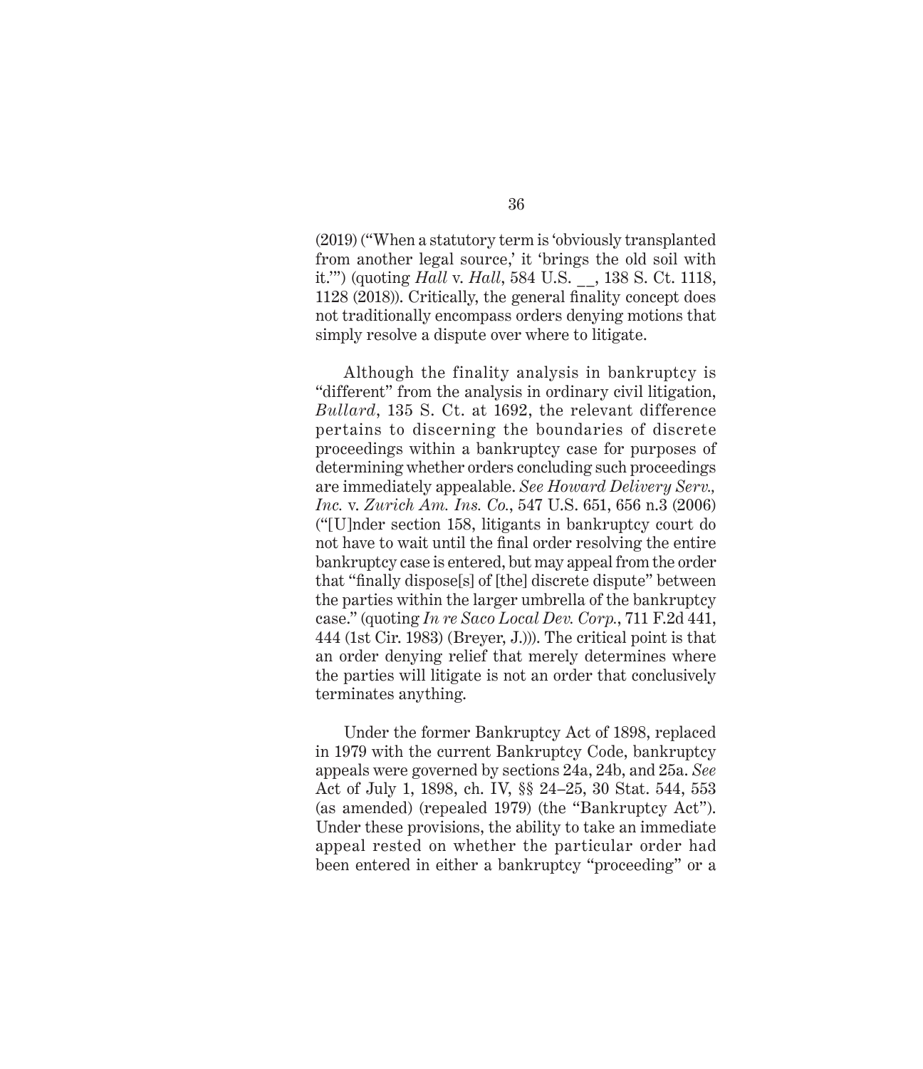(2019) ("When a statutory term is 'obviously transplanted from another legal source,' it 'brings the old soil with it.'") (quoting *Hall* v. *Hall*, 584 U.S. __, 138 S. Ct. 1118, 1128 (2018)). Critically, the general finality concept does not traditionally encompass orders denying motions that simply resolve a dispute over where to litigate.

Although the finality analysis in bankruptcy is "different" from the analysis in ordinary civil litigation, *Bullard*, 135 S. Ct. at 1692, the relevant difference pertains to discerning the boundaries of discrete proceedings within a bankruptcy case for purposes of determining whether orders concluding such proceedings are immediately appealable. *See Howard Delivery Serv., Inc.* v. *Zurich Am. Ins. Co.*, 547 U.S. 651, 656 n.3 (2006) ("[U]nder section 158, litigants in bankruptcy court do not have to wait until the final order resolving the entire bankruptcy case is entered, but may appeal from the order that "finally dispose[s] of [the] discrete dispute" between the parties within the larger umbrella of the bankruptcy case." (quoting *In re Saco Local Dev. Corp.*, 711 F.2d 441, 444 (1st Cir. 1983) (Breyer, J.))). The critical point is that an order denying relief that merely determines where the parties will litigate is not an order that conclusively terminates anything.

Under the former Bankruptcy Act of 1898, replaced in 1979 with the current Bankruptcy Code, bankruptcy appeals were governed by sections 24a, 24b, and 25a. *See* Act of July 1, 1898, ch. IV, §§ 24–25, 30 Stat. 544, 553 (as amended) (repealed 1979) (the "Bankruptcy Act"). Under these provisions, the ability to take an immediate appeal rested on whether the particular order had been entered in either a bankruptcy "proceeding" or a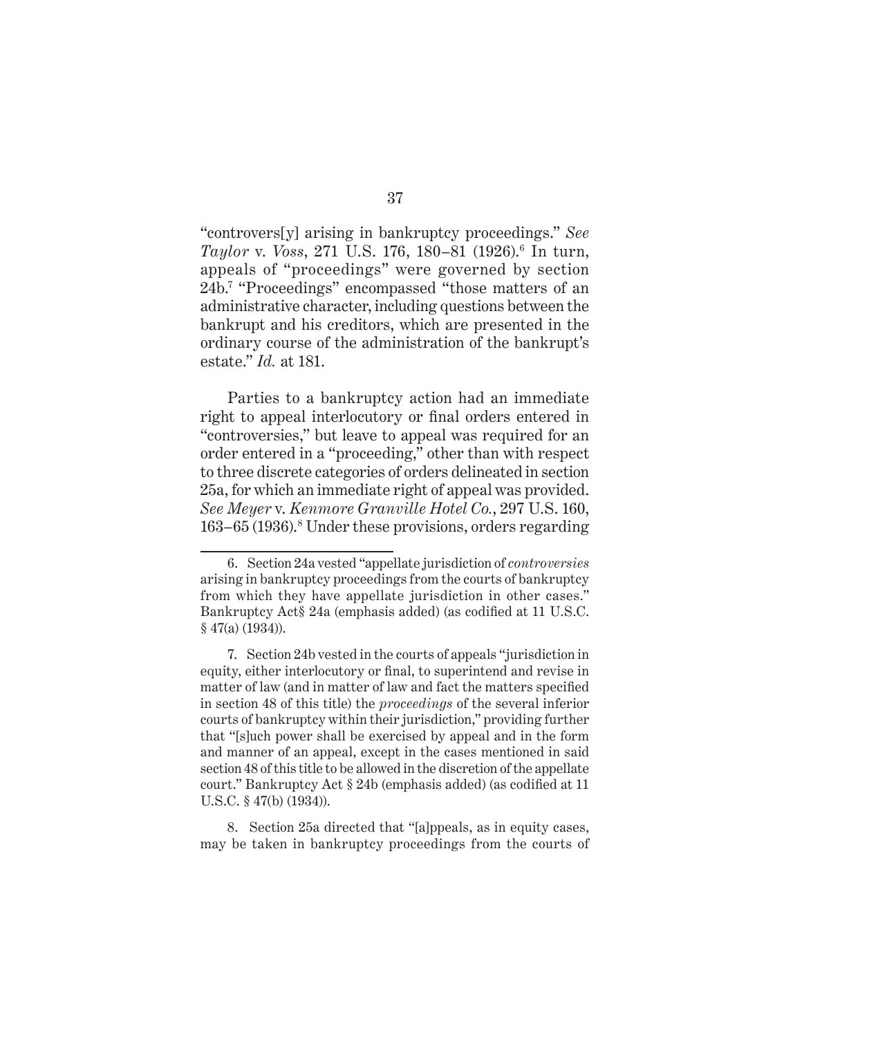"controvers[y] arising in bankruptcy proceedings." *See Taylor* v. *Voss*, 271 U.S. 176, 180–81 (1926).[6] In turn, appeals of "proceedings" were governed by section 24b.[7] "Proceedings" encompassed "those matters of an administrative character, including questions between the bankrupt and his creditors, which are presented in the ordinary course of the administration of the bankrupt's estate." *Id.* at 181.

Parties to a bankruptcy action had an immediate right to appeal interlocutory or final orders entered in "controversies," but leave to appeal was required for an order entered in a "proceeding," other than with respect to three discrete categories of orders delineated in section 25a, for which an immediate right of appeal was provided. *See Meyer* v. *Kenmore Granville Hotel Co.*, 297 U.S. 160, 163–65 (1936).[8] Under these provisions, orders regarding

---

6. Section 24a vested "appellate jurisdiction of *controversies* arising in bankruptcy proceedings from the courts of bankruptcy from which they have appellate jurisdiction in other cases." Bankruptcy Act§ 24a (emphasis added) (as codified at 11 U.S.C. § 47(a) (1934)).

7. Section 24b vested in the courts of appeals "jurisdiction in equity, either interlocutory or final, to superintend and revise in matter of law (and in matter of law and fact the matters specified in section 48 of this title) the *proceedings* of the several inferior courts of bankruptcy within their jurisdiction," providing further that "[s]uch power shall be exercised by appeal and in the form and manner of an appeal, except in the cases mentioned in said section 48 of this title to be allowed in the discretion of the appellate court." Bankruptcy Act § 24b (emphasis added) (as codified at 11 U.S.C. § 47(b) (1934)).

8. Section 25a directed that "[a]ppeals, as in equity cases, may be taken in bankruptcy proceedings from the courts of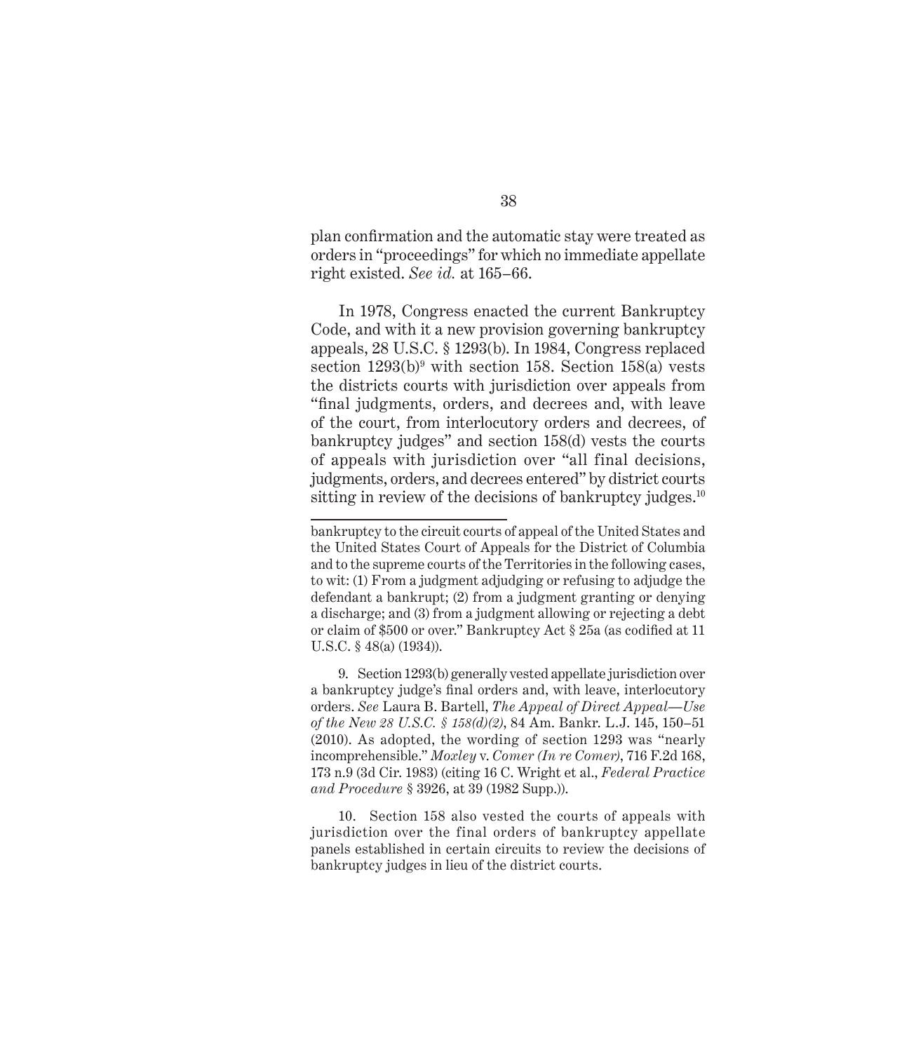plan confirmation and the automatic stay were treated as orders in "proceedings" for which no immediate appellate right existed. *See id.* at 165–66.

In 1978, Congress enacted the current Bankruptcy Code, and with it a new provision governing bankruptcy appeals, 28 U.S.C. § 1293(b). In 1984, Congress replaced section 1293(b)[9] with section 158. Section 158(a) vests the districts courts with jurisdiction over appeals from "final judgments, orders, and decrees and, with leave of the court, from interlocutory orders and decrees, of bankruptcy judges" and section 158(d) vests the courts of appeals with jurisdiction over "all final decisions, judgments, orders, and decrees entered" by district courts sitting in review of the decisions of bankruptcy judges.[10]

---

bankruptcy to the circuit courts of appeal of the United States and the United States Court of Appeals for the District of Columbia and to the supreme courts of the Territories in the following cases, to wit: (1) From a judgment adjudging or refusing to adjudge the defendant a bankrupt; (2) from a judgment granting or denying a discharge; and (3) from a judgment allowing or rejecting a debt or claim of $500 or over." Bankruptcy Act § 25a (as codified at 11 U.S.C. § 48(a) (1934)).

9. Section 1293(b) generally vested appellate jurisdiction over a bankruptcy judge's final orders and, with leave, interlocutory orders. *See* Laura B. Bartell, *The Appeal of Direct Appeal—Use of the New 28 U.S.C. § 158(d)(2)*, 84 Am. Bankr. L.J. 145, 150–51 (2010). As adopted, the wording of section 1293 was "nearly incomprehensible." *Moxley* v. *Comer (In re Comer)*, 716 F.2d 168, 173 n.9 (3d Cir. 1983) (citing 16 C. Wright et al., *Federal Practice and Procedure* § 3926, at 39 (1982 Supp.)).

10. Section 158 also vested the courts of appeals with jurisdiction over the final orders of bankruptcy appellate panels established in certain circuits to review the decisions of bankruptcy judges in lieu of the district courts.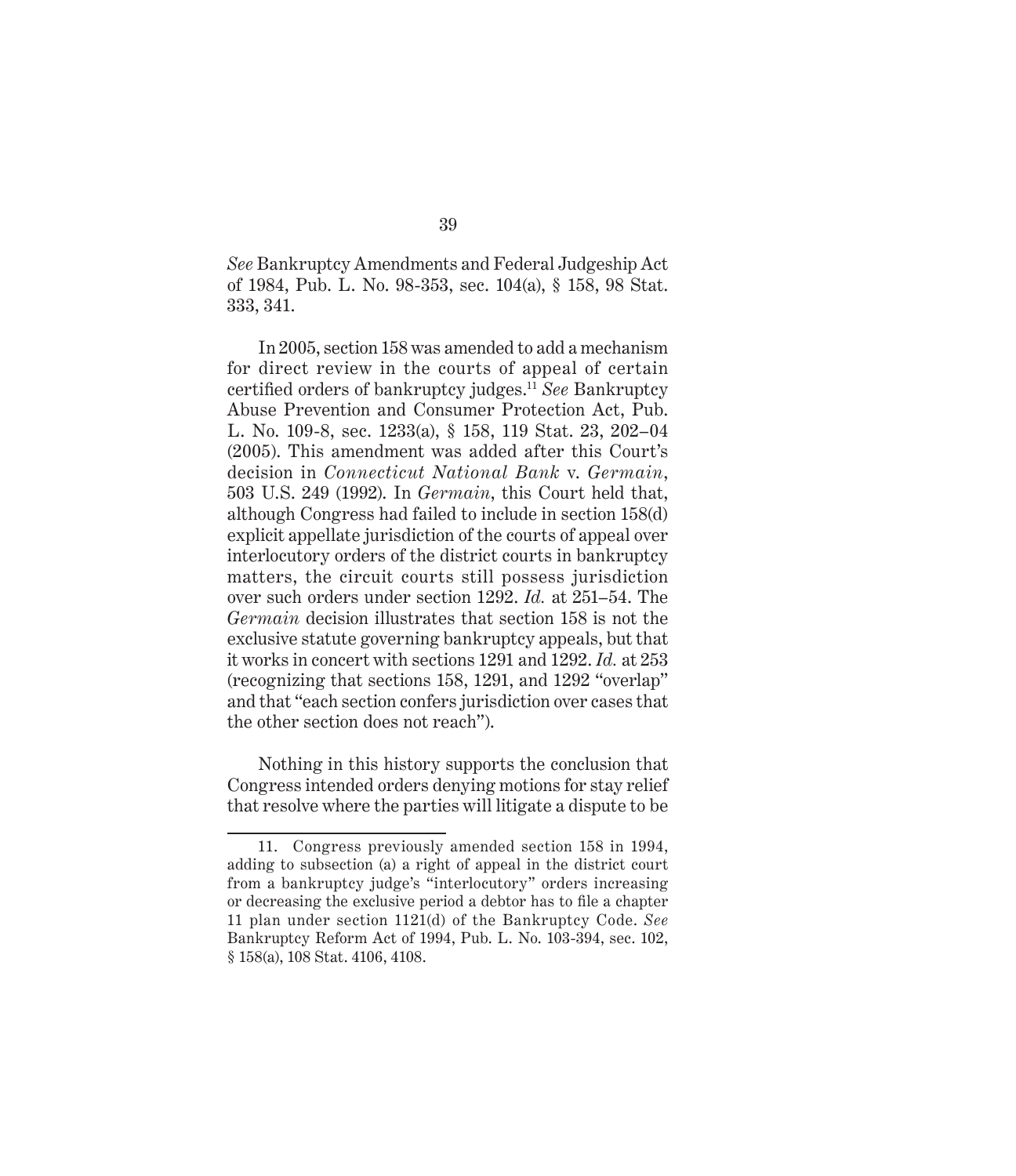*See* Bankruptcy Amendments and Federal Judgeship Act of 1984, Pub. L. No. 98-353, sec. 104(a), § 158, 98 Stat. 333, 341.

In 2005, section 158 was amended to add a mechanism for direct review in the courts of appeal of certain certified orders of bankruptcy judges.[11] *See* Bankruptcy Abuse Prevention and Consumer Protection Act, Pub. L. No. 109-8, sec. 1233(a), § 158, 119 Stat. 23, 202–04 (2005). This amendment was added after this Court's decision in *Connecticut National Bank* v. *Germain*, 503 U.S. 249 (1992). In *Germain*, this Court held that, although Congress had failed to include in section 158(d) explicit appellate jurisdiction of the courts of appeal over interlocutory orders of the district courts in bankruptcy matters, the circuit courts still possess jurisdiction over such orders under section 1292. *Id.* at 251–54. The *Germain* decision illustrates that section 158 is not the exclusive statute governing bankruptcy appeals, but that it works in concert with sections 1291 and 1292. *Id.* at 253 (recognizing that sections 158, 1291, and 1292 "overlap" and that "each section confers jurisdiction over cases that the other section does not reach").

Nothing in this history supports the conclusion that Congress intended orders denying motions for stay relief that resolve where the parties will litigate a dispute to be

---

11. Congress previously amended section 158 in 1994, adding to subsection (a) a right of appeal in the district court from a bankruptcy judge's "interlocutory" orders increasing or decreasing the exclusive period a debtor has to file a chapter 11 plan under section 1121(d) of the Bankruptcy Code. *See* Bankruptcy Reform Act of 1994, Pub. L. No. 103-394, sec. 102, § 158(a), 108 Stat. 4106, 4108.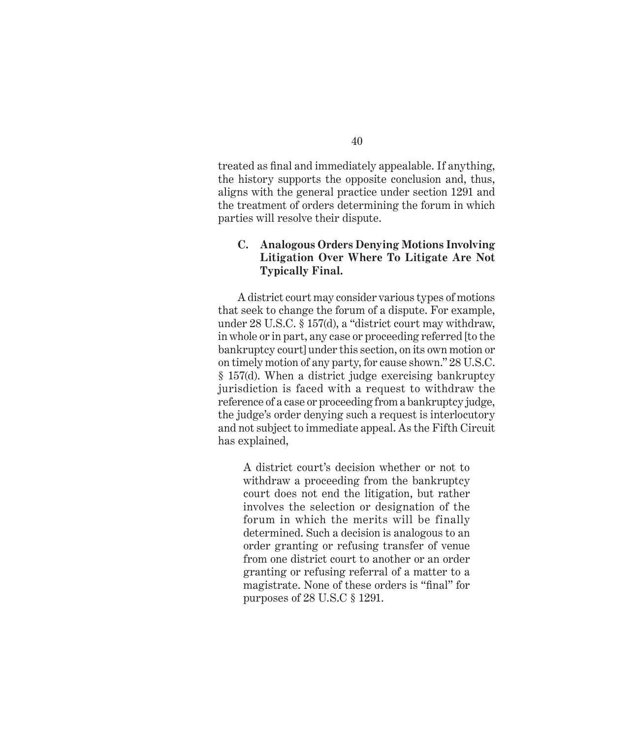treated as final and immediately appealable. If anything, the history supports the opposite conclusion and, thus, aligns with the general practice under section 1291 and the treatment of orders determining the forum in which parties will resolve their dispute.

### C. Analogous Orders Denying Motions Involving Litigation Over Where To Litigate Are Not Typically Final.

A district court may consider various types of motions that seek to change the forum of a dispute. For example, under 28 U.S.C. § 157(d), a "district court may withdraw, in whole or in part, any case or proceeding referred [to the bankruptcy court] under this section, on its own motion or on timely motion of any party, for cause shown." 28 U.S.C. § 157(d). When a district judge exercising bankruptcy jurisdiction is faced with a request to withdraw the reference of a case or proceeding from a bankruptcy judge, the judge's order denying such a request is interlocutory and not subject to immediate appeal. As the Fifth Circuit has explained,

> A district court's decision whether or not to withdraw a proceeding from the bankruptcy court does not end the litigation, but rather involves the selection or designation of the forum in which the merits will be finally determined. Such a decision is analogous to an order granting or refusing transfer of venue from one district court to another or an order granting or refusing referral of a matter to a magistrate. None of these orders is "final" for purposes of 28 U.S.C § 1291.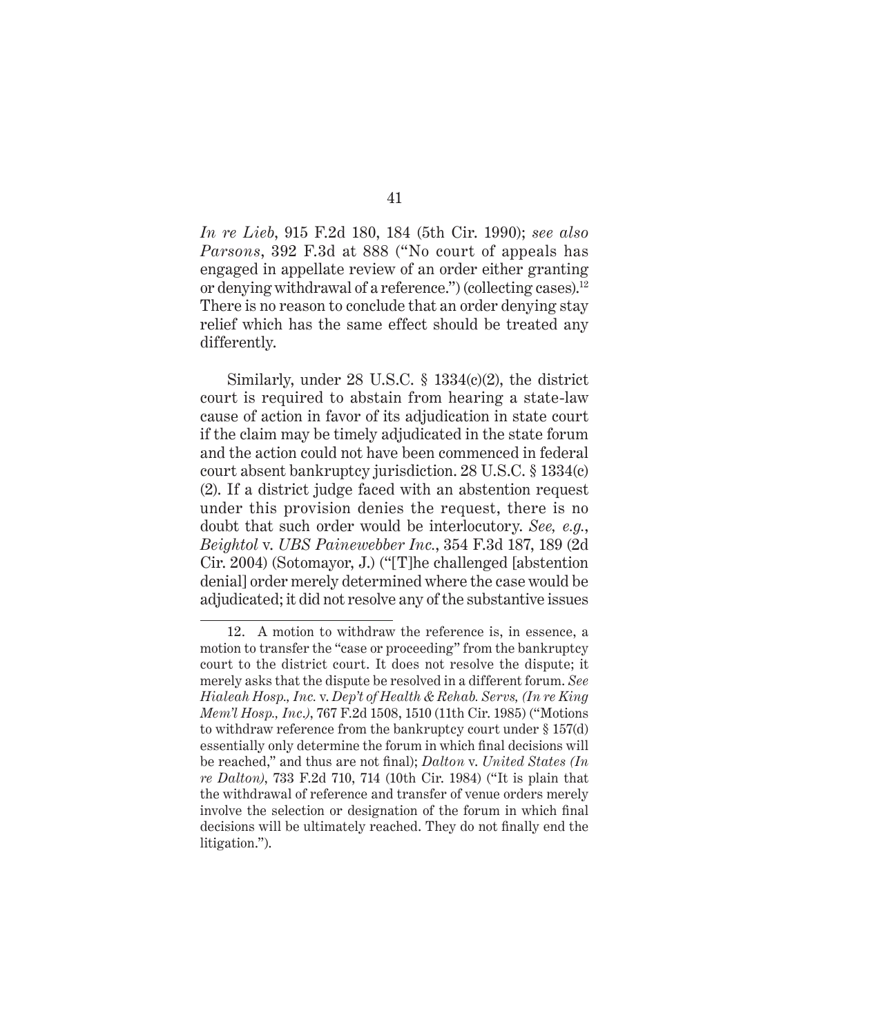*In re Lieb*, 915 F.2d 180, 184 (5th Cir. 1990); *see also Parsons*, 392 F.3d at 888 ("No court of appeals has engaged in appellate review of an order either granting or denying withdrawal of a reference.") (collecting cases).[12] There is no reason to conclude that an order denying stay relief which has the same effect should be treated any differently.

Similarly, under 28 U.S.C. § 1334(c)(2), the district court is required to abstain from hearing a state-law cause of action in favor of its adjudication in state court if the claim may be timely adjudicated in the state forum and the action could not have been commenced in federal court absent bankruptcy jurisdiction. 28 U.S.C. § 1334(c)(2). If a district judge faced with an abstention request under this provision denies the request, there is no doubt that such order would be interlocutory. *See, e.g.*, *Beightol* v. *UBS Painewebber Inc.*, 354 F.3d 187, 189 (2d Cir. 2004) (Sotomayor, J.) ("[T]he challenged [abstention denial] order merely determined where the case would be adjudicated; it did not resolve any of the substantive issues

12. A motion to withdraw the reference is, in essence, a motion to transfer the "case or proceeding" from the bankruptcy court to the district court. It does not resolve the dispute; it merely asks that the dispute be resolved in a different forum. *See Hialeah Hosp., Inc.* v. *Dep't of Health & Rehab. Servs, (In re King Mem'l Hosp., Inc.)*, 767 F.2d 1508, 1510 (11th Cir. 1985) ("Motions to withdraw reference from the bankruptcy court under § 157(d) essentially only determine the forum in which final decisions will be reached," and thus are not final); *Dalton* v. *United States (In re Dalton)*, 733 F.2d 710, 714 (10th Cir. 1984) ("It is plain that the withdrawal of reference and transfer of venue orders merely involve the selection or designation of the forum in which final decisions will be ultimately reached. They do not finally end the litigation.").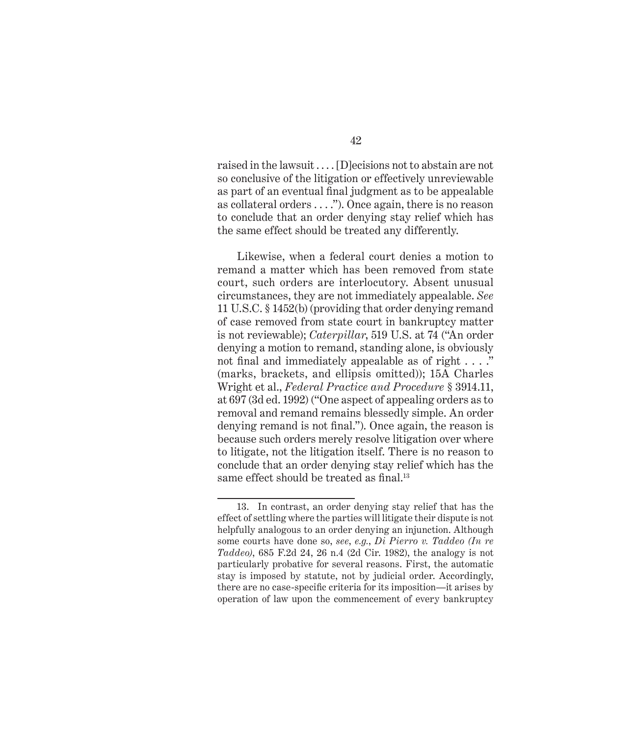raised in the lawsuit . . . . [D]ecisions not to abstain are not so conclusive of the litigation or effectively unreviewable as part of an eventual final judgment as to be appealable as collateral orders . . . ."). Once again, there is no reason to conclude that an order denying stay relief which has the same effect should be treated any differently.

Likewise, when a federal court denies a motion to remand a matter which has been removed from state court, such orders are interlocutory. Absent unusual circumstances, they are not immediately appealable. *See* 11 U.S.C. § 1452(b) (providing that order denying remand of case removed from state court in bankruptcy matter is not reviewable); *Caterpillar*, 519 U.S. at 74 ("An order denying a motion to remand, standing alone, is obviously not final and immediately appealable as of right . . . ." (marks, brackets, and ellipsis omitted)); 15A Charles Wright et al., *Federal Practice and Procedure* § 3914.11, at 697 (3d ed. 1992) ("One aspect of appealing orders as to removal and remand remains blessedly simple. An order denying remand is not final."). Once again, the reason is because such orders merely resolve litigation over where to litigate, not the litigation itself. There is no reason to conclude that an order denying stay relief which has the same effect should be treated as final.[13]

---

13. In contrast, an order denying stay relief that has the effect of settling where the parties will litigate their dispute is not helpfully analogous to an order denying an injunction. Although some courts have done so, *see*, *e.g.*, *Di Pierro v. Taddeo (In re Taddeo)*, 685 F.2d 24, 26 n.4 (2d Cir. 1982), the analogy is not particularly probative for several reasons. First, the automatic stay is imposed by statute, not by judicial order. Accordingly, there are no case-specific criteria for its imposition—it arises by operation of law upon the commencement of every bankruptcy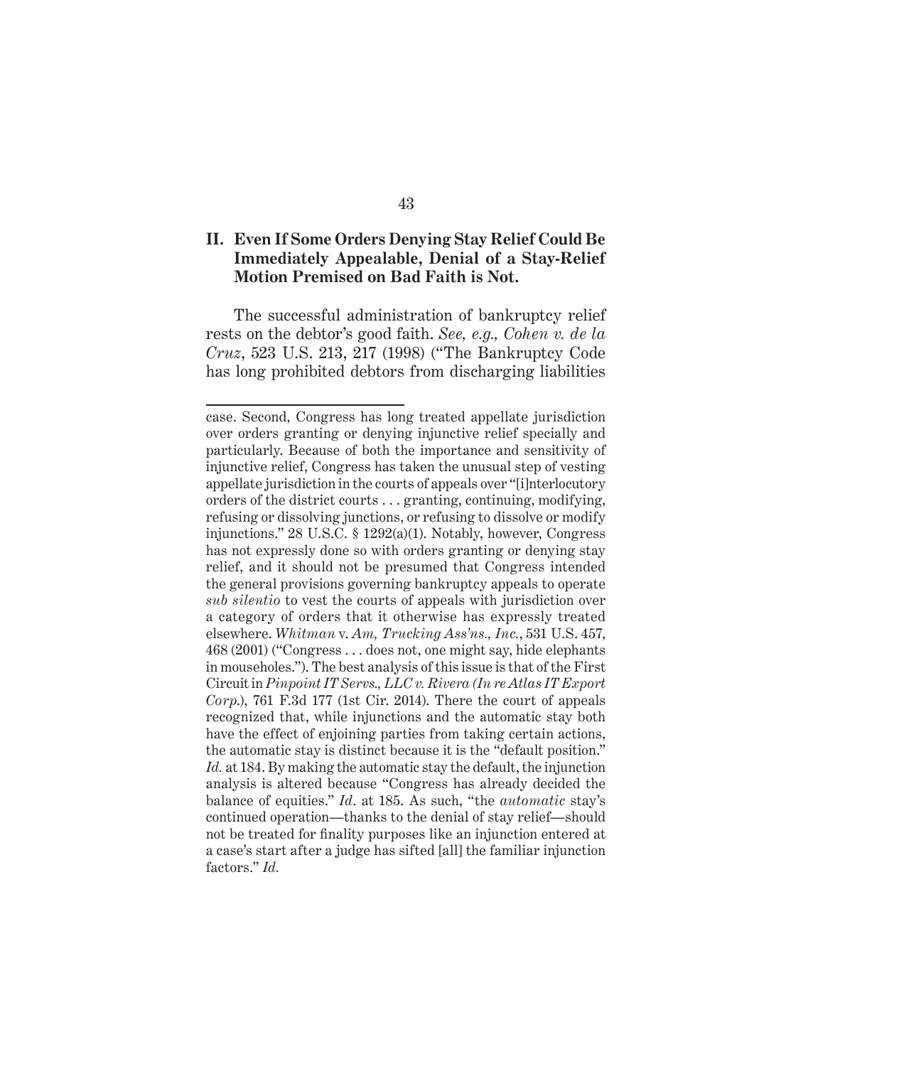## II. Even If Some Orders Denying Stay Relief Could Be Immediately Appealable, Denial of a Stay-Relief Motion Premised on Bad Faith is Not.

The successful administration of bankruptcy relief rests on the debtor's good faith. *See, e.g., Cohen v. de la Cruz*, 523 U.S. 213, 217 (1998) ("The Bankruptcy Code has long prohibited debtors from discharging liabilities

---

case. Second, Congress has long treated appellate jurisdiction over orders granting or denying injunctive relief specially and particularly. Because of both the importance and sensitivity of injunctive relief, Congress has taken the unusual step of vesting appellate jurisdiction in the courts of appeals over "[i]nterlocutory orders of the district courts . . . granting, continuing, modifying, refusing or dissolving junctions, or refusing to dissolve or modify injunctions." 28 U.S.C. § 1292(a)(1). Notably, however, Congress has not expressly done so with orders granting or denying stay relief, and it should not be presumed that Congress intended the general provisions governing bankruptcy appeals to operate *sub silentio* to vest the courts of appeals with jurisdiction over a category of orders that it otherwise has expressly treated elsewhere. *Whitman* v. *Am, Trucking Ass'ns., Inc.*, 531 U.S. 457, 468 (2001) ("Congress . . . does not, one might say, hide elephants in mouseholes."). The best analysis of this issue is that of the First Circuit in *Pinpoint IT Servs., LLC v. Rivera (In re Atlas IT Export Corp.)*, 761 F.3d 177 (1st Cir. 2014). There the court of appeals recognized that, while injunctions and the automatic stay both have the effect of enjoining parties from taking certain actions, the automatic stay is distinct because it is the "default position." *Id.* at 184. By making the automatic stay the default, the injunction analysis is altered because "Congress has already decided the balance of equities." *Id*. at 185. As such, "the *automatic* stay's continued operation—thanks to the denial of stay relief—should not be treated for finality purposes like an injunction entered at a case's start after a judge has sifted [all] the familiar injunction factors." *Id.*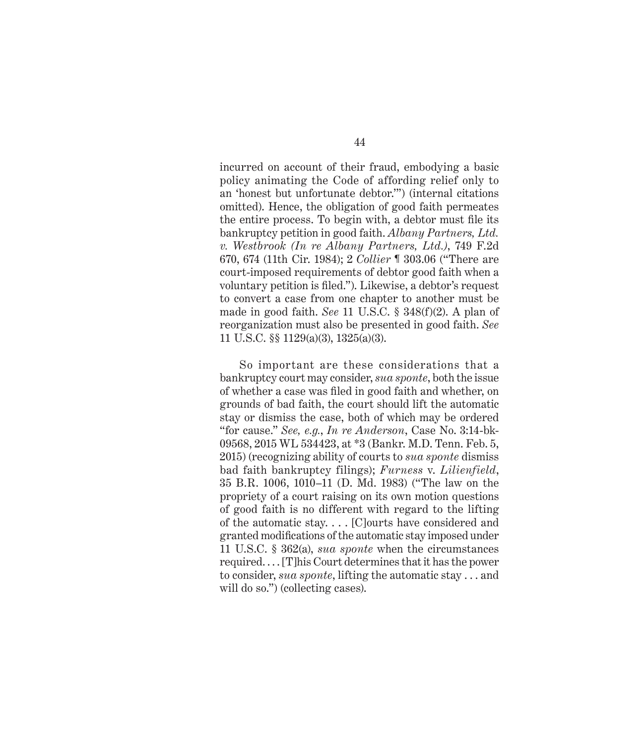incurred on account of their fraud, embodying a basic policy animating the Code of affording relief only to an 'honest but unfortunate debtor.'") (internal citations omitted). Hence, the obligation of good faith permeates the entire process. To begin with, a debtor must file its bankruptcy petition in good faith. *Albany Partners, Ltd. v. Westbrook (In re Albany Partners, Ltd.)*, 749 F.2d 670, 674 (11th Cir. 1984); 2 *Collier* ¶ 303.06 ("There are court-imposed requirements of debtor good faith when a voluntary petition is filed."). Likewise, a debtor's request to convert a case from one chapter to another must be made in good faith. *See* 11 U.S.C. § 348(f)(2). A plan of reorganization must also be presented in good faith. *See* 11 U.S.C. §§ 1129(a)(3), 1325(a)(3).

So important are these considerations that a bankruptcy court may consider, *sua sponte*, both the issue of whether a case was filed in good faith and whether, on grounds of bad faith, the court should lift the automatic stay or dismiss the case, both of which may be ordered "for cause." *See, e.g.*, *In re Anderson*, Case No. 3:14-bk-09568, 2015 WL 534423, at *3 (Bankr. M.D. Tenn. Feb. 5, 2015) (recognizing ability of courts to *sua sponte* dismiss bad faith bankruptcy filings); *Furness* v. *Lilienfield*, 35 B.R. 1006, 1010–11 (D. Md. 1983) ("The law on the propriety of a court raising on its own motion questions of good faith is no different with regard to the lifting of the automatic stay. . . . [C]ourts have considered and granted modifications of the automatic stay imposed under 11 U.S.C. § 362(a), *sua sponte* when the circumstances required. . . . [T]his Court determines that it has the power to consider, *sua sponte*, lifting the automatic stay . . . and will do so.") (collecting cases).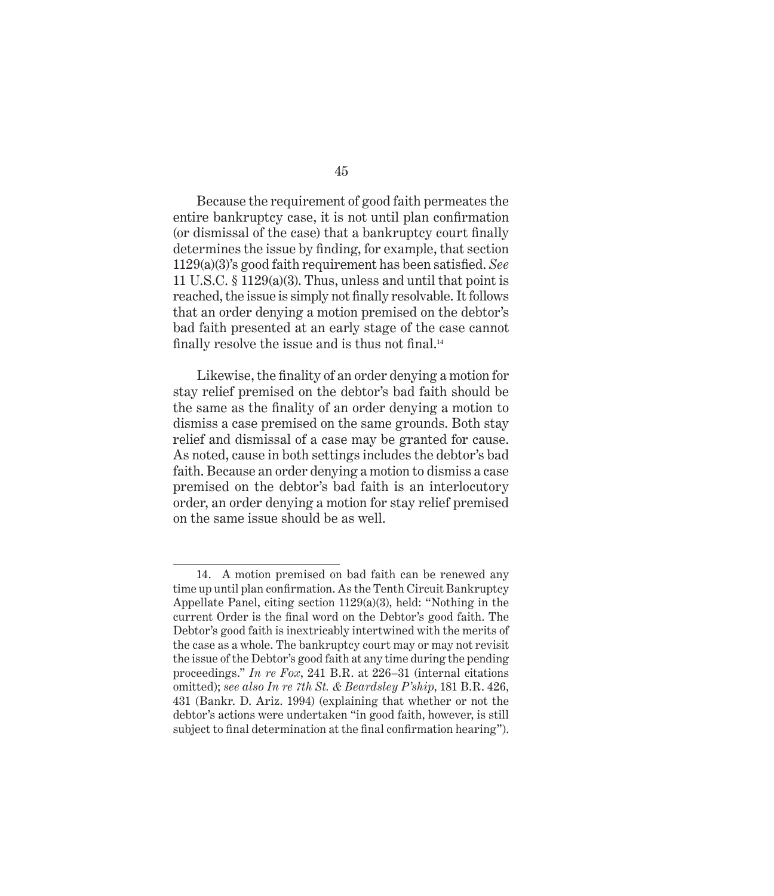Because the requirement of good faith permeates the entire bankruptcy case, it is not until plan confirmation (or dismissal of the case) that a bankruptcy court finally determines the issue by finding, for example, that section 1129(a)(3)'s good faith requirement has been satisfied. *See* 11 U.S.C. § 1129(a)(3). Thus, unless and until that point is reached, the issue is simply not finally resolvable. It follows that an order denying a motion premised on the debtor's bad faith presented at an early stage of the case cannot finally resolve the issue and is thus not final.[14]

Likewise, the finality of an order denying a motion for stay relief premised on the debtor's bad faith should be the same as the finality of an order denying a motion to dismiss a case premised on the same grounds. Both stay relief and dismissal of a case may be granted for cause. As noted, cause in both settings includes the debtor's bad faith. Because an order denying a motion to dismiss a case premised on the debtor's bad faith is an interlocutory order, an order denying a motion for stay relief premised on the same issue should be as well.

---

14. A motion premised on bad faith can be renewed any time up until plan confirmation. As the Tenth Circuit Bankruptcy Appellate Panel, citing section 1129(a)(3), held: "Nothing in the current Order is the final word on the Debtor's good faith. The Debtor's good faith is inextricably intertwined with the merits of the case as a whole. The bankruptcy court may or may not revisit the issue of the Debtor's good faith at any time during the pending proceedings." *In re Fox*, 241 B.R. at 226–31 (internal citations omitted); *see also In re 7th St. & Beardsley P'ship*, 181 B.R. 426, 431 (Bankr. D. Ariz. 1994) (explaining that whether or not the debtor's actions were undertaken "in good faith, however, is still subject to final determination at the final confirmation hearing").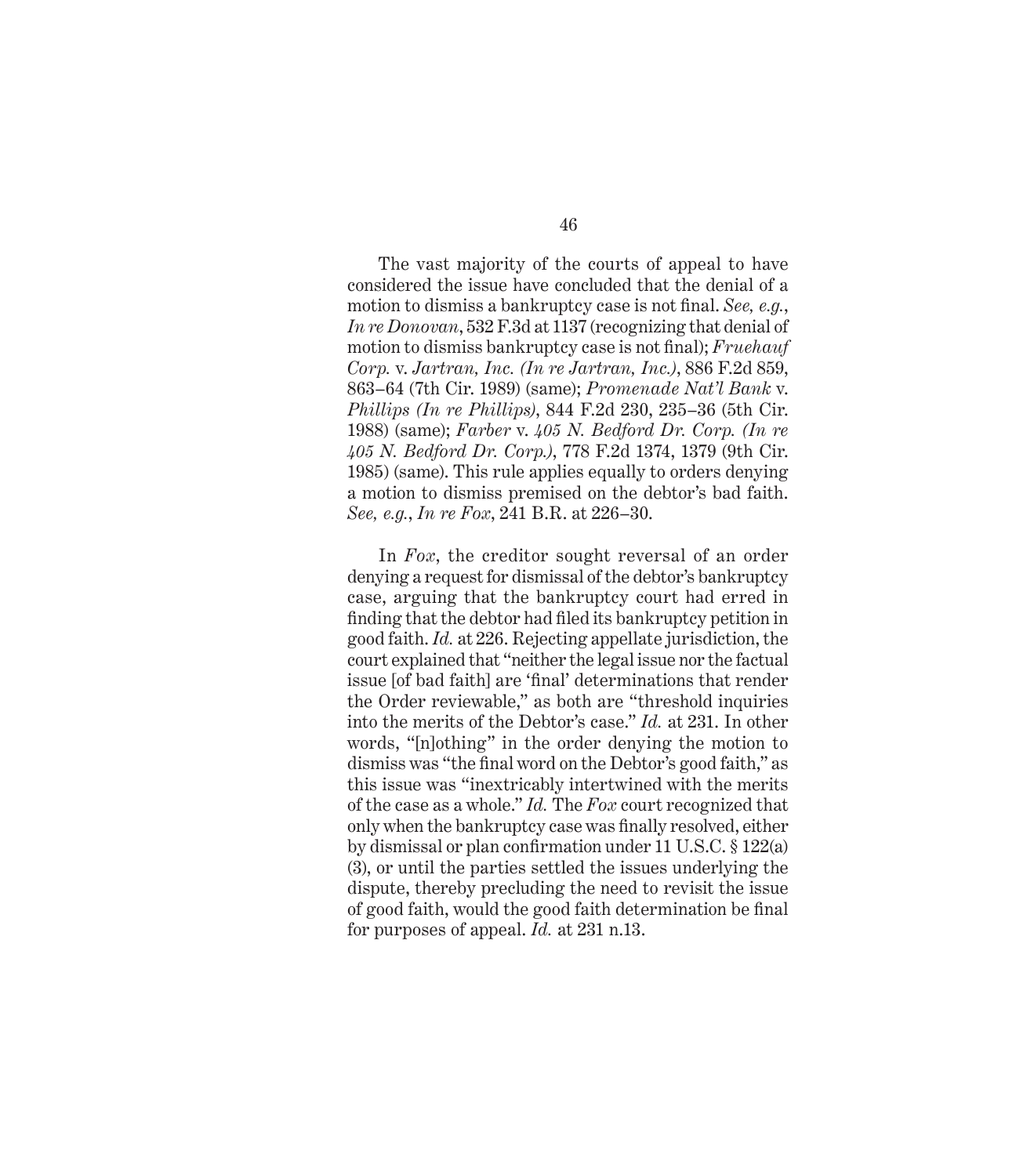The vast majority of the courts of appeal to have considered the issue have concluded that the denial of a motion to dismiss a bankruptcy case is not final. *See, e.g.*, *In re Donovan*, 532 F.3d at 1137 (recognizing that denial of motion to dismiss bankruptcy case is not final); *Fruehauf Corp.* v. *Jartran, Inc. (In re Jartran, Inc.)*, 886 F.2d 859, 863–64 (7th Cir. 1989) (same); *Promenade Nat'l Bank* v. *Phillips (In re Phillips)*, 844 F.2d 230, 235–36 (5th Cir. 1988) (same); *Farber* v. *405 N. Bedford Dr. Corp. (In re 405 N. Bedford Dr. Corp.)*, 778 F.2d 1374, 1379 (9th Cir. 1985) (same). This rule applies equally to orders denying a motion to dismiss premised on the debtor's bad faith. *See, e.g.*, *In re Fox*, 241 B.R. at 226–30.

In *Fox*, the creditor sought reversal of an order denying a request for dismissal of the debtor's bankruptcy case, arguing that the bankruptcy court had erred in finding that the debtor had filed its bankruptcy petition in good faith. *Id.* at 226. Rejecting appellate jurisdiction, the court explained that "neither the legal issue nor the factual issue [of bad faith] are 'final' determinations that render the Order reviewable," as both are "threshold inquiries into the merits of the Debtor's case." *Id.* at 231. In other words, "[n]othing" in the order denying the motion to dismiss was "the final word on the Debtor's good faith," as this issue was "inextricably intertwined with the merits of the case as a whole." *Id.* The *Fox* court recognized that only when the bankruptcy case was finally resolved, either by dismissal or plan confirmation under 11 U.S.C. § 122(a)(3), or until the parties settled the issues underlying the dispute, thereby precluding the need to revisit the issue of good faith, would the good faith determination be final for purposes of appeal. *Id.* at 231 n.13.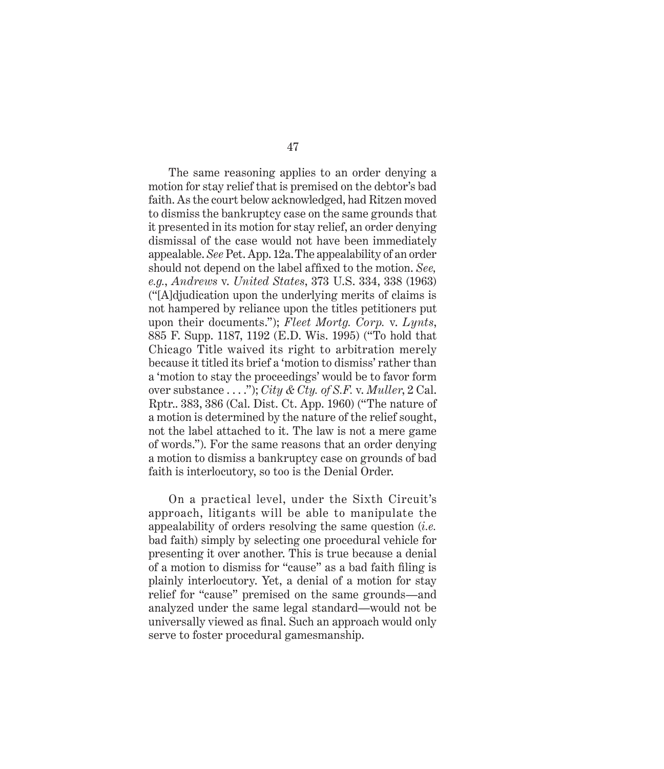The same reasoning applies to an order denying a motion for stay relief that is premised on the debtor's bad faith. As the court below acknowledged, had Ritzen moved to dismiss the bankruptcy case on the same grounds that it presented in its motion for stay relief, an order denying dismissal of the case would not have been immediately appealable. *See* Pet. App. 12a. The appealability of an order should not depend on the label affixed to the motion. *See, e.g.*, *Andrews* v. *United States*, 373 U.S. 334, 338 (1963) ("[A]djudication upon the underlying merits of claims is not hampered by reliance upon the titles petitioners put upon their documents."); *Fleet Mortg. Corp.* v. *Lynts*, 885 F. Supp. 1187, 1192 (E.D. Wis. 1995) ("To hold that Chicago Title waived its right to arbitration merely because it titled its brief a 'motion to dismiss' rather than a 'motion to stay the proceedings' would be to favor form over substance . . . ."); *City & Cty. of S.F.* v. *Muller*, 2 Cal. Rptr.. 383, 386 (Cal. Dist. Ct. App. 1960) ("The nature of a motion is determined by the nature of the relief sought, not the label attached to it. The law is not a mere game of words."). For the same reasons that an order denying a motion to dismiss a bankruptcy case on grounds of bad faith is interlocutory, so too is the Denial Order.

On a practical level, under the Sixth Circuit's approach, litigants will be able to manipulate the appealability of orders resolving the same question (*i.e.* bad faith) simply by selecting one procedural vehicle for presenting it over another. This is true because a denial of a motion to dismiss for "cause" as a bad faith filing is plainly interlocutory. Yet, a denial of a motion for stay relief for "cause" premised on the same grounds—and analyzed under the same legal standard—would not be universally viewed as final. Such an approach would only serve to foster procedural gamesmanship.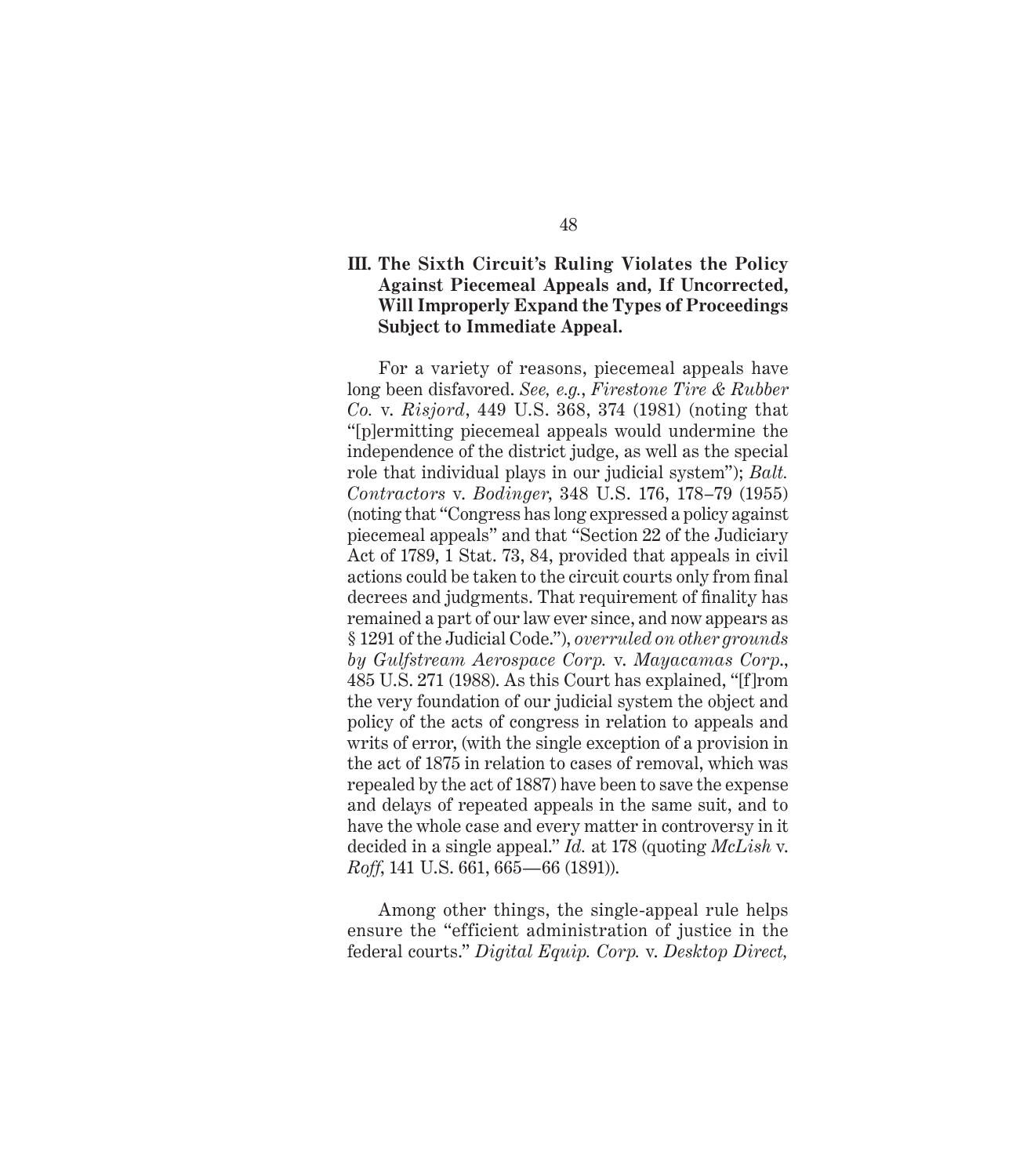## III. The Sixth Circuit's Ruling Violates the Policy Against Piecemeal Appeals and, If Uncorrected, Will Improperly Expand the Types of Proceedings Subject to Immediate Appeal.

For a variety of reasons, piecemeal appeals have long been disfavored. *See, e.g.*, *Firestone Tire & Rubber Co.* v. *Risjord*, 449 U.S. 368, 374 (1981) (noting that "[p]ermitting piecemeal appeals would undermine the independence of the district judge, as well as the special role that individual plays in our judicial system"); *Balt. Contractors* v. *Bodinger*, 348 U.S. 176, 178–79 (1955) (noting that "Congress has long expressed a policy against piecemeal appeals" and that "Section 22 of the Judiciary Act of 1789, 1 Stat. 73, 84, provided that appeals in civil actions could be taken to the circuit courts only from final decrees and judgments. That requirement of finality has remained a part of our law ever since, and now appears as § 1291 of the Judicial Code."), *overruled on other grounds by Gulfstream Aerospace Corp.* v. *Mayacamas Corp.*, 485 U.S. 271 (1988). As this Court has explained, "[f]rom the very foundation of our judicial system the object and policy of the acts of congress in relation to appeals and writs of error, (with the single exception of a provision in the act of 1875 in relation to cases of removal, which was repealed by the act of 1887) have been to save the expense and delays of repeated appeals in the same suit, and to have the whole case and every matter in controversy in it decided in a single appeal." *Id.* at 178 (quoting *McLish* v. *Roff*, 141 U.S. 661, 665—66 (1891)).

Among other things, the single-appeal rule helps ensure the "efficient administration of justice in the federal courts." *Digital Equip. Corp.* v. *Desktop Direct,*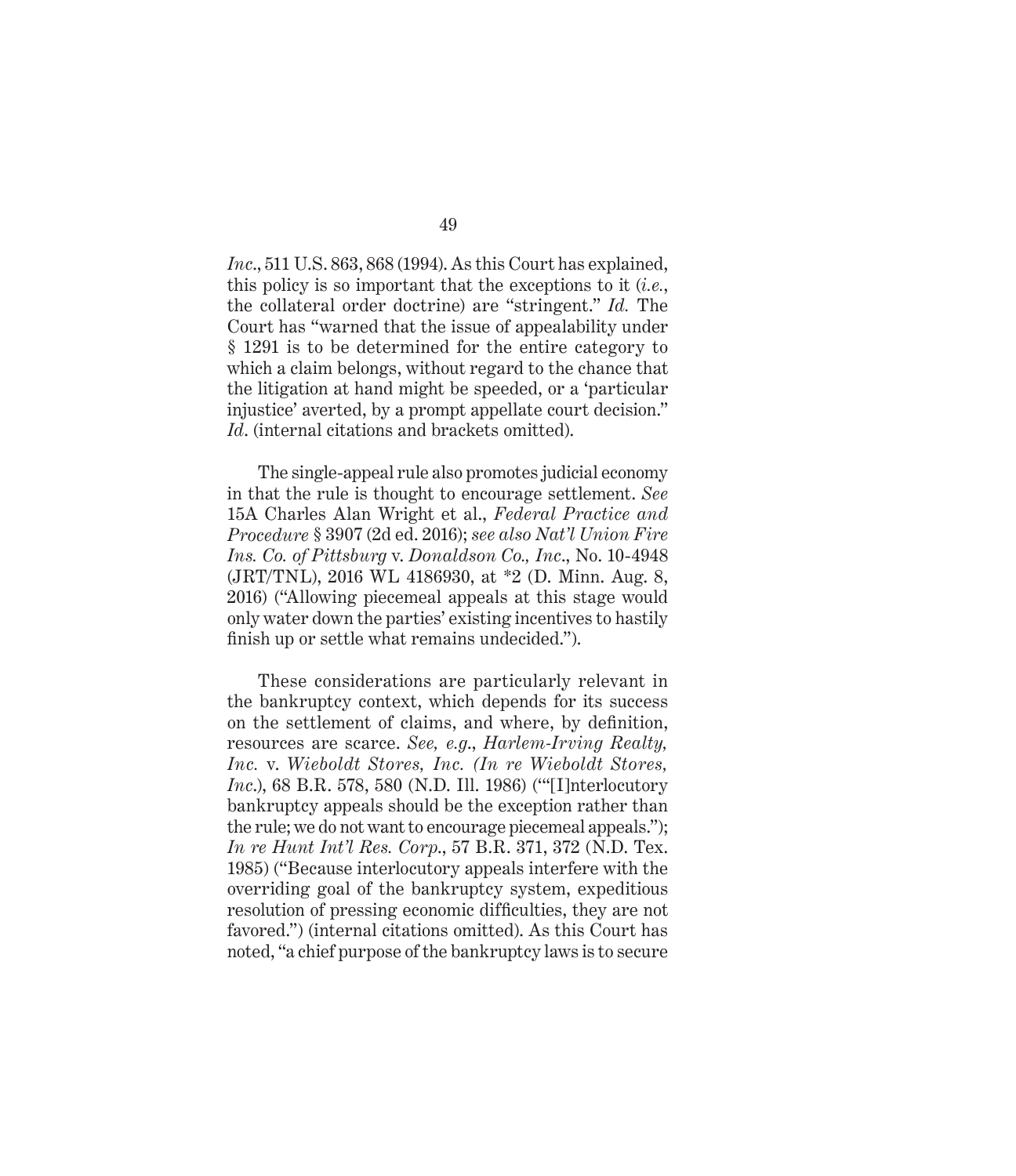*Inc.*, 511 U.S. 863, 868 (1994). As this Court has explained, this policy is so important that the exceptions to it (*i.e.*, the collateral order doctrine) are "stringent." *Id.* The Court has "warned that the issue of appealability under § 1291 is to be determined for the entire category to which a claim belongs, without regard to the chance that the litigation at hand might be speeded, or a 'particular injustice' averted, by a prompt appellate court decision." *Id.* (internal citations and brackets omitted).

The single-appeal rule also promotes judicial economy in that the rule is thought to encourage settlement. *See* 15A Charles Alan Wright et al., *Federal Practice and Procedure* § 3907 (2d ed. 2016); *see also Nat'l Union Fire Ins. Co. of Pittsburg* v. *Donaldson Co., Inc.*, No. 10-4948 (JRT/TNL), 2016 WL 4186930, at *2 (D. Minn. Aug. 8, 2016) ("Allowing piecemeal appeals at this stage would only water down the parties' existing incentives to hastily finish up or settle what remains undecided.").

These considerations are particularly relevant in the bankruptcy context, which depends for its success on the settlement of claims, and where, by definition, resources are scarce. *See, e.g.*, *Harlem-Irving Realty, Inc.* v. *Wieboldt Stores, Inc. (In re Wieboldt Stores, Inc.)*, 68 B.R. 578, 580 (N.D. Ill. 1986) ("'[I]nterlocutory bankruptcy appeals should be the exception rather than the rule; we do not want to encourage piecemeal appeals."); *In re Hunt Int'l Res. Corp.*, 57 B.R. 371, 372 (N.D. Tex. 1985) ("Because interlocutory appeals interfere with the overriding goal of the bankruptcy system, expeditious resolution of pressing economic difficulties, they are not favored.") (internal citations omitted). As this Court has noted, "a chief purpose of the bankruptcy laws is to secure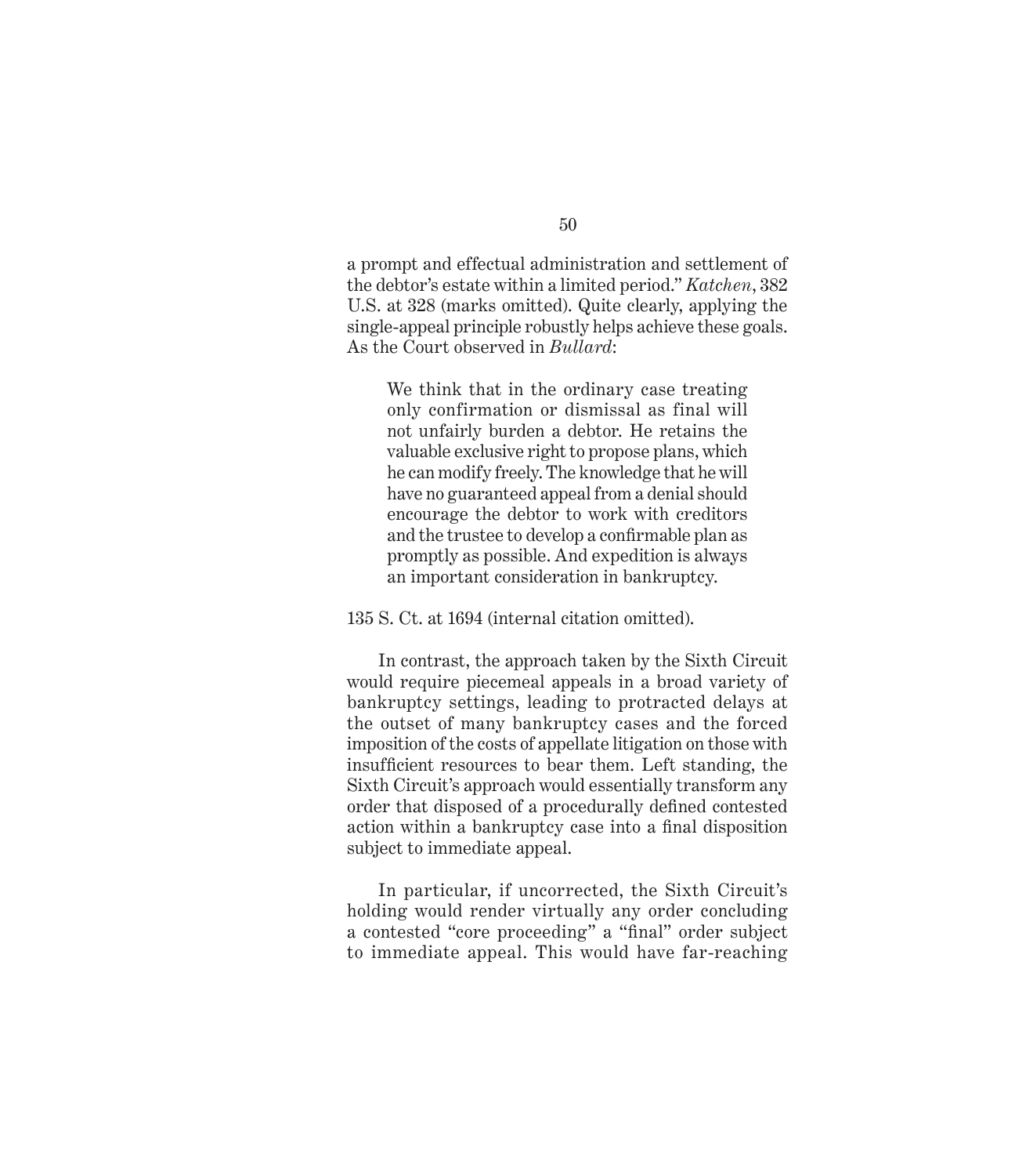a prompt and effectual administration and settlement of the debtor's estate within a limited period." *Katchen*, 382 U.S. at 328 (marks omitted). Quite clearly, applying the single-appeal principle robustly helps achieve these goals. As the Court observed in *Bullard*:

> We think that in the ordinary case treating only confirmation or dismissal as final will not unfairly burden a debtor. He retains the valuable exclusive right to propose plans, which he can modify freely. The knowledge that he will have no guaranteed appeal from a denial should encourage the debtor to work with creditors and the trustee to develop a confirmable plan as promptly as possible. And expedition is always an important consideration in bankruptcy.

135 S. Ct. at 1694 (internal citation omitted).

In contrast, the approach taken by the Sixth Circuit would require piecemeal appeals in a broad variety of bankruptcy settings, leading to protracted delays at the outset of many bankruptcy cases and the forced imposition of the costs of appellate litigation on those with insufficient resources to bear them. Left standing, the Sixth Circuit's approach would essentially transform any order that disposed of a procedurally defined contested action within a bankruptcy case into a final disposition subject to immediate appeal.

In particular, if uncorrected, the Sixth Circuit's holding would render virtually any order concluding a contested "core proceeding" a "final" order subject to immediate appeal. This would have far-reaching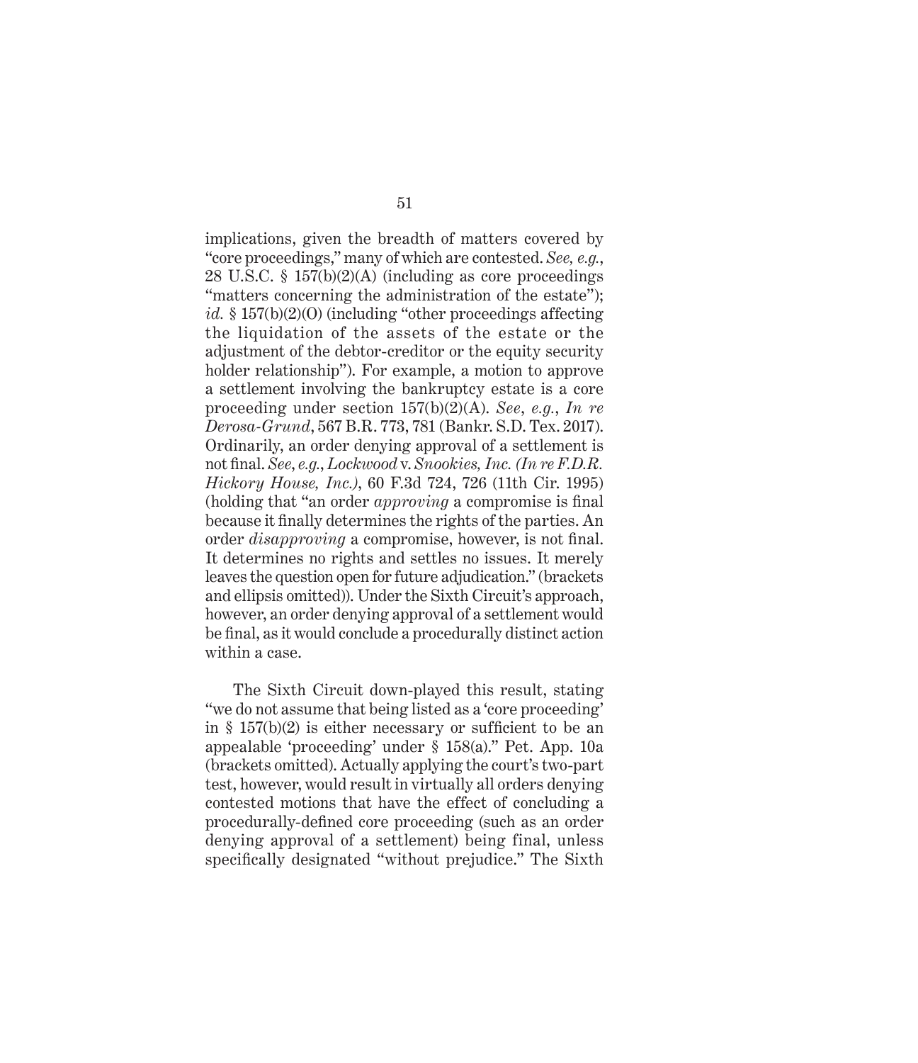implications, given the breadth of matters covered by "core proceedings," many of which are contested. *See, e.g.*, 28 U.S.C. § 157(b)(2)(A) (including as core proceedings "matters concerning the administration of the estate"); *id.* § 157(b)(2)(O) (including "other proceedings affecting the liquidation of the assets of the estate or the adjustment of the debtor-creditor or the equity security holder relationship"). For example, a motion to approve a settlement involving the bankruptcy estate is a core proceeding under section 157(b)(2)(A). *See*, *e.g.*, *In re Derosa-Grund*, 567 B.R. 773, 781 (Bankr. S.D. Tex. 2017). Ordinarily, an order denying approval of a settlement is not final. *See*, *e.g.*, *Lockwood* v. *Snookies, Inc. (In re F.D.R. Hickory House, Inc.)*, 60 F.3d 724, 726 (11th Cir. 1995) (holding that "an order *approving* a compromise is final because it finally determines the rights of the parties. An order *disapproving* a compromise, however, is not final. It determines no rights and settles no issues. It merely leaves the question open for future adjudication." (brackets and ellipsis omitted)). Under the Sixth Circuit's approach, however, an order denying approval of a settlement would be final, as it would conclude a procedurally distinct action within a case.

The Sixth Circuit down-played this result, stating "we do not assume that being listed as a 'core proceeding' in § 157(b)(2) is either necessary or sufficient to be an appealable 'proceeding' under § 158(a)." Pet. App. 10a (brackets omitted). Actually applying the court's two-part test, however, would result in virtually all orders denying contested motions that have the effect of concluding a procedurally-defined core proceeding (such as an order denying approval of a settlement) being final, unless specifically designated "without prejudice." The Sixth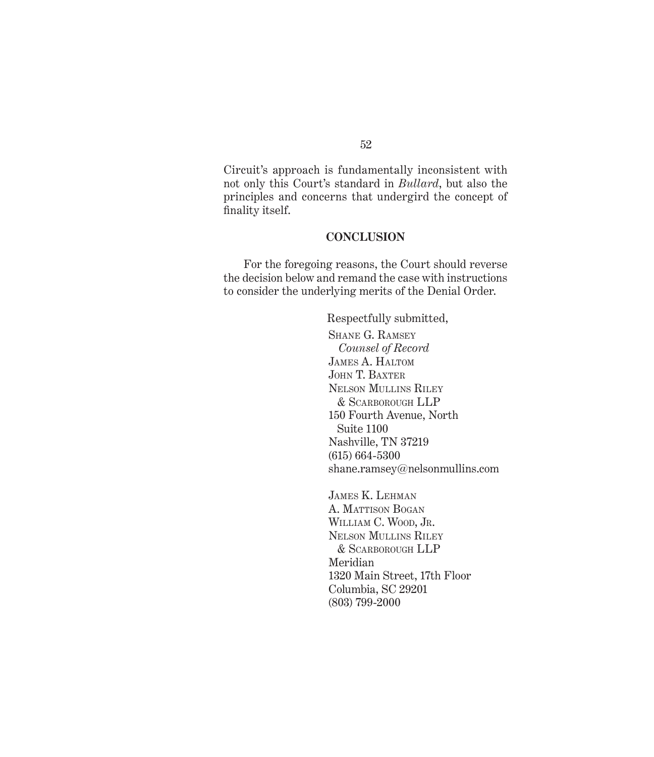Circuit's approach is fundamentally inconsistent with not only this Court's standard in *Bullard*, but also the principles and concerns that undergird the concept of finality itself.

## CONCLUSION

For the foregoing reasons, the Court should reverse the decision below and remand the case with instructions to consider the underlying merits of the Denial Order.

Respectfully submitted,

Shane G. Ramsey
*Counsel of Record*
James A. Haltom
John T. Baxter
Nelson Mullins Riley
& Scarborough LLP
150 Fourth Avenue, North
Suite 1100
Nashville, TN 37219
(615) 664-5300
shane.ramsey@nelsonmullins.com

James K. Lehman
A. Mattison Bogan
William C. Wood, Jr.
Nelson Mullins Riley
& Scarborough LLP
Meridian
1320 Main Street, 17th Floor
Columbia, SC 29201
(803) 799-2000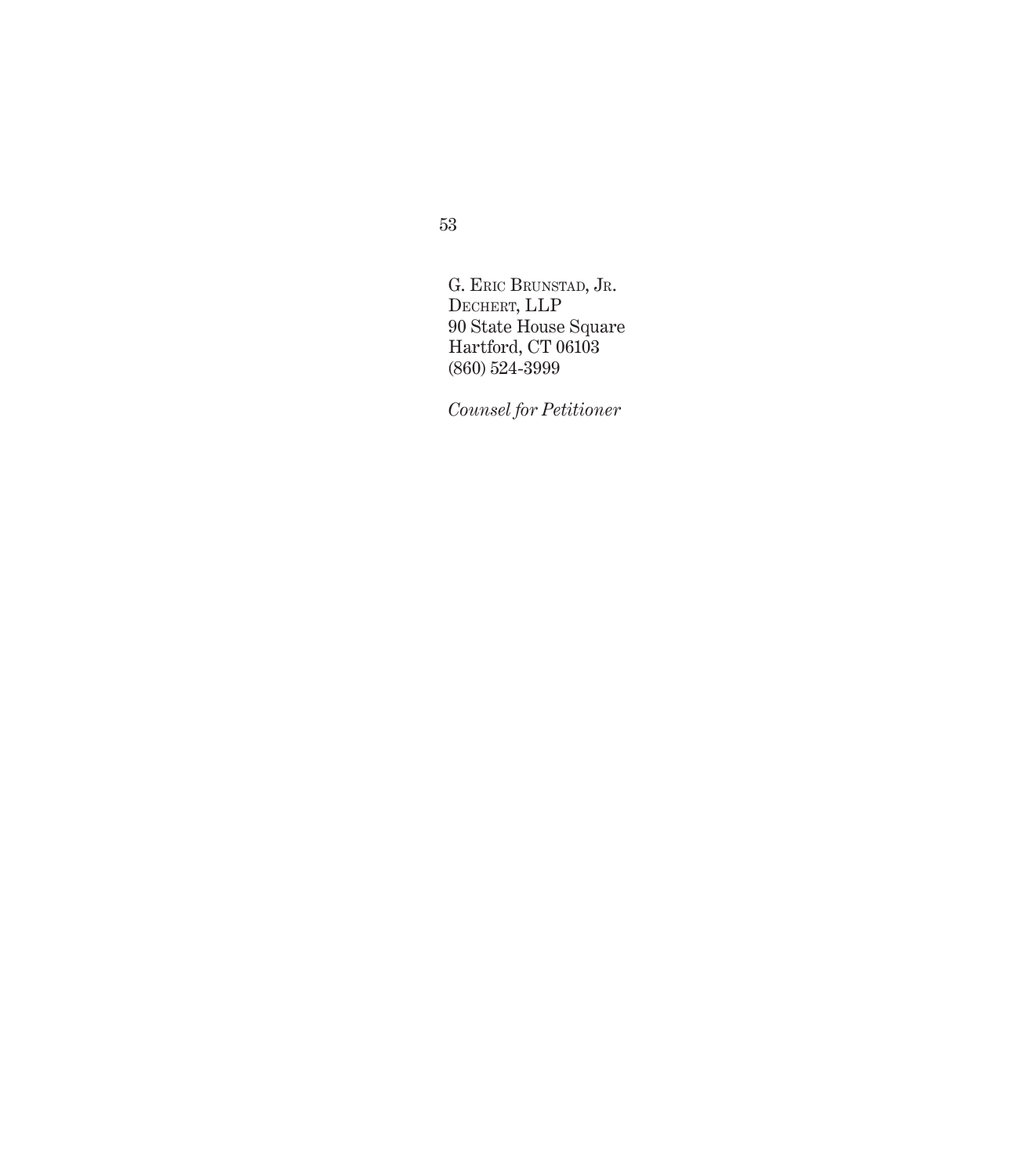G. Eric Brunstad, Jr.
Dechert, LLP
90 State House Square
Hartford, CT 06103
(860) 524-3999

*Counsel for Petitioner*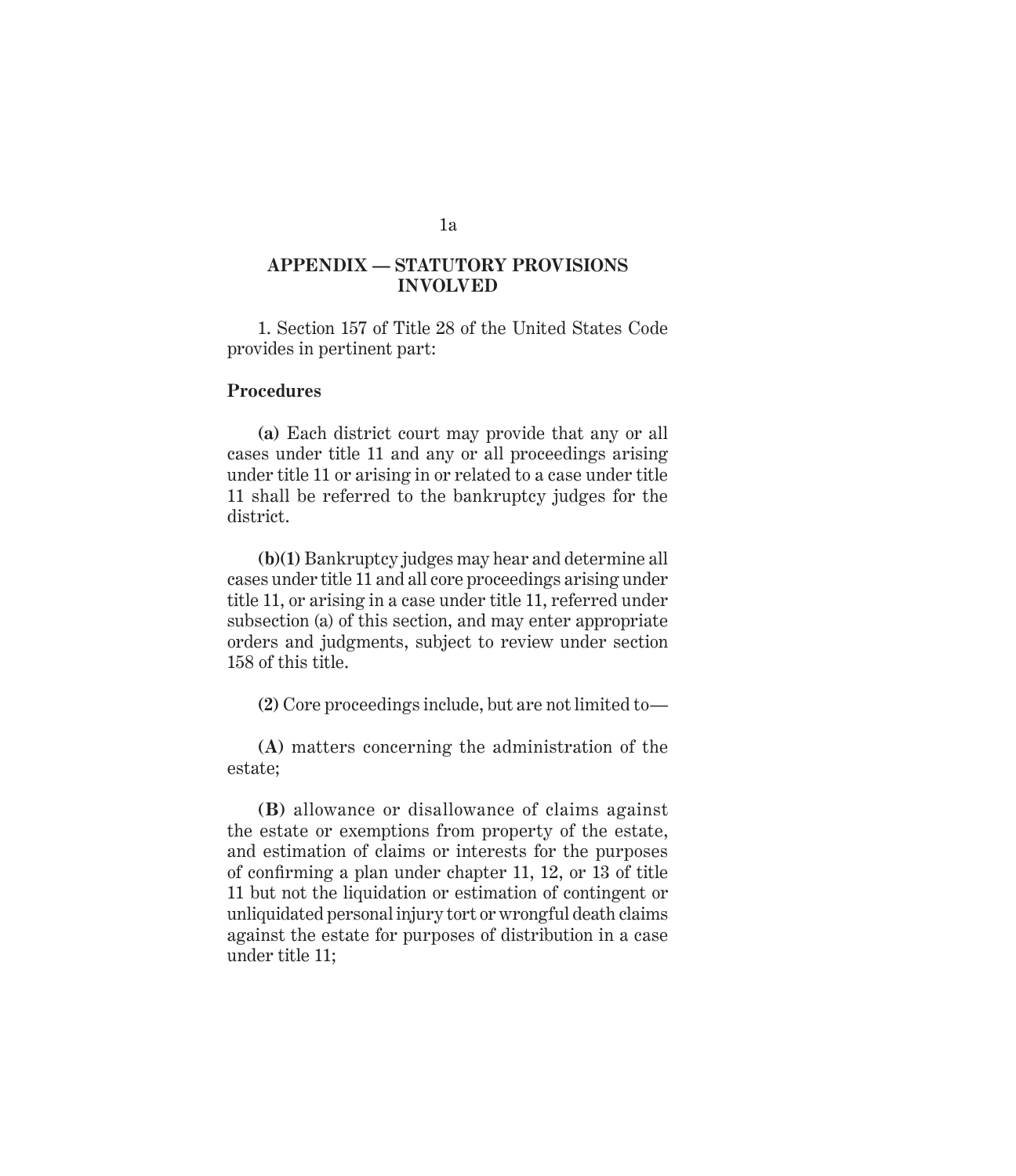## APPENDIX — STATUTORY PROVISIONS INVOLVED

1. Section 157 of Title 28 of the United States Code provides in pertinent part:

**Procedures**

**(a)** Each district court may provide that any or all cases under title 11 and any or all proceedings arising under title 11 or arising in or related to a case under title 11 shall be referred to the bankruptcy judges for the district.

**(b)(1)** Bankruptcy judges may hear and determine all cases under title 11 and all core proceedings arising under title 11, or arising in a case under title 11, referred under subsection (a) of this section, and may enter appropriate orders and judgments, subject to review under section 158 of this title.

**(2)** Core proceedings include, but are not limited to—

**(A)** matters concerning the administration of the estate;

**(B)** allowance or disallowance of claims against the estate or exemptions from property of the estate, and estimation of claims or interests for the purposes of confirming a plan under chapter 11, 12, or 13 of title 11 but not the liquidation or estimation of contingent or unliquidated personal injury tort or wrongful death claims against the estate for purposes of distribution in a case under title 11;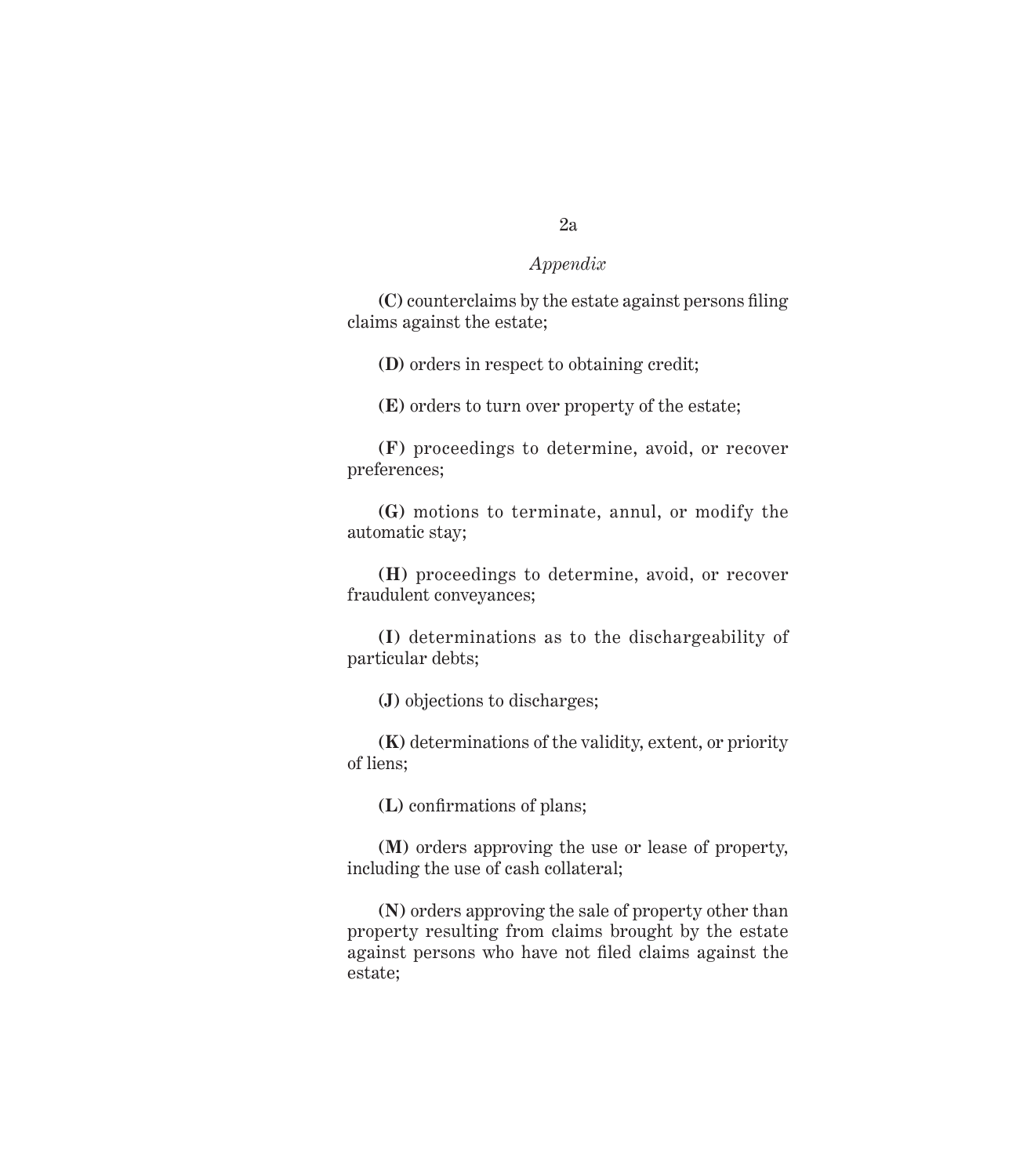**(C)** counterclaims by the estate against persons filing claims against the estate;

**(D)** orders in respect to obtaining credit;

**(E)** orders to turn over property of the estate;

**(F)** proceedings to determine, avoid, or recover preferences;

**(G)** motions to terminate, annul, or modify the automatic stay;

**(H)** proceedings to determine, avoid, or recover fraudulent conveyances;

**(I)** determinations as to the dischargeability of particular debts;

**(J)** objections to discharges;

**(K)** determinations of the validity, extent, or priority of liens;

**(L)** confirmations of plans;

**(M)** orders approving the use or lease of property, including the use of cash collateral;

**(N)** orders approving the sale of property other than property resulting from claims brought by the estate against persons who have not filed claims against the estate;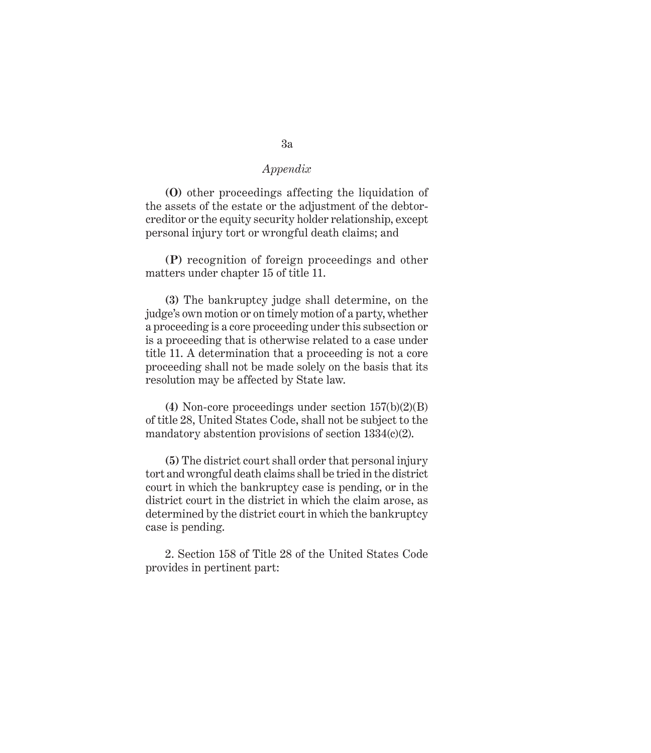**(O)** other proceedings affecting the liquidation of the assets of the estate or the adjustment of the debtor-creditor or the equity security holder relationship, except personal injury tort or wrongful death claims; and

**(P)** recognition of foreign proceedings and other matters under chapter 15 of title 11.

**(3)** The bankruptcy judge shall determine, on the judge's own motion or on timely motion of a party, whether a proceeding is a core proceeding under this subsection or is a proceeding that is otherwise related to a case under title 11. A determination that a proceeding is not a core proceeding shall not be made solely on the basis that its resolution may be affected by State law.

**(4)** Non-core proceedings under section 157(b)(2)(B) of title 28, United States Code, shall not be subject to the mandatory abstention provisions of section 1334(c)(2).

**(5)** The district court shall order that personal injury tort and wrongful death claims shall be tried in the district court in which the bankruptcy case is pending, or in the district court in the district in which the claim arose, as determined by the district court in which the bankruptcy case is pending.

2. Section 158 of Title 28 of the United States Code provides in pertinent part: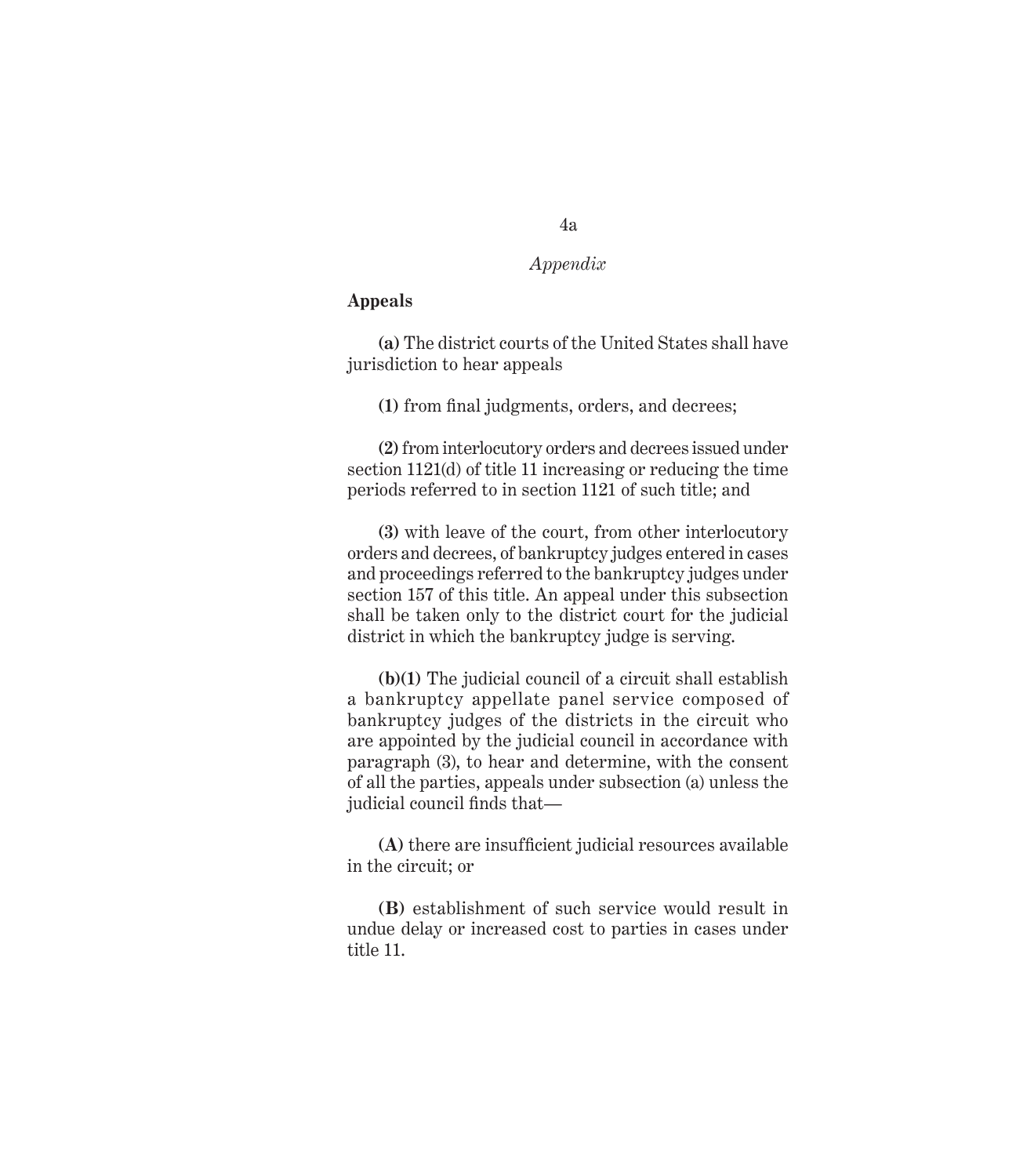**Appeals**

**(a)** The district courts of the United States shall have jurisdiction to hear appeals

**(1)** from final judgments, orders, and decrees;

**(2)** from interlocutory orders and decrees issued under section 1121(d) of title 11 increasing or reducing the time periods referred to in section 1121 of such title; and

**(3)** with leave of the court, from other interlocutory orders and decrees, of bankruptcy judges entered in cases and proceedings referred to the bankruptcy judges under section 157 of this title. An appeal under this subsection shall be taken only to the district court for the judicial district in which the bankruptcy judge is serving.

**(b)(1)** The judicial council of a circuit shall establish a bankruptcy appellate panel service composed of bankruptcy judges of the districts in the circuit who are appointed by the judicial council in accordance with paragraph (3), to hear and determine, with the consent of all the parties, appeals under subsection (a) unless the judicial council finds that—

**(A)** there are insufficient judicial resources available in the circuit; or

**(B)** establishment of such service would result in undue delay or increased cost to parties in cases under title 11.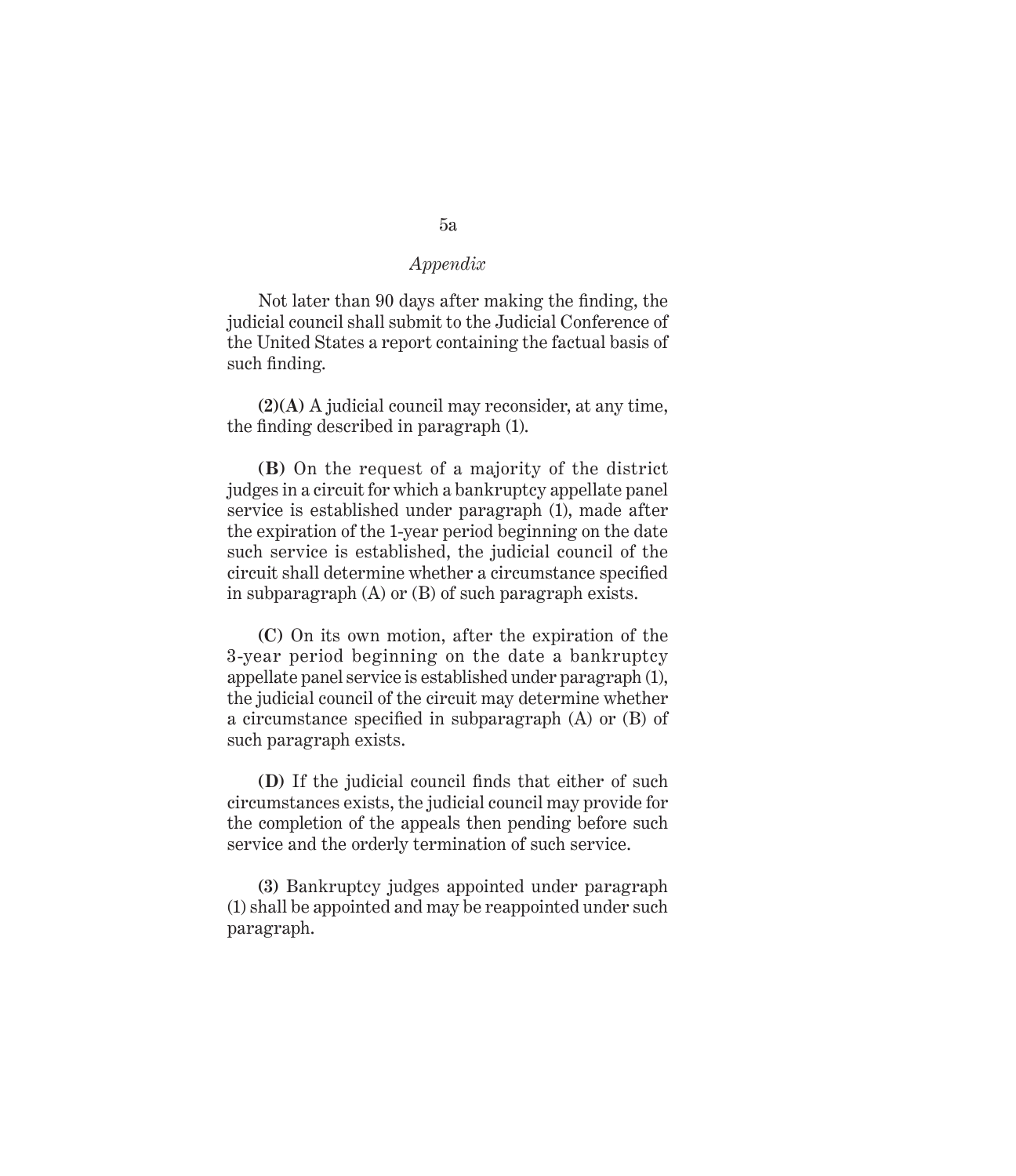Not later than 90 days after making the finding, the judicial council shall submit to the Judicial Conference of the United States a report containing the factual basis of such finding.

**(2)(A)** A judicial council may reconsider, at any time, the finding described in paragraph (1).

**(B)** On the request of a majority of the district judges in a circuit for which a bankruptcy appellate panel service is established under paragraph (1), made after the expiration of the 1-year period beginning on the date such service is established, the judicial council of the circuit shall determine whether a circumstance specified in subparagraph (A) or (B) of such paragraph exists.

**(C)** On its own motion, after the expiration of the 3-year period beginning on the date a bankruptcy appellate panel service is established under paragraph (1), the judicial council of the circuit may determine whether a circumstance specified in subparagraph (A) or (B) of such paragraph exists.

**(D)** If the judicial council finds that either of such circumstances exists, the judicial council may provide for the completion of the appeals then pending before such service and the orderly termination of such service.

**(3)** Bankruptcy judges appointed under paragraph (1) shall be appointed and may be reappointed under such paragraph.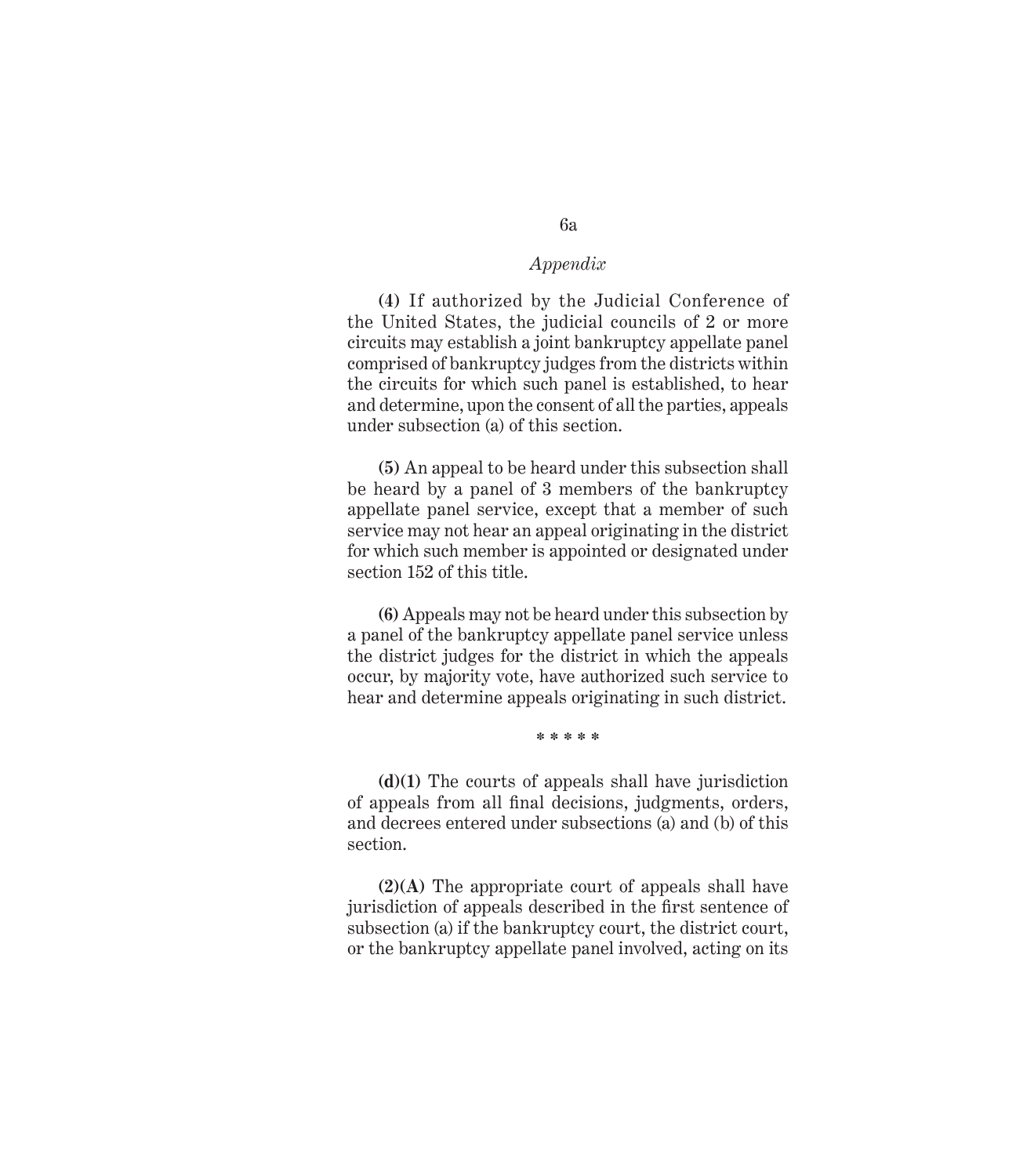**(4)** If authorized by the Judicial Conference of the United States, the judicial councils of 2 or more circuits may establish a joint bankruptcy appellate panel comprised of bankruptcy judges from the districts within the circuits for which such panel is established, to hear and determine, upon the consent of all the parties, appeals under subsection (a) of this section.

**(5)** An appeal to be heard under this subsection shall be heard by a panel of 3 members of the bankruptcy appellate panel service, except that a member of such service may not hear an appeal originating in the district for which such member is appointed or designated under section 152 of this title.

**(6)** Appeals may not be heard under this subsection by a panel of the bankruptcy appellate panel service unless the district judges for the district in which the appeals occur, by majority vote, have authorized such service to hear and determine appeals originating in such district.

\* \* \* \* \*

**(d)(1)** The courts of appeals shall have jurisdiction of appeals from all final decisions, judgments, orders, and decrees entered under subsections (a) and (b) of this section.

**(2)(A)** The appropriate court of appeals shall have jurisdiction of appeals described in the first sentence of subsection (a) if the bankruptcy court, the district court, or the bankruptcy appellate panel involved, acting on its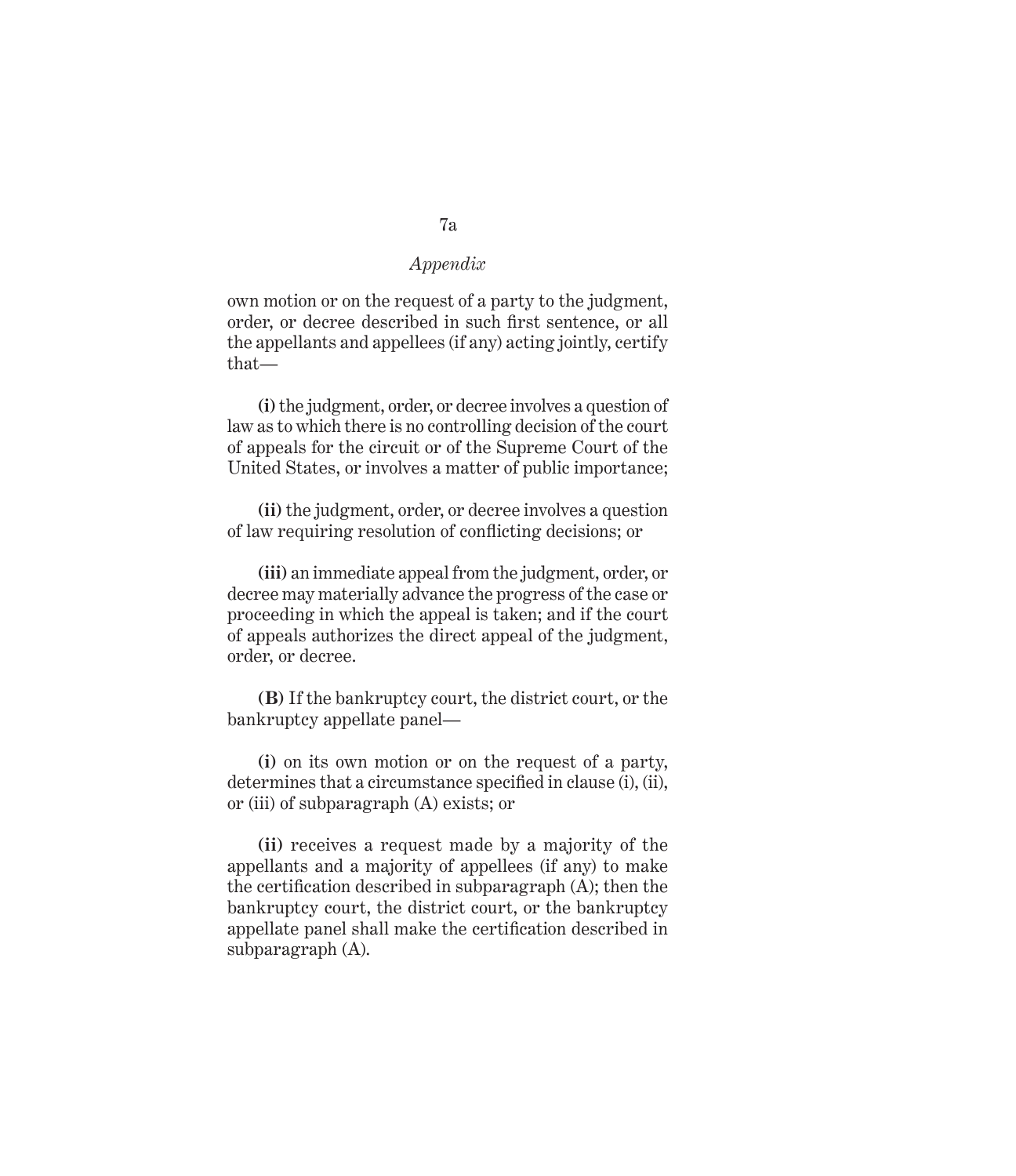own motion or on the request of a party to the judgment, order, or decree described in such first sentence, or all the appellants and appellees (if any) acting jointly, certify that—

**(i)** the judgment, order, or decree involves a question of law as to which there is no controlling decision of the court of appeals for the circuit or of the Supreme Court of the United States, or involves a matter of public importance;

**(ii)** the judgment, order, or decree involves a question of law requiring resolution of conflicting decisions; or

**(iii)** an immediate appeal from the judgment, order, or decree may materially advance the progress of the case or proceeding in which the appeal is taken; and if the court of appeals authorizes the direct appeal of the judgment, order, or decree.

**(B)** If the bankruptcy court, the district court, or the bankruptcy appellate panel—

**(i)** on its own motion or on the request of a party, determines that a circumstance specified in clause (i), (ii), or (iii) of subparagraph (A) exists; or

**(ii)** receives a request made by a majority of the appellants and a majority of appellees (if any) to make the certification described in subparagraph (A); then the bankruptcy court, the district court, or the bankruptcy appellate panel shall make the certification described in subparagraph (A).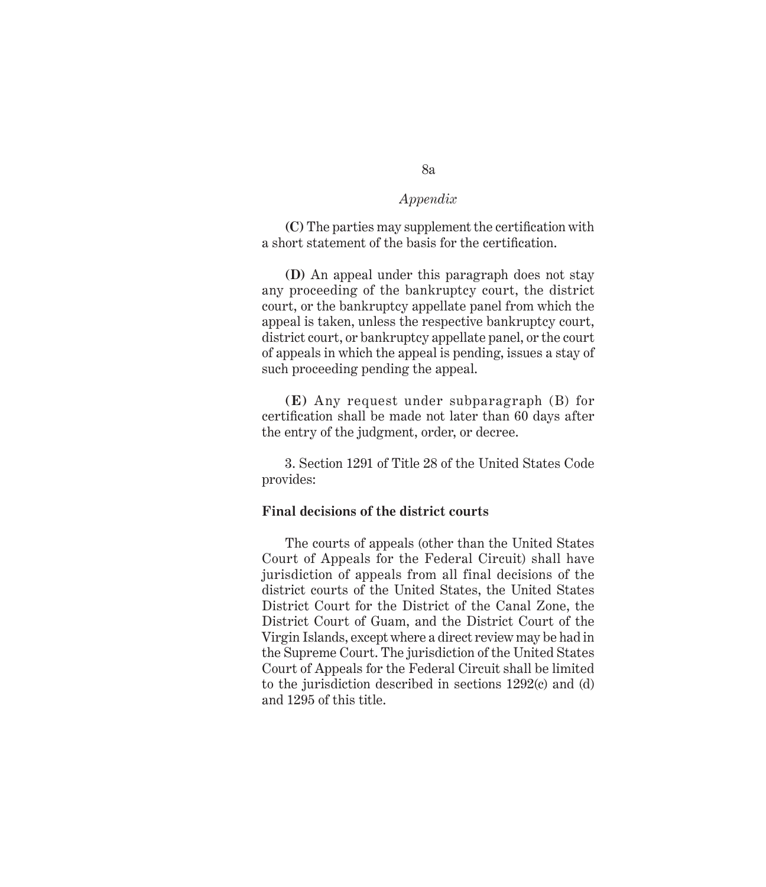**(C)** The parties may supplement the certification with a short statement of the basis for the certification.

**(D)** An appeal under this paragraph does not stay any proceeding of the bankruptcy court, the district court, or the bankruptcy appellate panel from which the appeal is taken, unless the respective bankruptcy court, district court, or bankruptcy appellate panel, or the court of appeals in which the appeal is pending, issues a stay of such proceeding pending the appeal.

**(E)** Any request under subparagraph (B) for certification shall be made not later than 60 days after the entry of the judgment, order, or decree.

3. Section 1291 of Title 28 of the United States Code provides:

**Final decisions of the district courts**

The courts of appeals (other than the United States Court of Appeals for the Federal Circuit) shall have jurisdiction of appeals from all final decisions of the district courts of the United States, the United States District Court for the District of the Canal Zone, the District Court of Guam, and the District Court of the Virgin Islands, except where a direct review may be had in the Supreme Court. The jurisdiction of the United States Court of Appeals for the Federal Circuit shall be limited to the jurisdiction described in sections 1292(c) and (d) and 1295 of this title.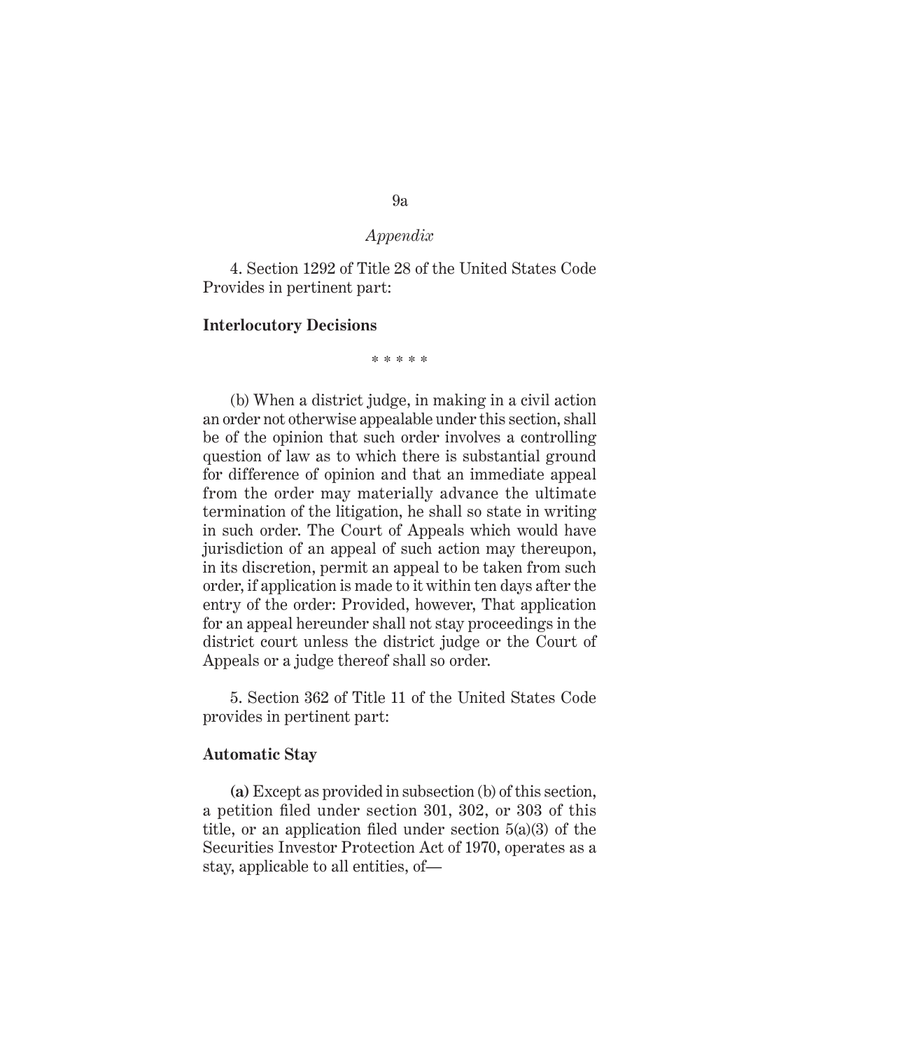*Appendix*

4. Section 1292 of Title 28 of the United States Code Provides in pertinent part:

**Interlocutory Decisions**

\* \* \* \* \*

(b) When a district judge, in making in a civil action an order not otherwise appealable under this section, shall be of the opinion that such order involves a controlling question of law as to which there is substantial ground for difference of opinion and that an immediate appeal from the order may materially advance the ultimate termination of the litigation, he shall so state in writing in such order. The Court of Appeals which would have jurisdiction of an appeal of such action may thereupon, in its discretion, permit an appeal to be taken from such order, if application is made to it within ten days after the entry of the order: Provided, however, That application for an appeal hereunder shall not stay proceedings in the district court unless the district judge or the Court of Appeals or a judge thereof shall so order.

5. Section 362 of Title 11 of the United States Code provides in pertinent part:

**Automatic Stay**

**(a)** Except as provided in subsection (b) of this section, a petition filed under section 301, 302, or 303 of this title, or an application filed under section 5(a)(3) of the Securities Investor Protection Act of 1970, operates as a stay, applicable to all entities, of—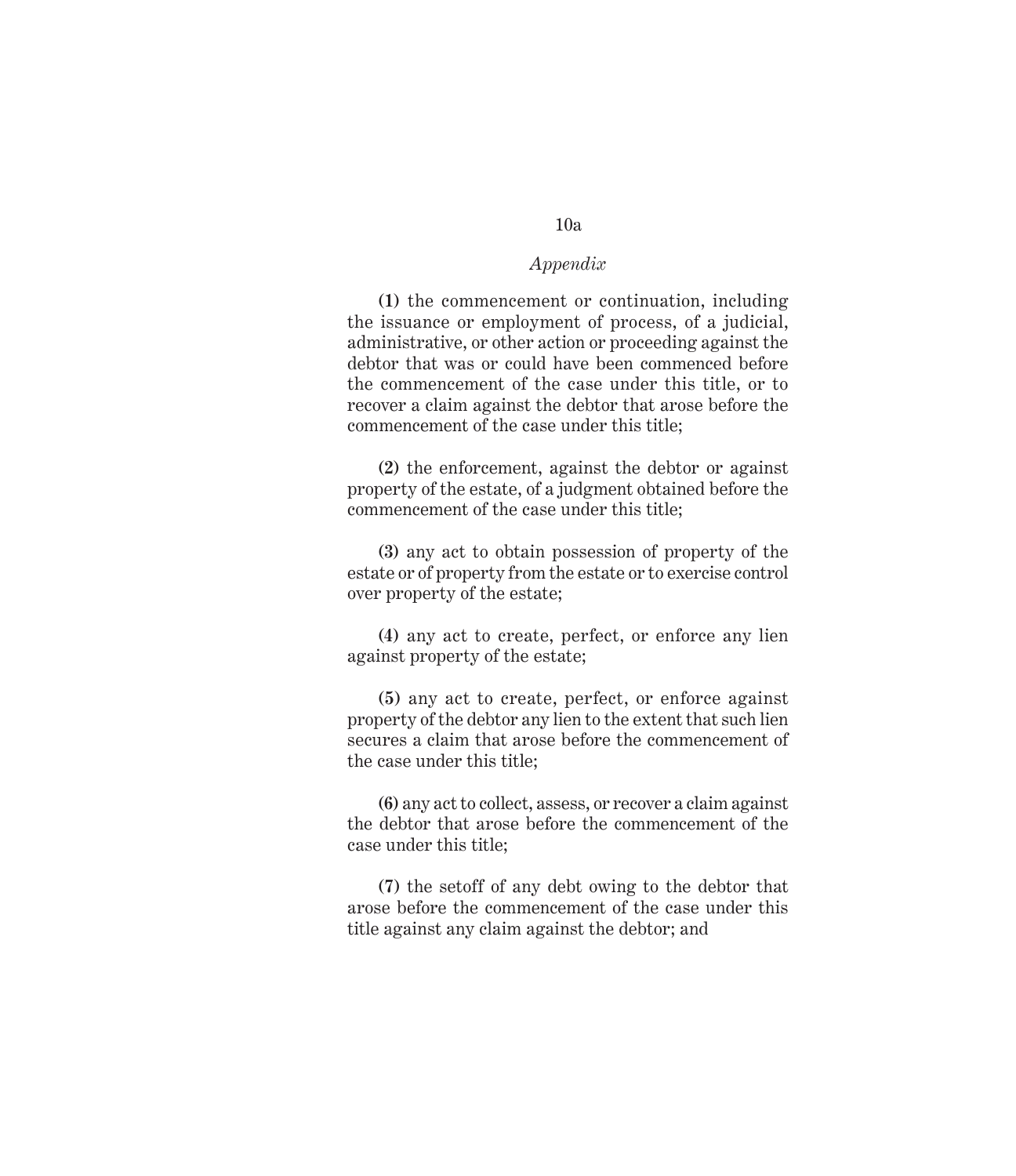**(1)** the commencement or continuation, including the issuance or employment of process, of a judicial, administrative, or other action or proceeding against the debtor that was or could have been commenced before the commencement of the case under this title, or to recover a claim against the debtor that arose before the commencement of the case under this title;

**(2)** the enforcement, against the debtor or against property of the estate, of a judgment obtained before the commencement of the case under this title;

**(3)** any act to obtain possession of property of the estate or of property from the estate or to exercise control over property of the estate;

**(4)** any act to create, perfect, or enforce any lien against property of the estate;

**(5)** any act to create, perfect, or enforce against property of the debtor any lien to the extent that such lien secures a claim that arose before the commencement of the case under this title;

**(6)** any act to collect, assess, or recover a claim against the debtor that arose before the commencement of the case under this title;

**(7)** the setoff of any debt owing to the debtor that arose before the commencement of the case under this title against any claim against the debtor; and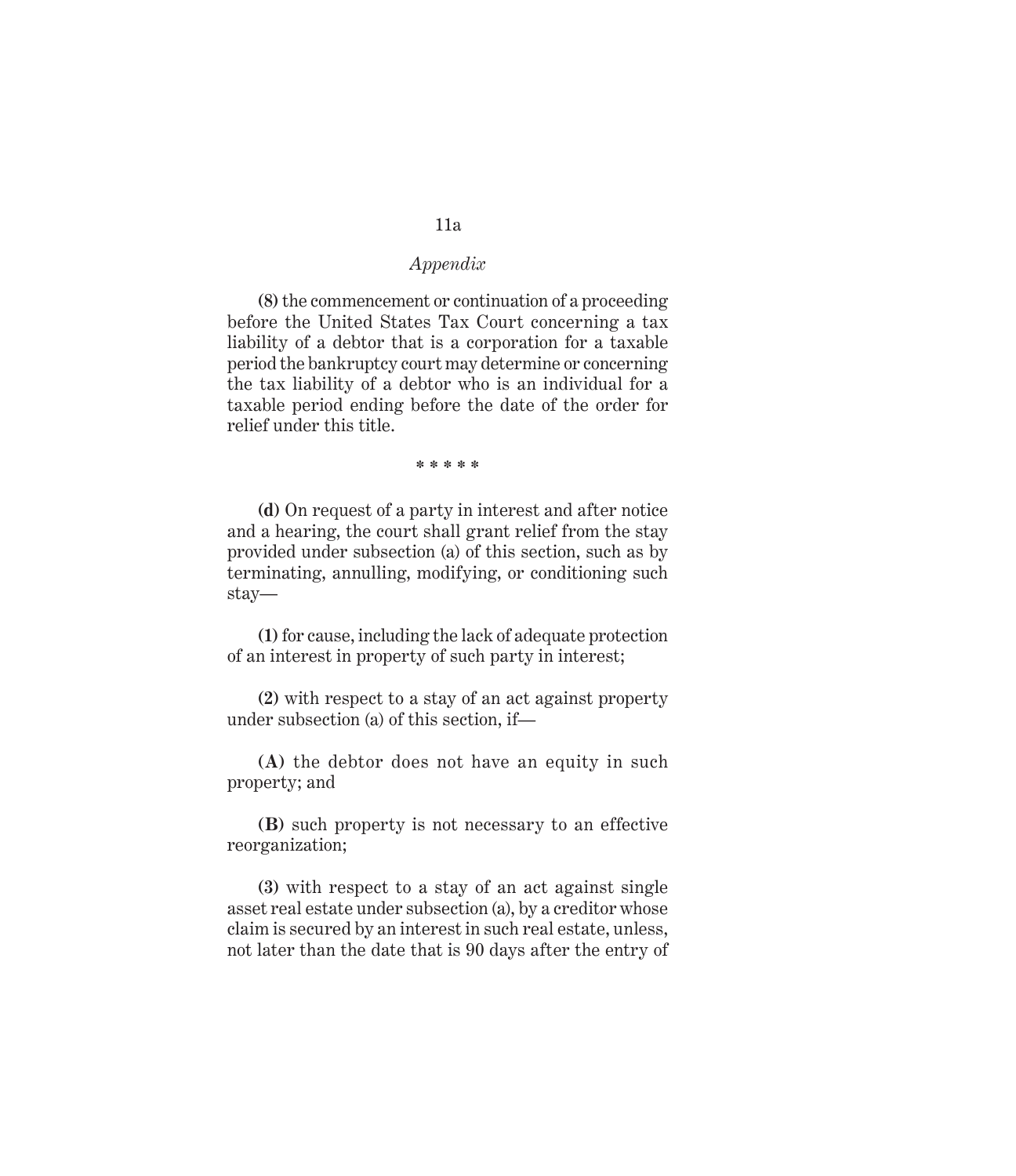**(8)** the commencement or continuation of a proceeding before the United States Tax Court concerning a tax liability of a debtor that is a corporation for a taxable period the bankruptcy court may determine or concerning the tax liability of a debtor who is an individual for a taxable period ending before the date of the order for relief under this title.

\* \* \* \* \*

**(d)** On request of a party in interest and after notice and a hearing, the court shall grant relief from the stay provided under subsection (a) of this section, such as by terminating, annulling, modifying, or conditioning such stay—

**(1)** for cause, including the lack of adequate protection of an interest in property of such party in interest;

**(2)** with respect to a stay of an act against property under subsection (a) of this section, if—

**(A)** the debtor does not have an equity in such property; and

**(B)** such property is not necessary to an effective reorganization;

**(3)** with respect to a stay of an act against single asset real estate under subsection (a), by a creditor whose claim is secured by an interest in such real estate, unless, not later than the date that is 90 days after the entry of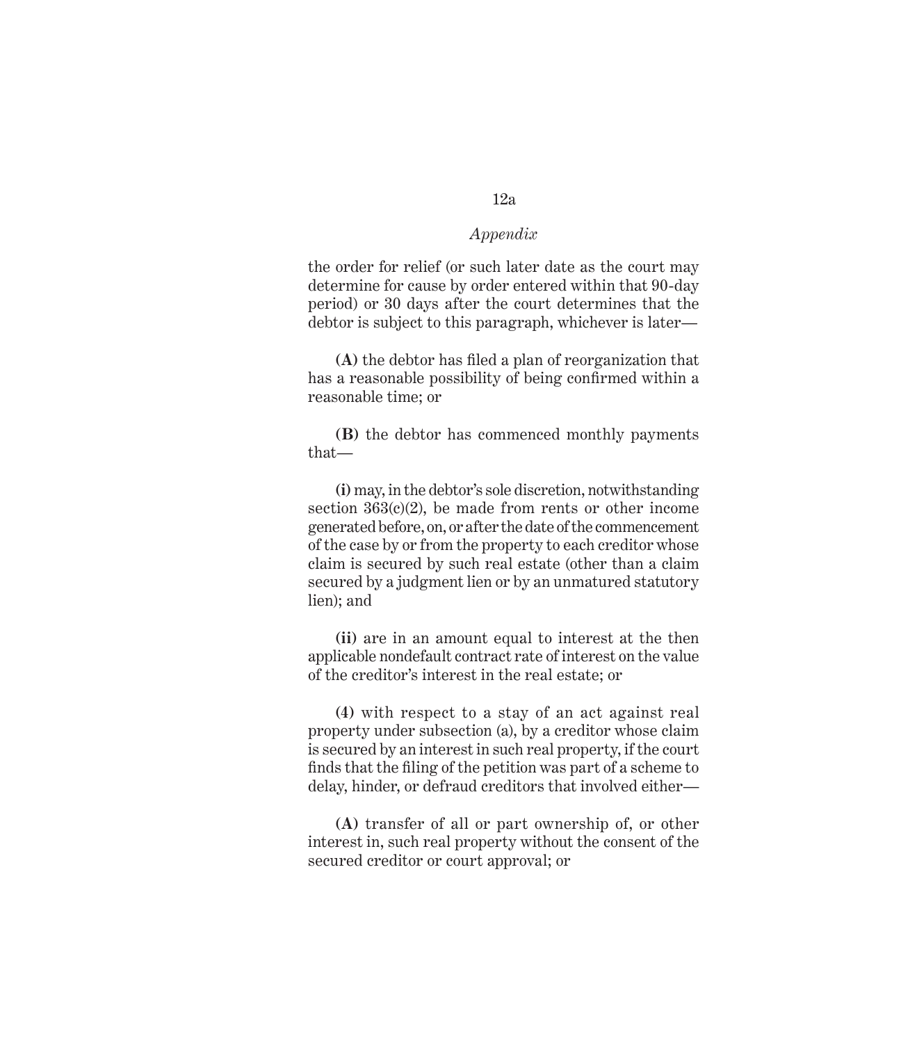the order for relief (or such later date as the court may determine for cause by order entered within that 90-day period) or 30 days after the court determines that the debtor is subject to this paragraph, whichever is later—

**(A)** the debtor has filed a plan of reorganization that has a reasonable possibility of being confirmed within a reasonable time; or

**(B)** the debtor has commenced monthly payments that—

**(i)** may, in the debtor's sole discretion, notwithstanding section 363(c)(2), be made from rents or other income generated before, on, or after the date of the commencement of the case by or from the property to each creditor whose claim is secured by such real estate (other than a claim secured by a judgment lien or by an unmatured statutory lien); and

**(ii)** are in an amount equal to interest at the then applicable nondefault contract rate of interest on the value of the creditor's interest in the real estate; or

**(4)** with respect to a stay of an act against real property under subsection (a), by a creditor whose claim is secured by an interest in such real property, if the court finds that the filing of the petition was part of a scheme to delay, hinder, or defraud creditors that involved either—

**(A)** transfer of all or part ownership of, or other interest in, such real property without the consent of the secured creditor or court approval; or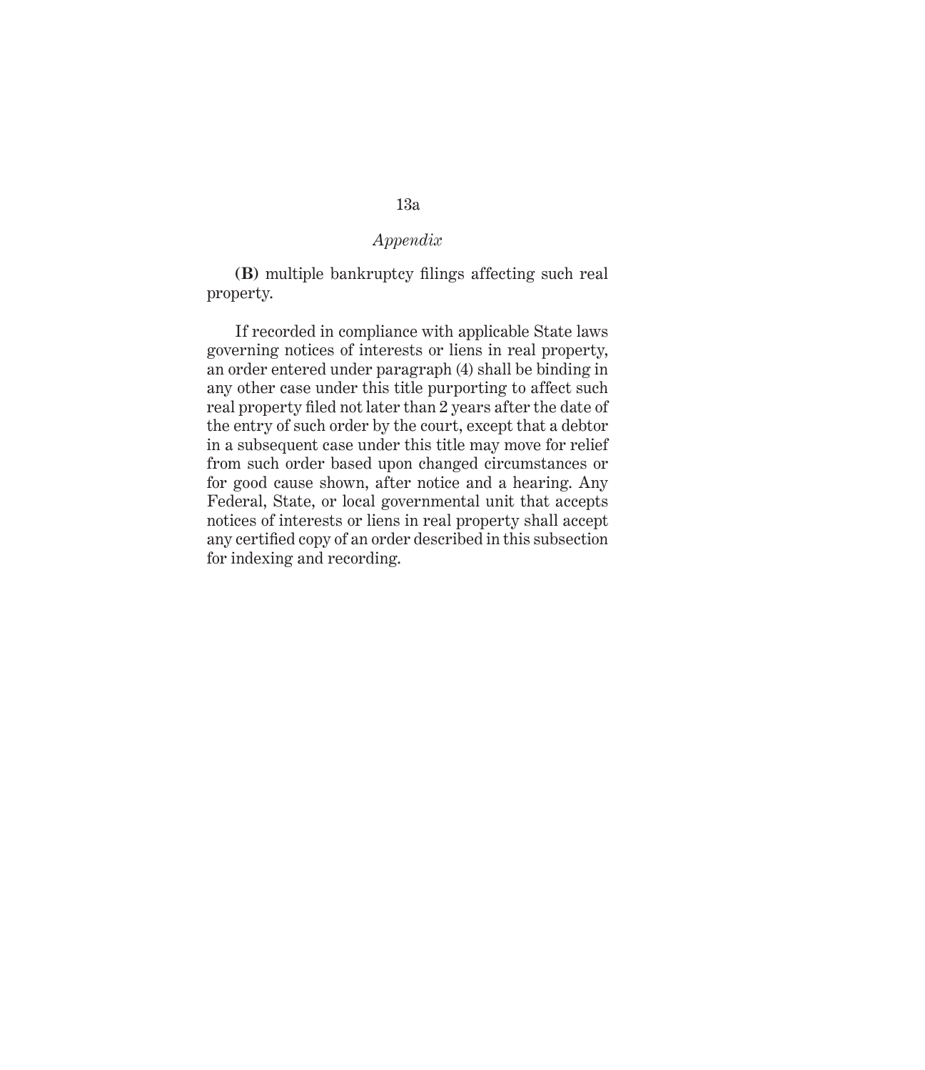**(B)** multiple bankruptcy filings affecting such real property.

If recorded in compliance with applicable State laws governing notices of interests or liens in real property, an order entered under paragraph (4) shall be binding in any other case under this title purporting to affect such real property filed not later than 2 years after the date of the entry of such order by the court, except that a debtor in a subsequent case under this title may move for relief from such order based upon changed circumstances or for good cause shown, after notice and a hearing. Any Federal, State, or local governmental unit that accepts notices of interests or liens in real property shall accept any certified copy of an order described in this subsection for indexing and recording.